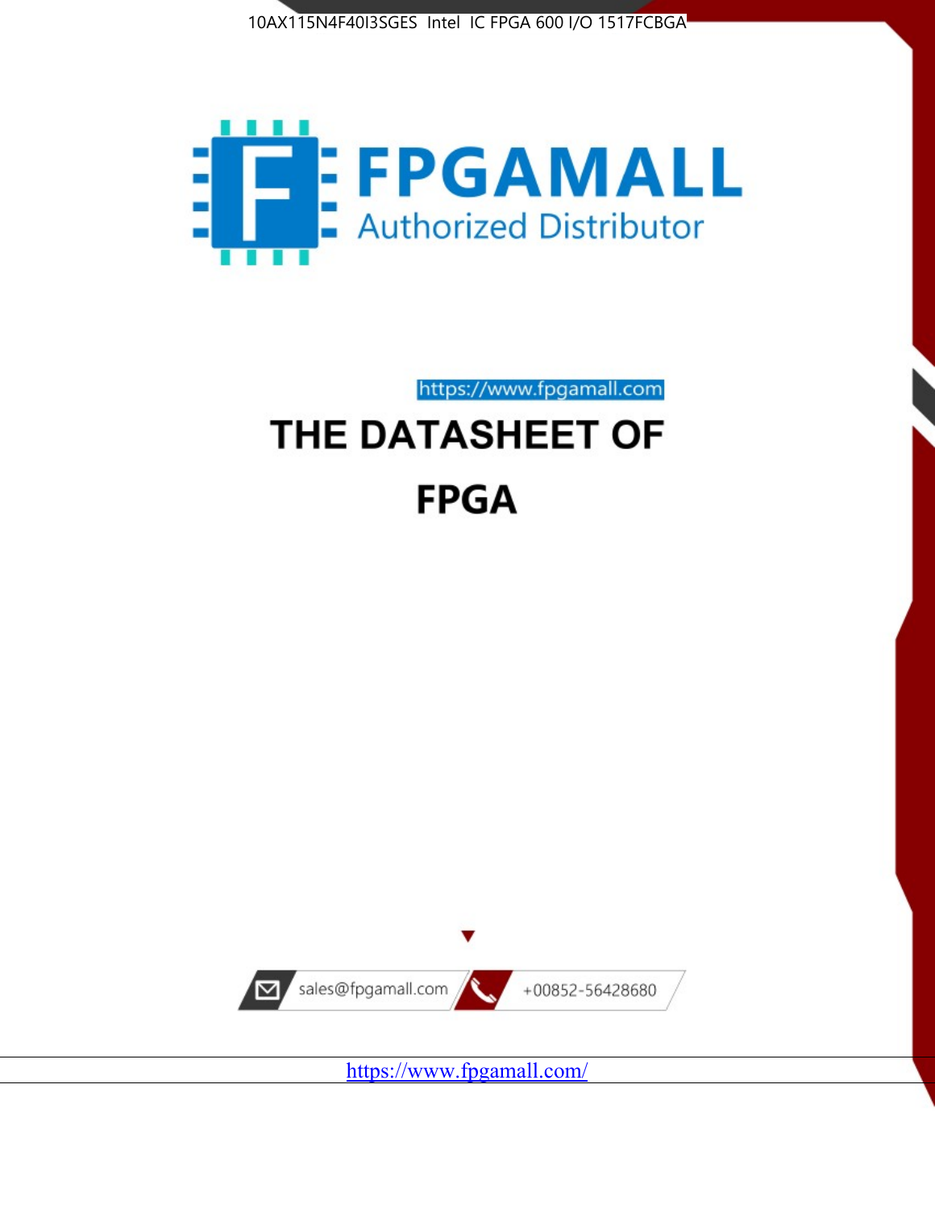10AX115N4F40I3SGES Intel IC FPGA 600 I/O 1517FCBGA

FPGAMALL

Authorized Distributor

https://www.fpgamall.com

# THE DATASHEET OF

# FPGA

sales@fpgamall.com

+00852-56428680

https://www.fpgamall.com/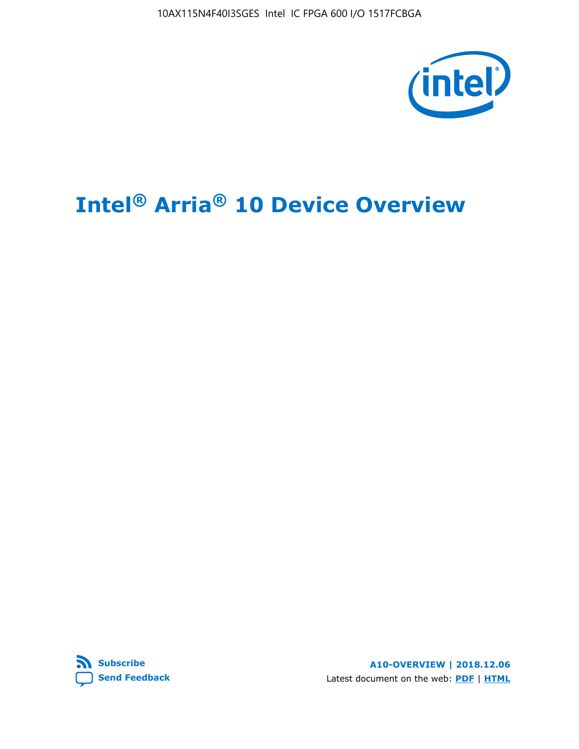# Intel® Arria® 10 Device Overview

**Subscribe**

**Send Feedback**

**A10-OVERVIEW | 2018.12.06**

Latest document on the web: **PDF** | **HTML**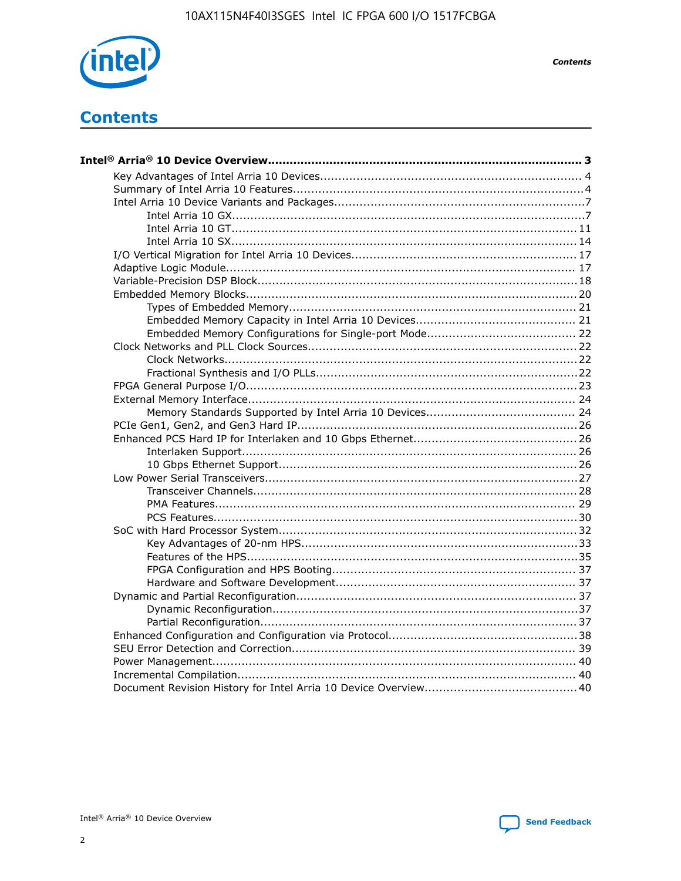# Contents

**Intel® Arria® 10 Device Overview....................................................................................... 3**

- Key Advantages of Intel Arria 10 Devices....................................................................... 4
- Summary of Intel Arria 10 Features................................................................................4
- Intel Arria 10 Device Variants and Packages....................................................................7
  - Intel Arria 10 GX..................................................................................................7
  - Intel Arria 10 GT................................................................................................ 11
  - Intel Arria 10 SX................................................................................................ 14
- I/O Vertical Migration for Intel Arria 10 Devices.............................................................. 17
- Adaptive Logic Module................................................................................................ 17
- Variable-Precision DSP Block........................................................................................18
- Embedded Memory Blocks........................................................................................... 20
  - Types of Embedded Memory............................................................................... 21
  - Embedded Memory Capacity in Intel Arria 10 Devices............................................ 21
  - Embedded Memory Configurations for Single-port Mode......................................... 22
- Clock Networks and PLL Clock Sources.......................................................................... 22
  - Clock Networks.................................................................................................22
  - Fractional Synthesis and I/O PLLs........................................................................22
- FPGA General Purpose I/O...........................................................................................23
- External Memory Interface.......................................................................................... 24
  - Memory Standards Supported by Intel Arria 10 Devices......................................... 24
- PCIe Gen1, Gen2, and Gen3 Hard IP.............................................................................26
- Enhanced PCS Hard IP for Interlaken and 10 Gbps Ethernet.............................................26
  - Interlaken Support............................................................................................ 26
  - 10 Gbps Ethernet Support.................................................................................. 26
- Low Power Serial Transceivers......................................................................................27
  - Transceiver Channels.........................................................................................28
  - PMA Features................................................................................................... 29
  - PCS Features....................................................................................................30
- SoC with Hard Processor System..................................................................................32
  - Key Advantages of 20-nm HPS............................................................................33
  - Features of the HPS...........................................................................................35
  - FPGA Configuration and HPS Booting................................................................... 37
  - Hardware and Software Development.................................................................. 37
- Dynamic and Partial Reconfiguration.............................................................................37
  - Dynamic Reconfiguration....................................................................................37
  - Partial Reconfiguration.......................................................................................37
- Enhanced Configuration and Configuration via Protocol....................................................38
- SEU Error Detection and Correction.............................................................................. 39
- Power Management.................................................................................................... 40
- Incremental Compilation............................................................................................. 40
- Document Revision History for Intel Arria 10 Device Overview.......................................... 40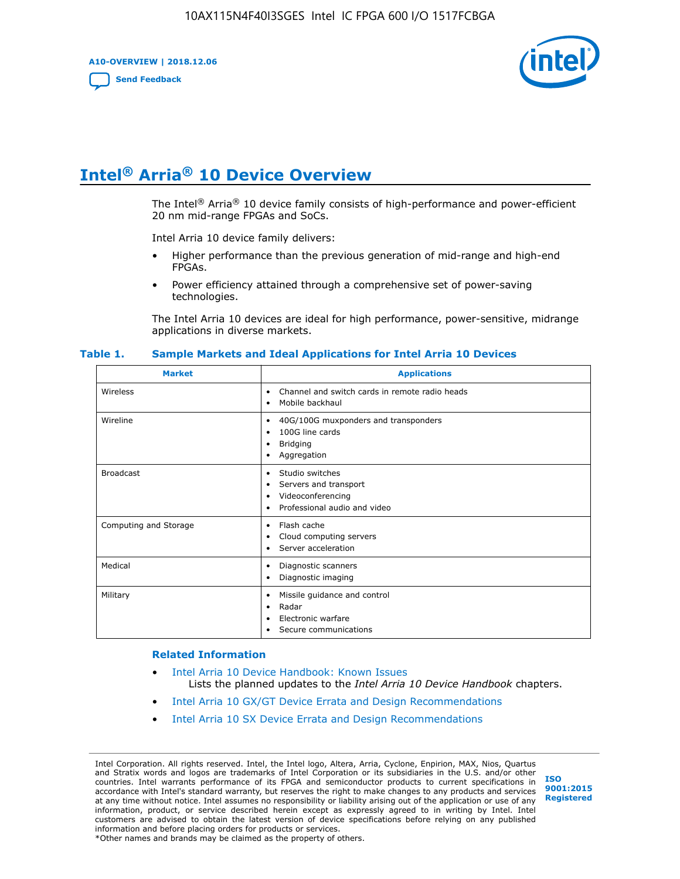# Intel® Arria® 10 Device Overview

The Intel® Arria® 10 device family consists of high-performance and power-efficient 20 nm mid-range FPGAs and SoCs.

Intel Arria 10 device family delivers:

- Higher performance than the previous generation of mid-range and high-end FPGAs.
- Power efficiency attained through a comprehensive set of power-saving technologies.

The Intel Arria 10 devices are ideal for high performance, power-sensitive, midrange applications in diverse markets.

**Table 1. Sample Markets and Ideal Applications for Intel Arria 10 Devices**

| Market | Applications |
| --- | --- |
| Wireless | • Channel and switch cards in remote radio heads<br>• Mobile backhaul |
| Wireline | • 40G/100G muxponders and transponders<br>• 100G line cards<br>• Bridging<br>• Aggregation |
| Broadcast | • Studio switches<br>• Servers and transport<br>• Videoconferencing<br>• Professional audio and video |
| Computing and Storage | • Flash cache<br>• Cloud computing servers<br>• Server acceleration |
| Medical | • Diagnostic scanners<br>• Diagnostic imaging |
| Military | • Missile guidance and control<br>• Radar<br>• Electronic warfare<br>• Secure communications |

### Related Information

- Intel Arria 10 Device Handbook: Known Issues
  Lists the planned updates to the *Intel Arria 10 Device Handbook* chapters.
- Intel Arria 10 GX/GT Device Errata and Design Recommendations
- Intel Arria 10 SX Device Errata and Design Recommendations

Intel Corporation. All rights reserved. Intel, the Intel logo, Altera, Arria, Cyclone, Enpirion, MAX, Nios, Quartus and Stratix words and logos are trademarks of Intel Corporation or its subsidiaries in the U.S. and/or other countries. Intel warrants performance of its FPGA and semiconductor products to current specifications in accordance with Intel's standard warranty, but reserves the right to make changes to any products and services at any time without notice. Intel assumes no responsibility or liability arising out of the application or use of any information, product, or service described herein except as expressly agreed to in writing by Intel. Intel customers are advised to obtain the latest version of device specifications before relying on any published information and before placing orders for products or services.
*Other names and brands may be claimed as the property of others.

ISO 9001:2015 Registered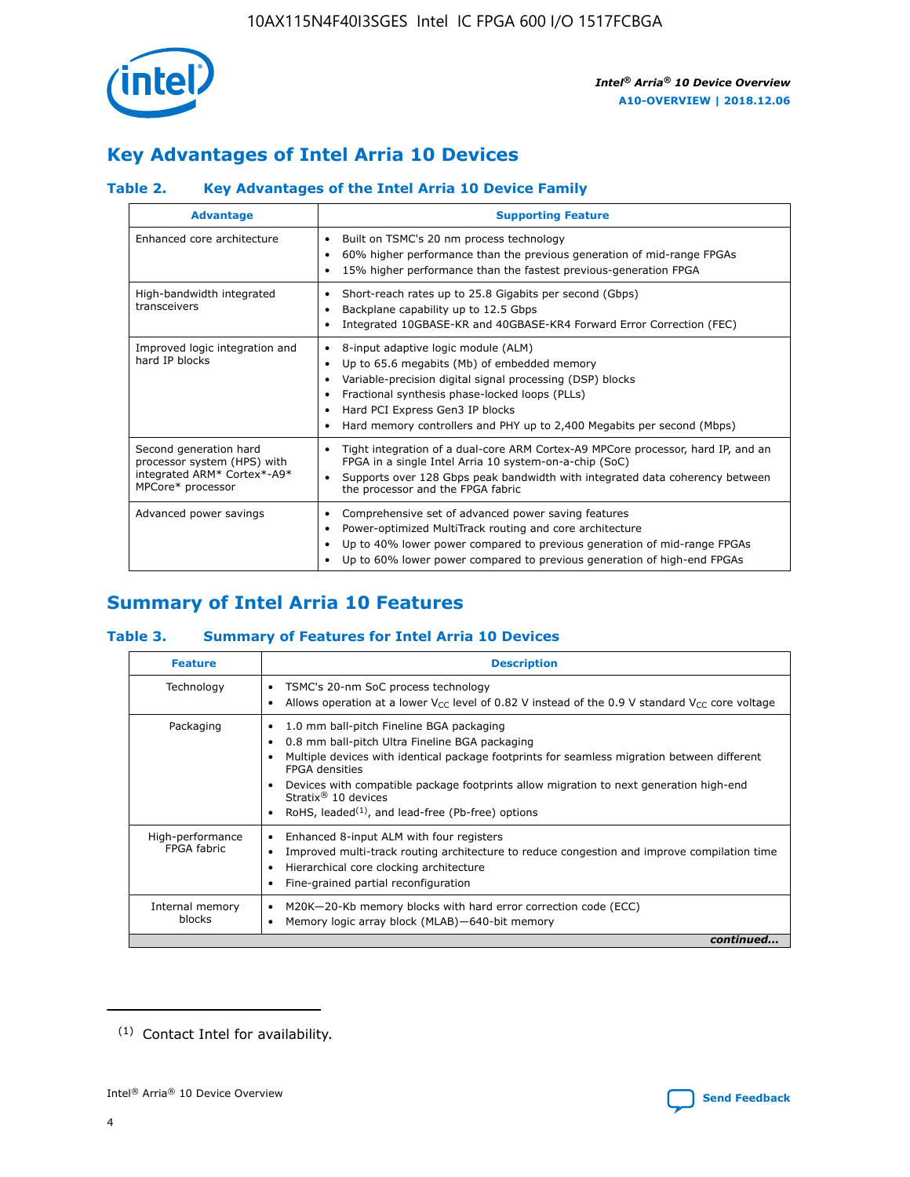## Key Advantages of Intel Arria 10 Devices

### Table 2. Key Advantages of the Intel Arria 10 Device Family

| Advantage | Supporting Feature |
| --- | --- |
| Enhanced core architecture | • Built on TSMC's 20 nm process technology<br>• 60% higher performance than the previous generation of mid-range FPGAs<br>• 15% higher performance than the fastest previous-generation FPGA |
| High-bandwidth integrated transceivers | • Short-reach rates up to 25.8 Gigabits per second (Gbps)<br>• Backplane capability up to 12.5 Gbps<br>• Integrated 10GBASE-KR and 40GBASE-KR4 Forward Error Correction (FEC) |
| Improved logic integration and hard IP blocks | • 8-input adaptive logic module (ALM)<br>• Up to 65.6 megabits (Mb) of embedded memory<br>• Variable-precision digital signal processing (DSP) blocks<br>• Fractional synthesis phase-locked loops (PLLs)<br>• Hard PCI Express Gen3 IP blocks<br>• Hard memory controllers and PHY up to 2,400 Megabits per second (Mbps) |
| Second generation hard processor system (HPS) with integrated ARM* Cortex*-A9* MPCore* processor | • Tight integration of a dual-core ARM Cortex-A9 MPCore processor, hard IP, and an FPGA in a single Intel Arria 10 system-on-a-chip (SoC)<br>• Supports over 128 Gbps peak bandwidth with integrated data coherency between the processor and the FPGA fabric |
| Advanced power savings | • Comprehensive set of advanced power saving features<br>• Power-optimized MultiTrack routing and core architecture<br>• Up to 40% lower power compared to previous generation of mid-range FPGAs<br>• Up to 60% lower power compared to previous generation of high-end FPGAs |

## Summary of Intel Arria 10 Features

### Table 3. Summary of Features for Intel Arria 10 Devices

| Feature | Description |
| --- | --- |
| Technology | • TSMC's 20-nm SoC process technology<br>• Allows operation at a lower $V_{CC}$ level of 0.82 V instead of the 0.9 V standard $V_{CC}$ core voltage |
| Packaging | • 1.0 mm ball-pitch Fineline BGA packaging<br>• 0.8 mm ball-pitch Ultra Fineline BGA packaging<br>• Multiple devices with identical package footprints for seamless migration between different FPGA densities<br>• Devices with compatible package footprints allow migration to next generation high-end Stratix® 10 devices<br>• RoHS, leaded[(1)], and lead-free (Pb-free) options |
| High-performance FPGA fabric | • Enhanced 8-input ALM with four registers<br>• Improved multi-track routing architecture to reduce congestion and improve compilation time<br>• Hierarchical core clocking architecture<br>• Fine-grained partial reconfiguration |
| Internal memory blocks | • M20K—20-Kb memory blocks with hard error correction code (ECC)<br>• Memory logic array block (MLAB)—640-bit memory |

*continued...*

(1) Contact Intel for availability.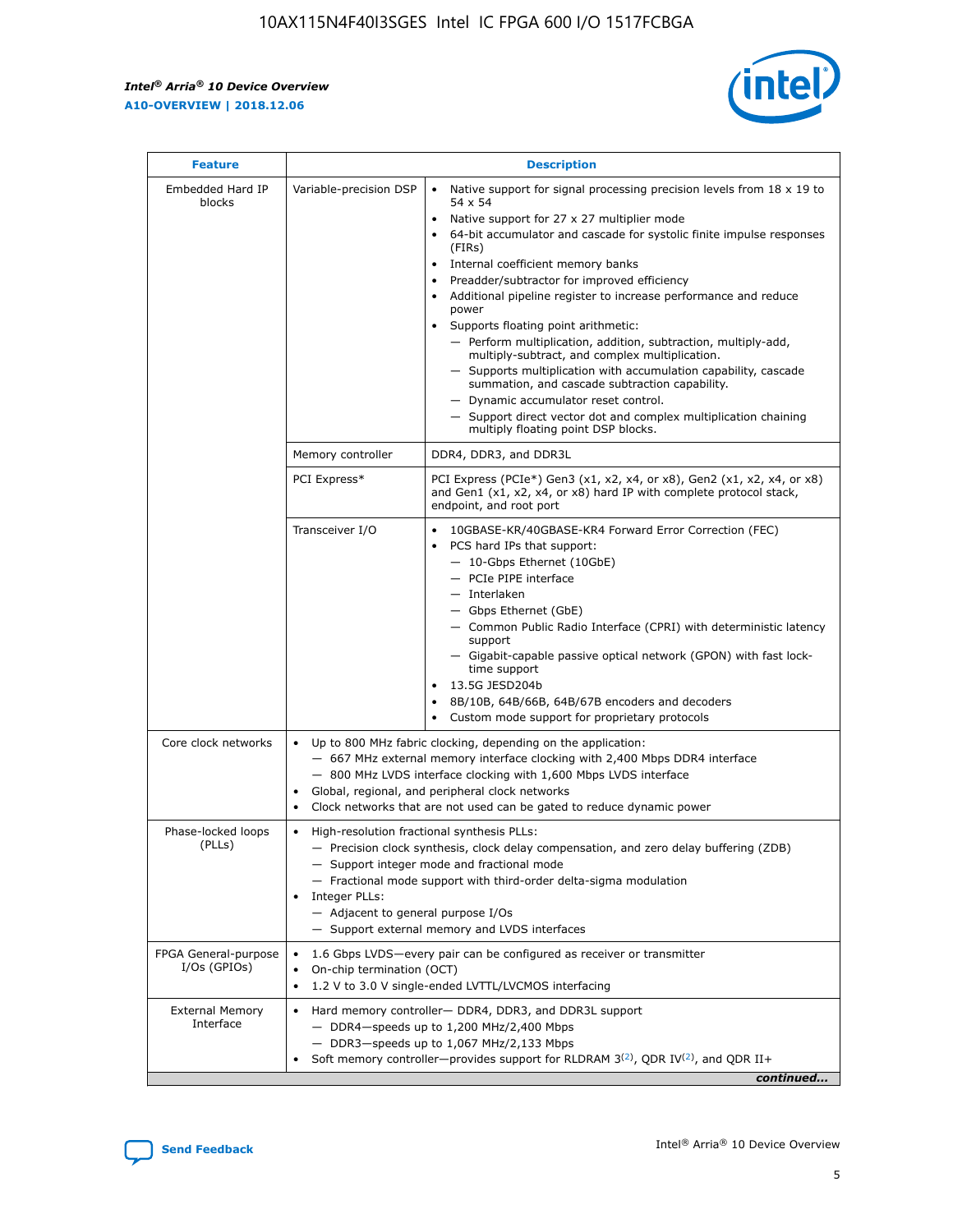| Feature | | Description |
|---|---|---|
| Embedded Hard IP blocks | Variable-precision DSP | • Native support for signal processing precision levels from 18 x 19 to 54 x 54<br>• Native support for 27 x 27 multiplier mode<br>• 64-bit accumulator and cascade for systolic finite impulse responses (FIRs)<br>• Internal coefficient memory banks<br>• Preadder/subtractor for improved efficiency<br>• Additional pipeline register to increase performance and reduce power<br>• Supports floating point arithmetic:<br>— Perform multiplication, addition, subtraction, multiply-add, multiply-subtract, and complex multiplication.<br>— Supports multiplication with accumulation capability, cascade summation, and cascade subtraction capability.<br>— Dynamic accumulator reset control.<br>— Support direct vector dot and complex multiplication chaining multiply floating point DSP blocks. |
| | Memory controller | DDR4, DDR3, and DDR3L |
| | PCI Express* | PCI Express (PCIe*) Gen3 (x1, x2, x4, or x8), Gen2 (x1, x2, x4, or x8) and Gen1 (x1, x2, x4, or x8) hard IP with complete protocol stack, endpoint, and root port |
| | Transceiver I/O | • 10GBASE-KR/40GBASE-KR4 Forward Error Correction (FEC)<br>• PCS hard IPs that support:<br>— 10-Gbps Ethernet (10GbE)<br>— PCIe PIPE interface<br>— Interlaken<br>— Gbps Ethernet (GbE)<br>— Common Public Radio Interface (CPRI) with deterministic latency support<br>— Gigabit-capable passive optical network (GPON) with fast lock-time support<br>• 13.5G JESD204b<br>• 8B/10B, 64B/66B, 64B/67B encoders and decoders<br>• Custom mode support for proprietary protocols |
| Core clock networks | | • Up to 800 MHz fabric clocking, depending on the application:<br>— 667 MHz external memory interface clocking with 2,400 Mbps DDR4 interface<br>— 800 MHz LVDS interface clocking with 1,600 Mbps LVDS interface<br>• Global, regional, and peripheral clock networks<br>• Clock networks that are not used can be gated to reduce dynamic power |
| Phase-locked loops (PLLs) | | • High-resolution fractional synthesis PLLs:<br>— Precision clock synthesis, clock delay compensation, and zero delay buffering (ZDB)<br>— Support integer mode and fractional mode<br>— Fractional mode support with third-order delta-sigma modulation<br>• Integer PLLs:<br>— Adjacent to general purpose I/Os<br>— Support external memory and LVDS interfaces |
| FPGA General-purpose I/Os (GPIOs) | | • 1.6 Gbps LVDS—every pair can be configured as receiver or transmitter<br>• On-chip termination (OCT)<br>• 1.2 V to 3.0 V single-ended LVTTL/LVCMOS interfacing |
| External Memory Interface | | • Hard memory controller— DDR4, DDR3, and DDR3L support<br>— DDR4—speeds up to 1,200 MHz/2,400 Mbps<br>— DDR3—speeds up to 1,067 MHz/2,133 Mbps<br>• Soft memory controller—provides support for RLDRAM 3[(2)], QDR IV[(2)], and QDR II+ |

*continued...*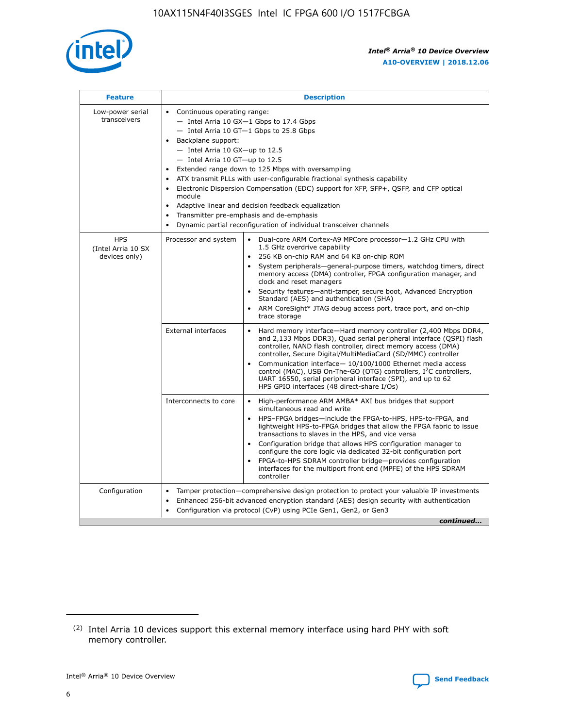| Feature | Description | |
| --- | --- | --- |
| Low-power serial transceivers | • Continuous operating range:<br>— Intel Arria 10 GX—1 Gbps to 17.4 Gbps<br>— Intel Arria 10 GT—1 Gbps to 25.8 Gbps<br>• Backplane support:<br>— Intel Arria 10 GX—up to 12.5<br>— Intel Arria 10 GT—up to 12.5<br>• Extended range down to 125 Mbps with oversampling<br>• ATX transmit PLLs with user-configurable fractional synthesis capability<br>• Electronic Dispersion Compensation (EDC) support for XFP, SFP+, QSFP, and CFP optical module<br>• Adaptive linear and decision feedback equalization<br>• Transmitter pre-emphasis and de-emphasis<br>• Dynamic partial reconfiguration of individual transceiver channels | |
| HPS (Intel Arria 10 SX devices only) | Processor and system | • Dual-core ARM Cortex-A9 MPCore processor—1.2 GHz CPU with 1.5 GHz overdrive capability<br>• 256 KB on-chip RAM and 64 KB on-chip ROM<br>• System peripherals—general-purpose timers, watchdog timers, direct memory access (DMA) controller, FPGA configuration manager, and clock and reset managers<br>• Security features—anti-tamper, secure boot, Advanced Encryption Standard (AES) and authentication (SHA)<br>• ARM CoreSight* JTAG debug access port, trace port, and on-chip trace storage |
| | External interfaces | • Hard memory interface—Hard memory controller (2,400 Mbps DDR4, and 2,133 Mbps DDR3), Quad serial peripheral interface (QSPI) flash controller, NAND flash controller, direct memory access (DMA) controller, Secure Digital/MultiMediaCard (SD/MMC) controller<br>• Communication interface— 10/100/1000 Ethernet media access control (MAC), USB On-The-GO (OTG) controllers, I²C controllers, UART 16550, serial peripheral interface (SPI), and up to 62 HPS GPIO interfaces (48 direct-share I/Os) |
| | Interconnects to core | • High-performance ARM AMBA* AXI bus bridges that support simultaneous read and write<br>• HPS–FPGA bridges—include the FPGA-to-HPS, HPS-to-FPGA, and lightweight HPS-to-FPGA bridges that allow the FPGA fabric to issue transactions to slaves in the HPS, and vice versa<br>• Configuration bridge that allows HPS configuration manager to configure the core logic via dedicated 32-bit configuration port<br>• FPGA-to-HPS SDRAM controller bridge—provides configuration interfaces for the multiport front end (MPFE) of the HPS SDRAM controller |
| Configuration | • Tamper protection—comprehensive design protection to protect your valuable IP investments<br>• Enhanced 256-bit advanced encryption standard (AES) design security with authentication<br>• Configuration via protocol (CvP) using PCIe Gen1, Gen2, or Gen3 | |

*continued...*

(2) Intel Arria 10 devices support this external memory interface using hard PHY with soft memory controller.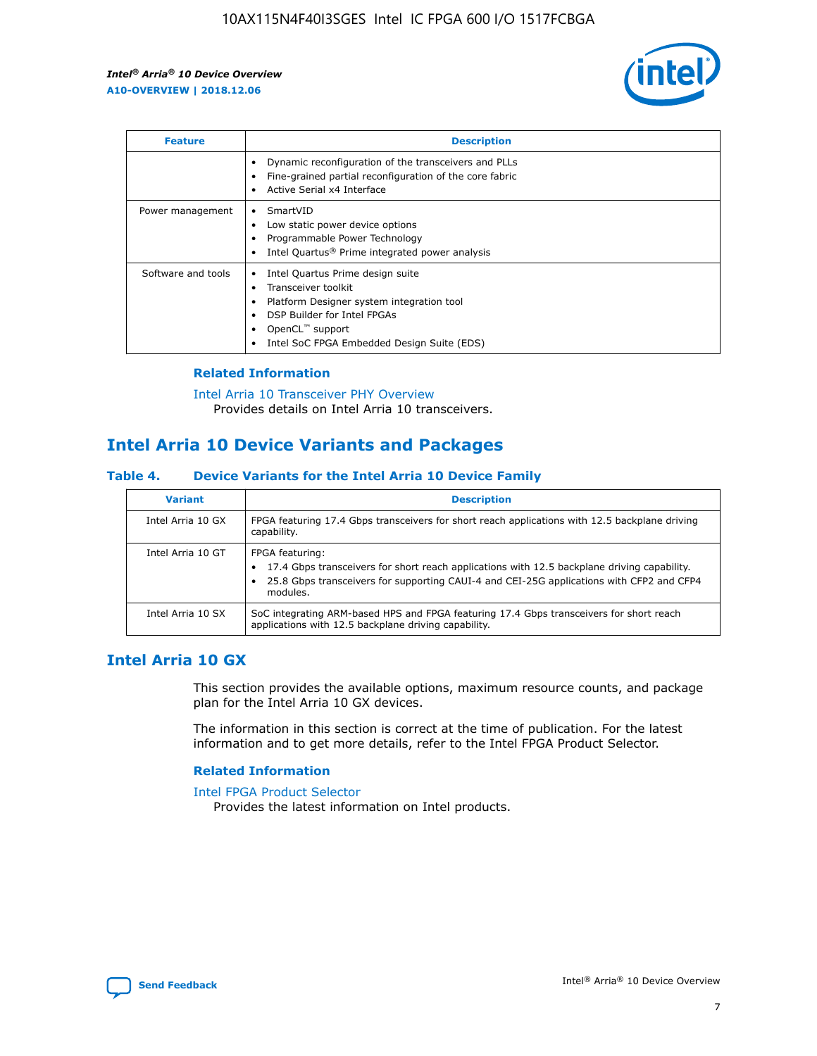| Feature | Description |
| --- | --- |
| | • Dynamic reconfiguration of the transceivers and PLLs<br>• Fine-grained partial reconfiguration of the core fabric<br>• Active Serial x4 Interface |
| Power management | • SmartVID<br>• Low static power device options<br>• Programmable Power Technology<br>• Intel Quartus® Prime integrated power analysis |
| Software and tools | • Intel Quartus Prime design suite<br>• Transceiver toolkit<br>• Platform Designer system integration tool<br>• DSP Builder for Intel FPGAs<br>• OpenCL™ support<br>• Intel SoC FPGA Embedded Design Suite (EDS) |

### Related Information

Intel Arria 10 Transceiver PHY Overview
Provides details on Intel Arria 10 transceivers.

## Intel Arria 10 Device Variants and Packages

### Table 4. Device Variants for the Intel Arria 10 Device Family

| Variant | Description |
| --- | --- |
| Intel Arria 10 GX | FPGA featuring 17.4 Gbps transceivers for short reach applications with 12.5 backplane driving capability. |
| Intel Arria 10 GT | FPGA featuring:<br>• 17.4 Gbps transceivers for short reach applications with 12.5 backplane driving capability.<br>• 25.8 Gbps transceivers for supporting CAUI-4 and CEI-25G applications with CFP2 and CFP4 modules. |
| Intel Arria 10 SX | SoC integrating ARM-based HPS and FPGA featuring 17.4 Gbps transceivers for short reach applications with 12.5 backplane driving capability. |

## Intel Arria 10 GX

This section provides the available options, maximum resource counts, and package plan for the Intel Arria 10 GX devices.

The information in this section is correct at the time of publication. For the latest information and to get more details, refer to the Intel FPGA Product Selector.

### Related Information

Intel FPGA Product Selector
Provides the latest information on Intel products.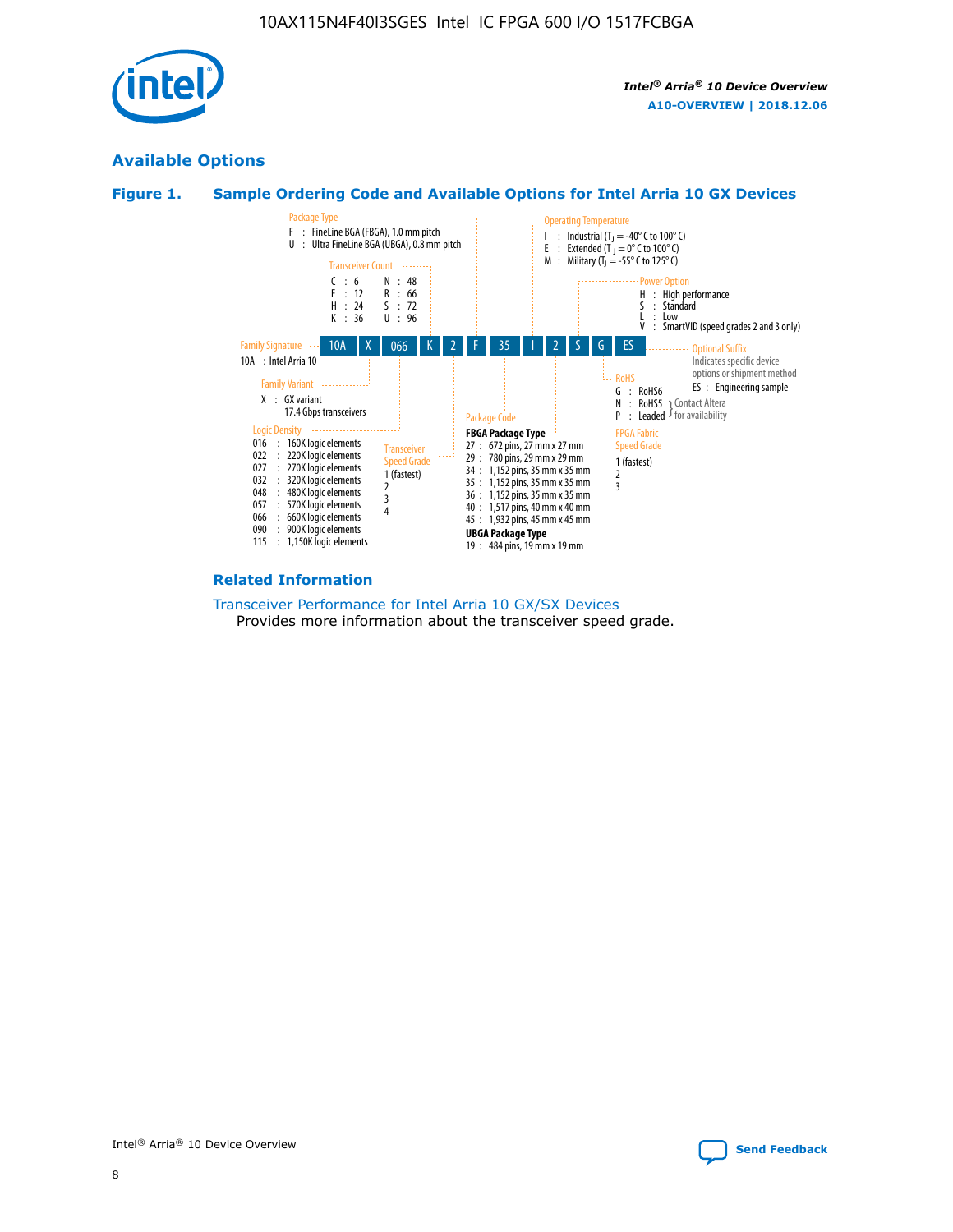## Available Options

### Figure 1. Sample Ordering Code and Available Options for Intel Arria 10 GX Devices

**Sample ordering code:** 10A X 066 K 2 F 35 I 2 S G ES

**Family Signature**
- 10A : Intel Arria 10

**Family Variant**
- X : GX variant 17.4 Gbps transceivers

**Logic Density**
- 016 : 160K logic elements
- 022 : 220K logic elements
- 027 : 270K logic elements
- 032 : 320K logic elements
- 048 : 480K logic elements
- 057 : 570K logic elements
- 066 : 660K logic elements
- 090 : 900K logic elements
- 115 : 1,150K logic elements

**Transceiver Count**
- C : 6
- E : 12
- H : 24
- K : 36
- N : 48
- R : 66
- S : 72
- U : 96

**Transceiver Speed Grade**
- 1 (fastest)
- 2
- 3
- 4

**Package Type**
- F : FineLine BGA (FBGA), 1.0 mm pitch
- U : Ultra FineLine BGA (UBGA), 0.8 mm pitch

**Package Code**

**FBGA Package Type**
- 27 : 672 pins, 27 mm x 27 mm
- 29 : 780 pins, 29 mm x 29 mm
- 34 : 1,152 pins, 35 mm x 35 mm
- 35 : 1,152 pins, 35 mm x 35 mm
- 36 : 1,152 pins, 35 mm x 35 mm
- 40 : 1,517 pins, 40 mm x 40 mm
- 45 : 1,932 pins, 45 mm x 45 mm

**UBGA Package Type**
- 19 : 484 pins, 19 mm x 19 mm

**Operating Temperature**
- I : Industrial ($T_J$ = -40° C to 100° C)
- E : Extended ($T_J$ = 0° C to 100° C)
- M : Military ($T_J$ = -55° C to 125° C)

**FPGA Fabric Speed Grade**
- 1 (fastest)
- 2
- 3

**Power Option**
- H : High performance
- S : Standard
- L : Low
- V : SmartVID (speed grades 2 and 3 only)

**RoHS**
- G : RoHS6
- N : RoHS5 (Contact Altera for availability)
- P : Leaded (Contact Altera for availability)

**Optional Suffix**

Indicates specific device options or shipment method
- ES : Engineering sample

### Related Information

Transceiver Performance for Intel Arria 10 GX/SX Devices

Provides more information about the transceiver speed grade.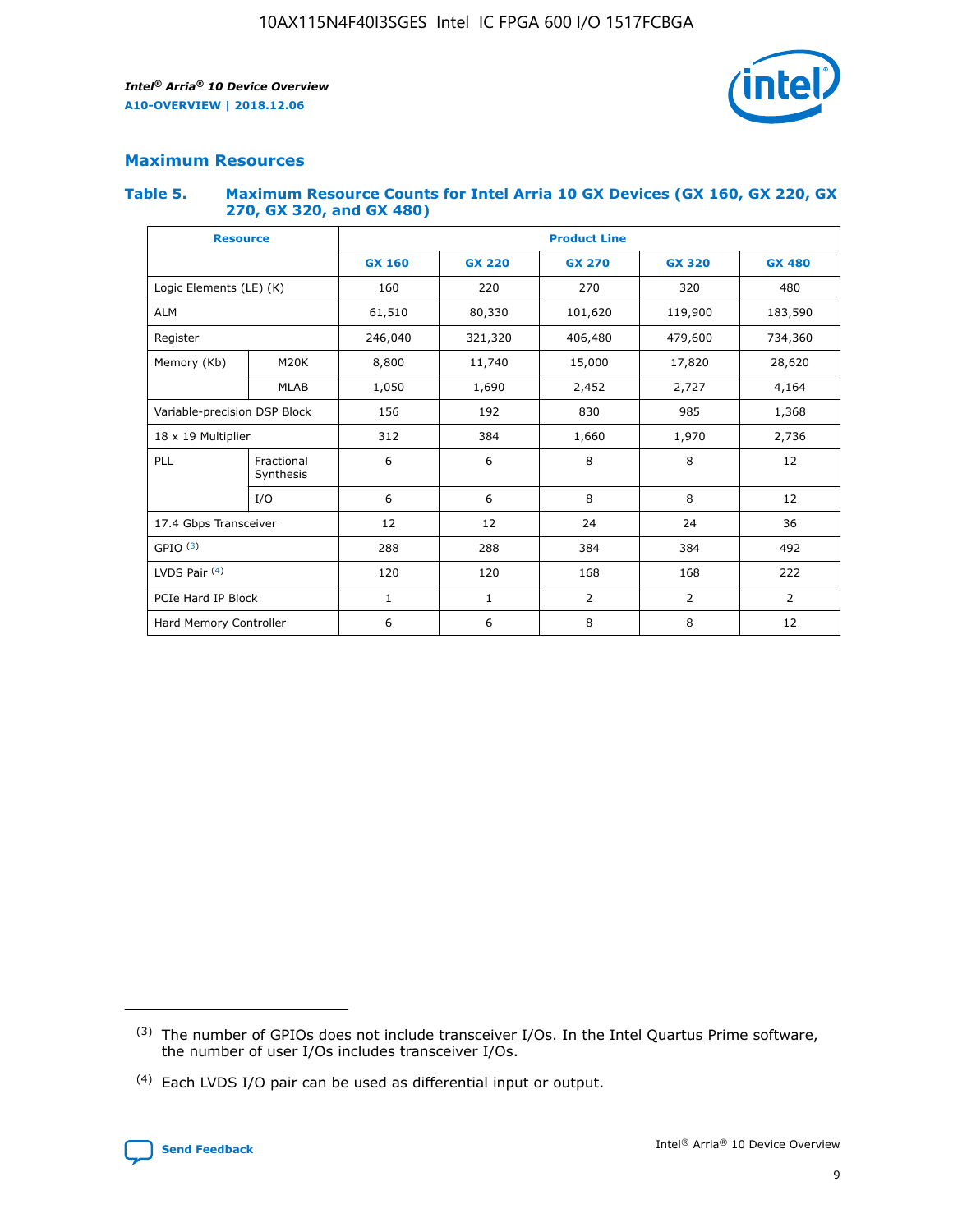## Maximum Resources

### Table 5. Maximum Resource Counts for Intel Arria 10 GX Devices (GX 160, GX 220, GX 270, GX 320, and GX 480)

| Resource | | Product Line | | | | |
|---|---|---|---|---|---|---|
| | | GX 160 | GX 220 | GX 270 | GX 320 | GX 480 |
| Logic Elements (LE) (K) | | 160 | 220 | 270 | 320 | 480 |
| ALM | | 61,510 | 80,330 | 101,620 | 119,900 | 183,590 |
| Register | | 246,040 | 321,320 | 406,480 | 479,600 | 734,360 |
| Memory (Kb) | M20K | 8,800 | 11,740 | 15,000 | 17,820 | 28,620 |
| | MLAB | 1,050 | 1,690 | 2,452 | 2,727 | 4,164 |
| Variable-precision DSP Block | | 156 | 192 | 830 | 985 | 1,368 |
| 18 x 19 Multiplier | | 312 | 384 | 1,660 | 1,970 | 2,736 |
| PLL | Fractional Synthesis | 6 | 6 | 8 | 8 | 12 |
| | I/O | 6 | 6 | 8 | 8 | 12 |
| 17.4 Gbps Transceiver | | 12 | 12 | 24 | 24 | 36 |
| GPIO [3] | | 288 | 288 | 384 | 384 | 492 |
| LVDS Pair [4] | | 120 | 120 | 168 | 168 | 222 |
| PCIe Hard IP Block | | 1 | 1 | 2 | 2 | 2 |
| Hard Memory Controller | | 6 | 6 | 8 | 8 | 12 |

---

(3) The number of GPIOs does not include transceiver I/Os. In the Intel Quartus Prime software, the number of user I/Os includes transceiver I/Os.

(4) Each LVDS I/O pair can be used as differential input or output.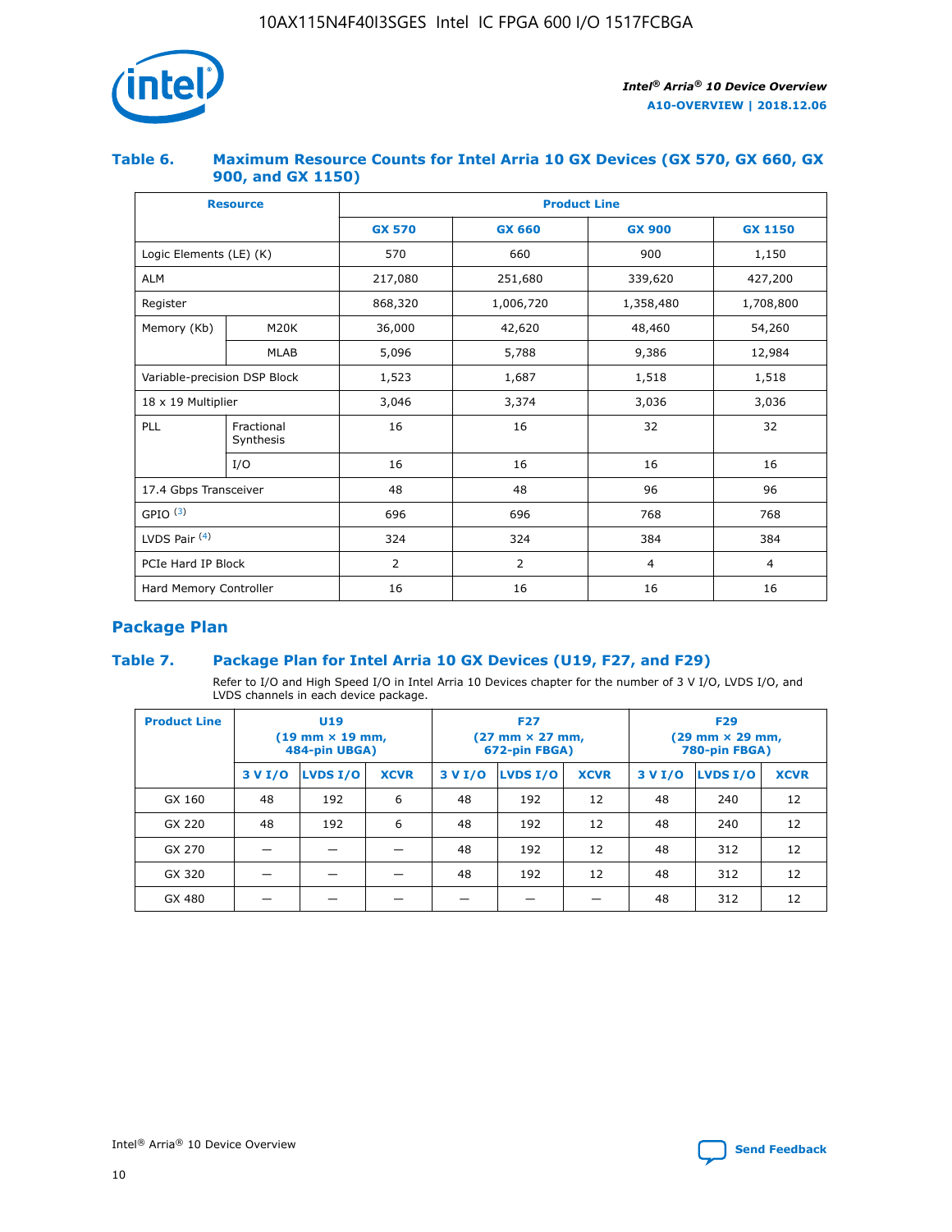## Table 6. Maximum Resource Counts for Intel Arria 10 GX Devices (GX 570, GX 660, GX 900, and GX 1150)

| Resource | | Product Line | | | |
|---|---|---|---|---|---|
| | | GX 570 | GX 660 | GX 900 | GX 1150 |
| Logic Elements (LE) (K) | | 570 | 660 | 900 | 1,150 |
| ALM | | 217,080 | 251,680 | 339,620 | 427,200 |
| Register | | 868,320 | 1,006,720 | 1,358,480 | 1,708,800 |
| Memory (Kb) | M20K | 36,000 | 42,620 | 48,460 | 54,260 |
| | MLAB | 5,096 | 5,788 | 9,386 | 12,984 |
| Variable-precision DSP Block | | 1,523 | 1,687 | 1,518 | 1,518 |
| 18 x 19 Multiplier | | 3,046 | 3,374 | 3,036 | 3,036 |
| PLL | Fractional Synthesis | 16 | 16 | 32 | 32 |
| | I/O | 16 | 16 | 16 | 16 |
| 17.4 Gbps Transceiver | | 48 | 48 | 96 | 96 |
| GPIO [(3)] | | 696 | 696 | 768 | 768 |
| LVDS Pair [(4)] | | 324 | 324 | 384 | 384 |
| PCIe Hard IP Block | | 2 | 2 | 4 | 4 |
| Hard Memory Controller | | 16 | 16 | 16 | 16 |

## Package Plan

## Table 7. Package Plan for Intel Arria 10 GX Devices (U19, F27, and F29)

Refer to I/O and High Speed I/O in Intel Arria 10 Devices chapter for the number of 3 V I/O, LVDS I/O, and LVDS channels in each device package.

| Product Line | U19 (19 mm × 19 mm, 484-pin UBGA) | | | F27 (27 mm × 27 mm, 672-pin FBGA) | | | F29 (29 mm × 29 mm, 780-pin FBGA) | | |
|---|---|---|---|---|---|---|---|---|---|
| | 3 V I/O | LVDS I/O | XCVR | 3 V I/O | LVDS I/O | XCVR | 3 V I/O | LVDS I/O | XCVR |
| GX 160 | 48 | 192 | 6 | 48 | 192 | 12 | 48 | 240 | 12 |
| GX 220 | 48 | 192 | 6 | 48 | 192 | 12 | 48 | 240 | 12 |
| GX 270 | — | — | — | 48 | 192 | 12 | 48 | 312 | 12 |
| GX 320 | — | — | — | 48 | 192 | 12 | 48 | 312 | 12 |
| GX 480 | — | — | — | — | — | — | 48 | 312 | 12 |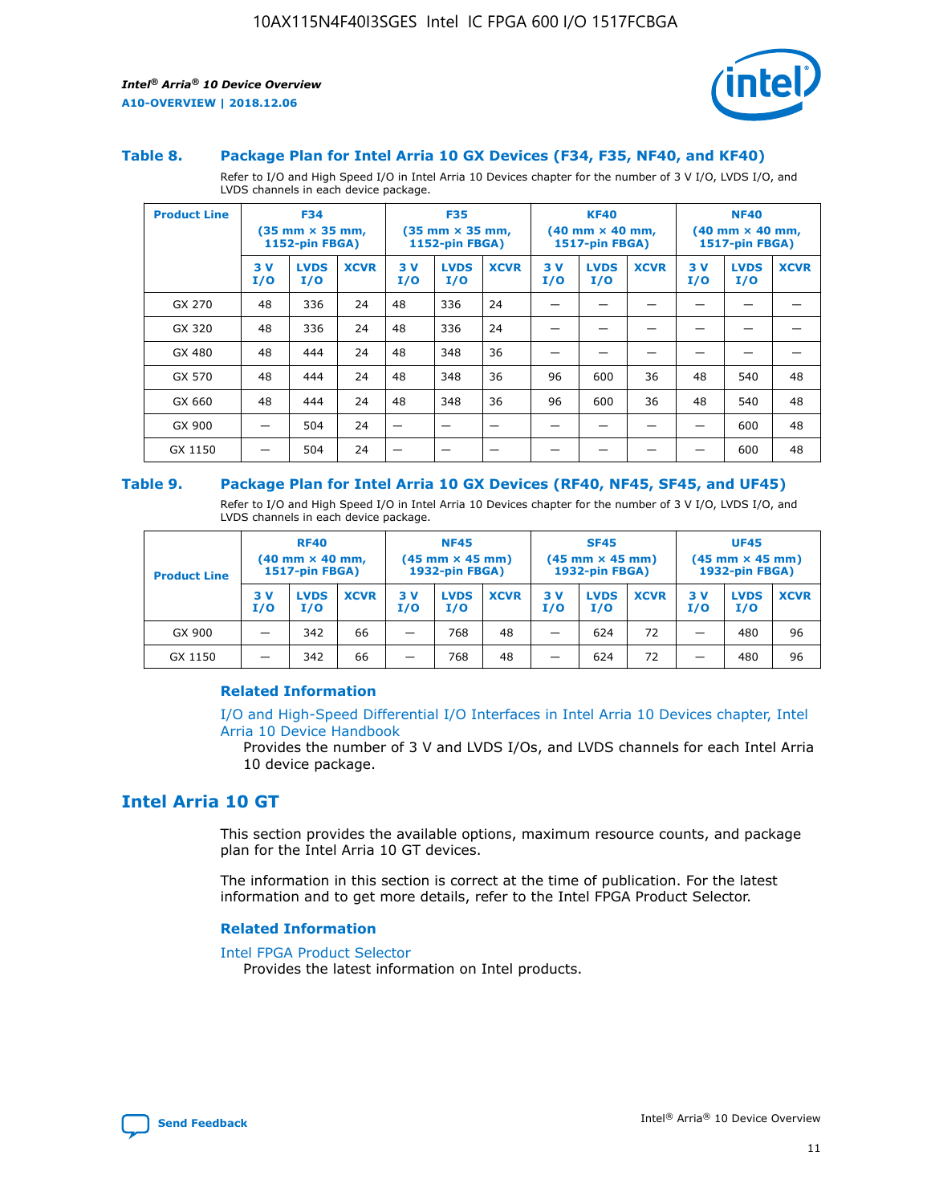### Table 8. Package Plan for Intel Arria 10 GX Devices (F34, F35, NF40, and KF40)

Refer to I/O and High Speed I/O in Intel Arria 10 Devices chapter for the number of 3 V I/O, LVDS I/O, and LVDS channels in each device package.

| Product Line | F34 (35 mm × 35 mm, 1152-pin FBGA) | | | F35 (35 mm × 35 mm, 1152-pin FBGA) | | | KF40 (40 mm × 40 mm, 1517-pin FBGA) | | | NF40 (40 mm × 40 mm, 1517-pin FBGA) | | |
|---|---|---|---|---|---|---|---|---|---|---|---|---|
| | 3 V I/O | LVDS I/O | XCVR | 3 V I/O | LVDS I/O | XCVR | 3 V I/O | LVDS I/O | XCVR | 3 V I/O | LVDS I/O | XCVR |
| GX 270 | 48 | 336 | 24 | 48 | 336 | 24 | — | — | — | — | — | — |
| GX 320 | 48 | 336 | 24 | 48 | 336 | 24 | — | — | — | — | — | — |
| GX 480 | 48 | 444 | 24 | 48 | 348 | 36 | — | — | — | — | — | — |
| GX 570 | 48 | 444 | 24 | 48 | 348 | 36 | 96 | 600 | 36 | 48 | 540 | 48 |
| GX 660 | 48 | 444 | 24 | 48 | 348 | 36 | 96 | 600 | 36 | 48 | 540 | 48 |
| GX 900 | — | 504 | 24 | — | — | — | — | — | — | — | 600 | 48 |
| GX 1150 | — | 504 | 24 | — | — | — | — | — | — | — | 600 | 48 |

### Table 9. Package Plan for Intel Arria 10 GX Devices (RF40, NF45, SF45, and UF45)

Refer to I/O and High Speed I/O in Intel Arria 10 Devices chapter for the number of 3 V I/O, LVDS I/O, and LVDS channels in each device package.

| Product Line | RF40 (40 mm × 40 mm, 1517-pin FBGA) | | | NF45 (45 mm × 45 mm) 1932-pin FBGA) | | | SF45 (45 mm × 45 mm) 1932-pin FBGA) | | | UF45 (45 mm × 45 mm) 1932-pin FBGA) | | |
|---|---|---|---|---|---|---|---|---|---|---|---|---|
| | 3 V I/O | LVDS I/O | XCVR | 3 V I/O | LVDS I/O | XCVR | 3 V I/O | LVDS I/O | XCVR | 3 V I/O | LVDS I/O | XCVR |
| GX 900 | — | 342 | 66 | — | 768 | 48 | — | 624 | 72 | — | 480 | 96 |
| GX 1150 | — | 342 | 66 | — | 768 | 48 | — | 624 | 72 | — | 480 | 96 |

#### Related Information

I/O and High-Speed Differential I/O Interfaces in Intel Arria 10 Devices chapter, Intel Arria 10 Device Handbook

Provides the number of 3 V and LVDS I/Os, and LVDS channels for each Intel Arria 10 device package.

## Intel Arria 10 GT

This section provides the available options, maximum resource counts, and package plan for the Intel Arria 10 GT devices.

The information in this section is correct at the time of publication. For the latest information and to get more details, refer to the Intel FPGA Product Selector.

#### Related Information

Intel FPGA Product Selector

Provides the latest information on Intel products.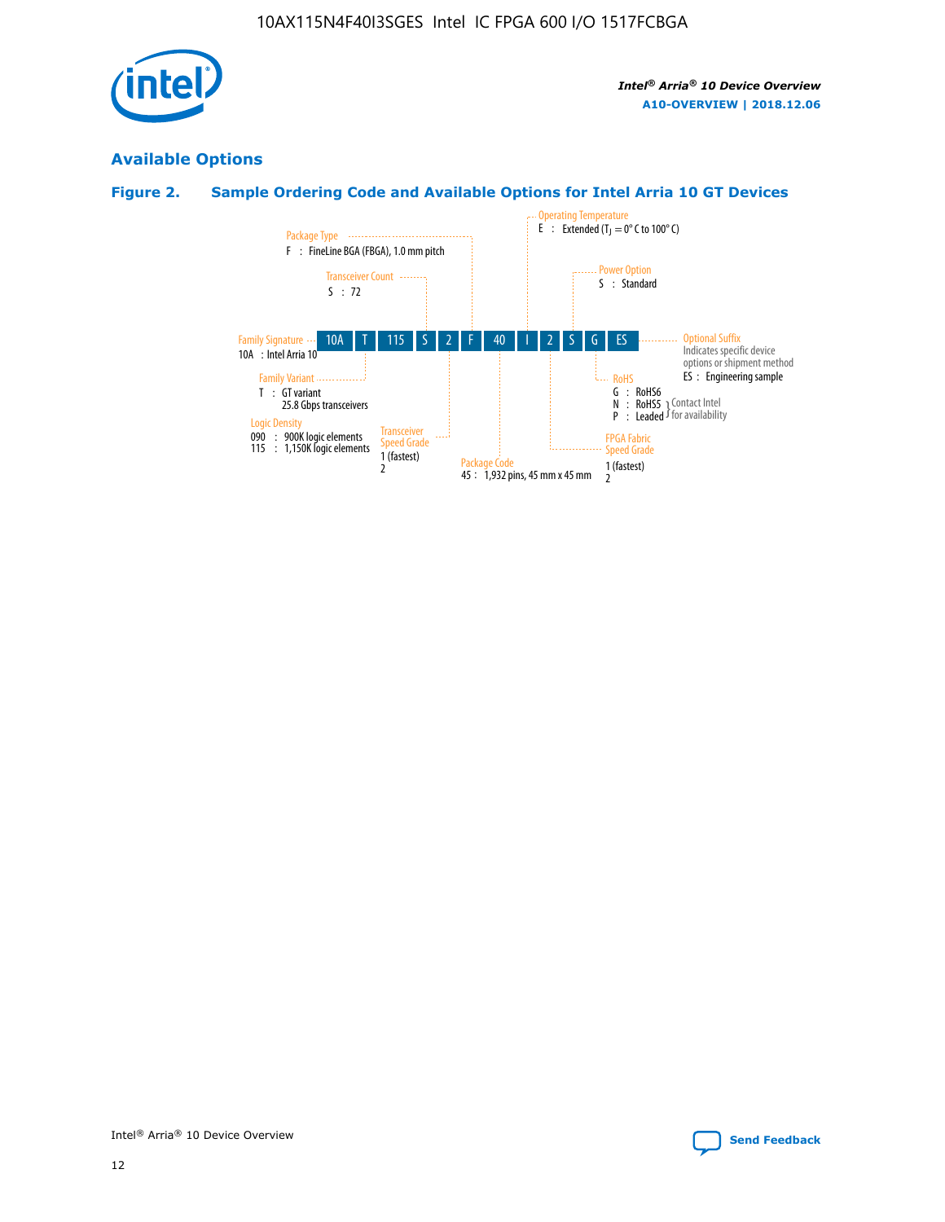## Available Options

### Figure 2. Sample Ordering Code and Available Options for Intel Arria 10 GT Devices

10A T 115 S 2 F 40 I 2 S G ES

- **Family Signature**
  - 10A : Intel Arria 10
- **Family Variant**
  - T : GT variant
    25.8 Gbps transceivers
- **Logic Density**
  - 090 : 900K logic elements
  - 115 : 1,150K logic elements
- **Transceiver Count**
  - S : 72
- **Transceiver Speed Grade**
  - 1 (fastest)
  - 2
- **Package Type**
  - F : FineLine BGA (FBGA), 1.0 mm pitch
- **Package Code**
  - 45 : 1,932 pins, 45 mm x 45 mm
- **Operating Temperature**
  - E : Extended ($T_J$ = 0° C to 100° C)
- **FPGA Fabric Speed Grade**
  - 1 (fastest)
  - 2
- **Power Option**
  - S : Standard
- **RoHS**
  - G : RoHS6
  - N : RoHS5 (Contact Intel for availability)
  - P : Leaded (Contact Intel for availability)
- **Optional Suffix**
  - Indicates specific device options or shipment method
  - ES : Engineering sample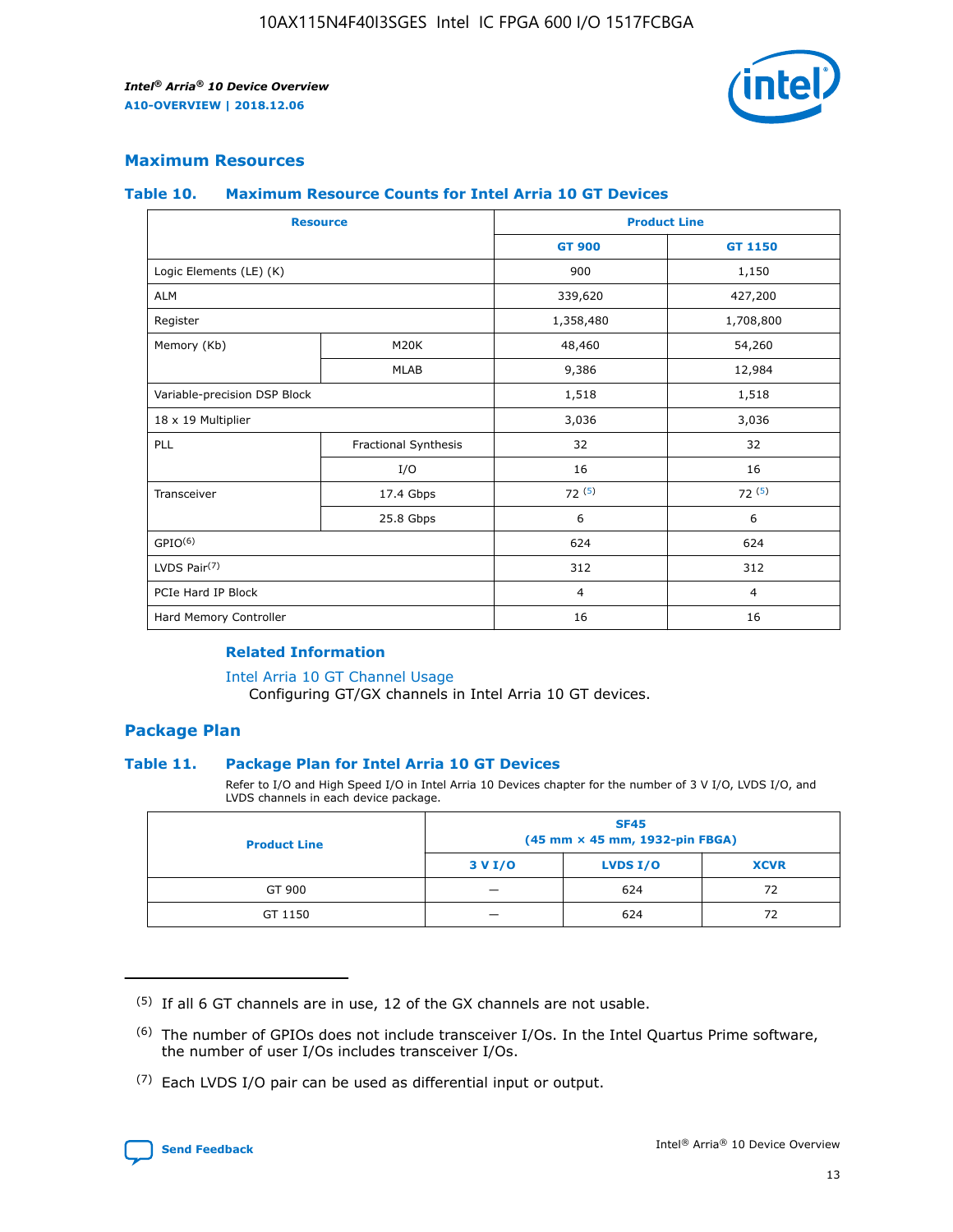## Maximum Resources

### Table 10. Maximum Resource Counts for Intel Arria 10 GT Devices

| Resource | | Product Line | |
|---|---|---|---|
| | | GT 900 | GT 1150 |
| Logic Elements (LE) (K) | | 900 | 1,150 |
| ALM | | 339,620 | 427,200 |
| Register | | 1,358,480 | 1,708,800 |
| Memory (Kb) | M20K | 48,460 | 54,260 |
| | MLAB | 9,386 | 12,984 |
| Variable-precision DSP Block | | 1,518 | 1,518 |
| 18 x 19 Multiplier | | 3,036 | 3,036 |
| PLL | Fractional Synthesis | 32 | 32 |
| | I/O | 16 | 16 |
| Transceiver | 17.4 Gbps | 72 [(5)] | 72 [(5)] |
| | 25.8 Gbps | 6 | 6 |
| GPIO[(6)] | | 624 | 624 |
| LVDS Pair[(7)] | | 312 | 312 |
| PCIe Hard IP Block | | 4 | 4 |
| Hard Memory Controller | | 16 | 16 |

#### Related Information

Intel Arria 10 GT Channel Usage

Configuring GT/GX channels in Intel Arria 10 GT devices.

## Package Plan

### Table 11. Package Plan for Intel Arria 10 GT Devices

Refer to I/O and High Speed I/O in Intel Arria 10 Devices chapter for the number of 3 V I/O, LVDS I/O, and LVDS channels in each device package.

| Product Line | SF45 (45 mm × 45 mm, 1932-pin FBGA) | | |
|---|---|---|---|
| | 3 V I/O | LVDS I/O | XCVR |
| GT 900 | — | 624 | 72 |
| GT 1150 | — | 624 | 72 |

(5) If all 6 GT channels are in use, 12 of the GX channels are not usable.

(6) The number of GPIOs does not include transceiver I/Os. In the Intel Quartus Prime software, the number of user I/Os includes transceiver I/Os.

(7) Each LVDS I/O pair can be used as differential input or output.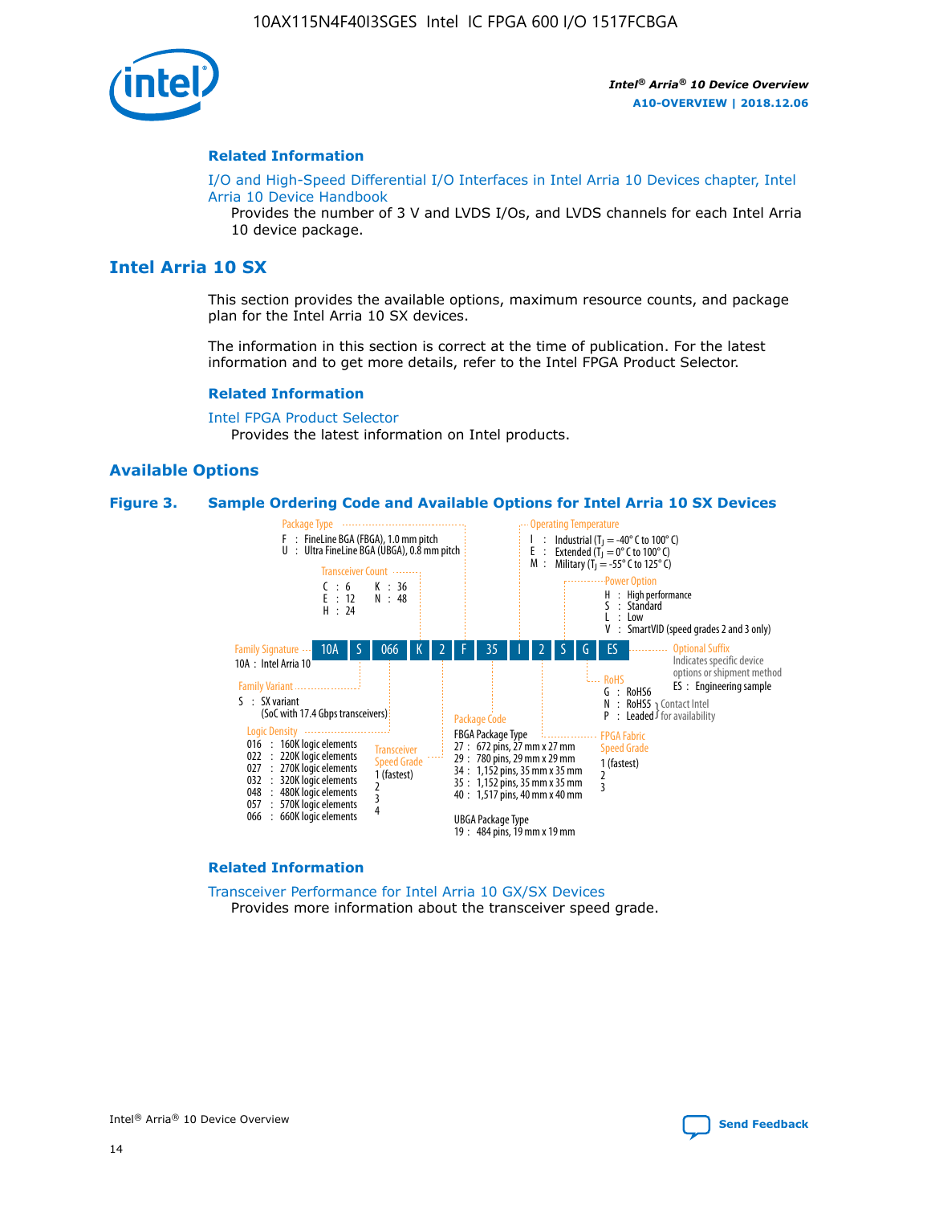## Related Information

I/O and High-Speed Differential I/O Interfaces in Intel Arria 10 Devices chapter, Intel Arria 10 Device Handbook
Provides the number of 3 V and LVDS I/Os, and LVDS channels for each Intel Arria 10 device package.

# Intel Arria 10 SX

This section provides the available options, maximum resource counts, and package plan for the Intel Arria 10 SX devices.

The information in this section is correct at the time of publication. For the latest information and to get more details, refer to the Intel FPGA Product Selector.

## Related Information

Intel FPGA Product Selector
Provides the latest information on Intel products.

## Available Options

**Figure 3. Sample Ordering Code and Available Options for Intel Arria 10 SX Devices**

Sample ordering code: 10A S 066 K 2 F 35 I 2 S G ES

- **Family Signature**
  - 10A : Intel Arria 10
- **Family Variant**
  - S : SX variant (SoC with 17.4 Gbps transceivers)
- **Logic Density**
  - 016 : 160K logic elements
  - 022 : 220K logic elements
  - 027 : 270K logic elements
  - 032 : 320K logic elements
  - 048 : 480K logic elements
  - 057 : 570K logic elements
  - 066 : 660K logic elements
- **Transceiver Count**
  - C : 6
  - E : 12
  - H : 24
  - K : 36
  - N : 48
- **Transceiver Speed Grade**
  - 1 (fastest)
  - 2
  - 3
  - 4
- **Package Type**
  - F : FineLine BGA (FBGA), 1.0 mm pitch
  - U : Ultra FineLine BGA (UBGA), 0.8 mm pitch
- **Package Code**
  - FBGA Package Type
    - 27 : 672 pins, 27 mm x 27 mm
    - 29 : 780 pins, 29 mm x 29 mm
    - 34 : 1,152 pins, 35 mm x 35 mm
    - 35 : 1,152 pins, 35 mm x 35 mm
    - 40 : 1,517 pins, 40 mm x 40 mm
  - UBGA Package Type
    - 19 : 484 pins, 19 mm x 19 mm
- **Operating Temperature**
  - I : Industrial ($T_J$ = -40° C to 100° C)
  - E : Extended ($T_J$ = 0° C to 100° C)
  - M : Military ($T_J$ = -55° C to 125° C)
- **FPGA Fabric Speed Grade**
  - 1 (fastest)
  - 2
  - 3
- **Power Option**
  - H : High performance
  - S : Standard
  - L : Low
  - V : SmartVID (speed grades 2 and 3 only)
- **RoHS**
  - G : RoHS6
  - N : RoHS5 (Contact Intel for availability)
  - P : Leaded (Contact Intel for availability)
- **Optional Suffix**
  - Indicates specific device options or shipment method
  - ES : Engineering sample

## Related Information

Transceiver Performance for Intel Arria 10 GX/SX Devices
Provides more information about the transceiver speed grade.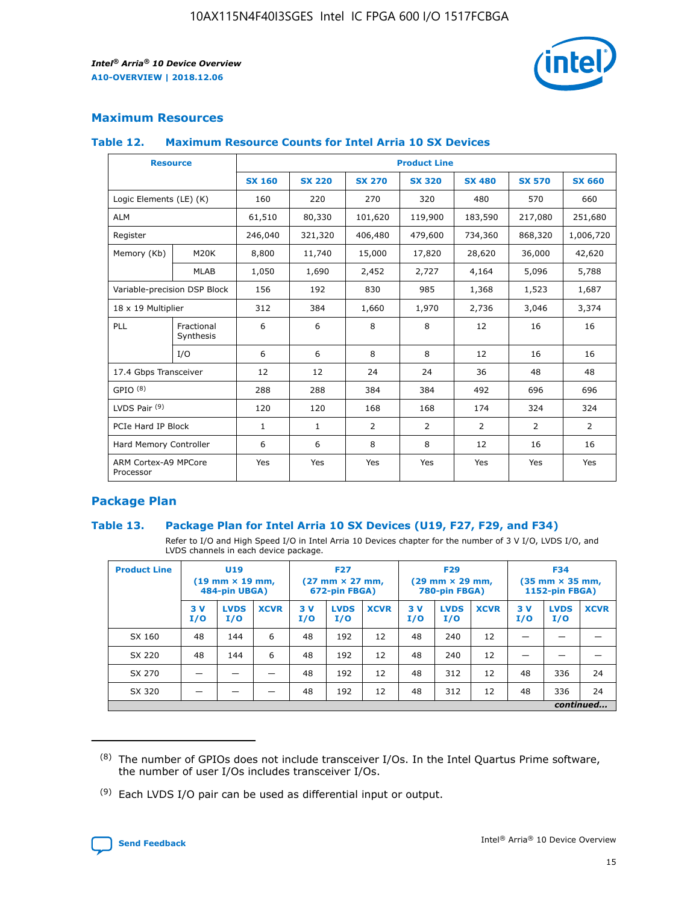## Maximum Resources

### Table 12. Maximum Resource Counts for Intel Arria 10 SX Devices

| Resource | | Product Line | | | | | | |
|---|---|---|---|---|---|---|---|---|
| | | SX 160 | SX 220 | SX 270 | SX 320 | SX 480 | SX 570 | SX 660 |
| Logic Elements (LE) (K) | | 160 | 220 | 270 | 320 | 480 | 570 | 660 |
| ALM | | 61,510 | 80,330 | 101,620 | 119,900 | 183,590 | 217,080 | 251,680 |
| Register | | 246,040 | 321,320 | 406,480 | 479,600 | 734,360 | 868,320 | 1,006,720 |
| Memory (Kb) | M20K | 8,800 | 11,740 | 15,000 | 17,820 | 28,620 | 36,000 | 42,620 |
| | MLAB | 1,050 | 1,690 | 2,452 | 2,727 | 4,164 | 5,096 | 5,788 |
| Variable-precision DSP Block | | 156 | 192 | 830 | 985 | 1,368 | 1,523 | 1,687 |
| 18 x 19 Multiplier | | 312 | 384 | 1,660 | 1,970 | 2,736 | 3,046 | 3,374 |
| PLL | Fractional Synthesis | 6 | 6 | 8 | 8 | 12 | 16 | 16 |
| | I/O | 6 | 6 | 8 | 8 | 12 | 16 | 16 |
| 17.4 Gbps Transceiver | | 12 | 12 | 24 | 24 | 36 | 48 | 48 |
| GPIO [8] | | 288 | 288 | 384 | 384 | 492 | 696 | 696 |
| LVDS Pair [9] | | 120 | 120 | 168 | 168 | 174 | 324 | 324 |
| PCIe Hard IP Block | | 1 | 1 | 2 | 2 | 2 | 2 | 2 |
| Hard Memory Controller | | 6 | 6 | 8 | 8 | 12 | 16 | 16 |
| ARM Cortex-A9 MPCore Processor | | Yes | Yes | Yes | Yes | Yes | Yes | Yes |

## Package Plan

### Table 13. Package Plan for Intel Arria 10 SX Devices (U19, F27, F29, and F34)

Refer to I/O and High Speed I/O in Intel Arria 10 Devices chapter for the number of 3 V I/O, LVDS I/O, and LVDS channels in each device package.

| Product Line | U19 (19 mm × 19 mm, 484-pin UBGA) | | | F27 (27 mm × 27 mm, 672-pin FBGA) | | | F29 (29 mm × 29 mm, 780-pin FBGA) | | | F34 (35 mm × 35 mm, 1152-pin FBGA) | | |
|---|---|---|---|---|---|---|---|---|---|---|---|---|
| | 3 V I/O | LVDS I/O | XCVR | 3 V I/O | LVDS I/O | XCVR | 3 V I/O | LVDS I/O | XCVR | 3 V I/O | LVDS I/O | XCVR |
| SX 160 | 48 | 144 | 6 | 48 | 192 | 12 | 48 | 240 | 12 | — | — | — |
| SX 220 | 48 | 144 | 6 | 48 | 192 | 12 | 48 | 240 | 12 | — | — | — |
| SX 270 | — | — | — | 48 | 192 | 12 | 48 | 312 | 12 | 48 | 336 | 24 |
| SX 320 | — | — | — | 48 | 192 | 12 | 48 | 312 | 12 | 48 | 336 | 24 |

*continued...*

(8) The number of GPIOs does not include transceiver I/Os. In the Intel Quartus Prime software, the number of user I/Os includes transceiver I/Os.

(9) Each LVDS I/O pair can be used as differential input or output.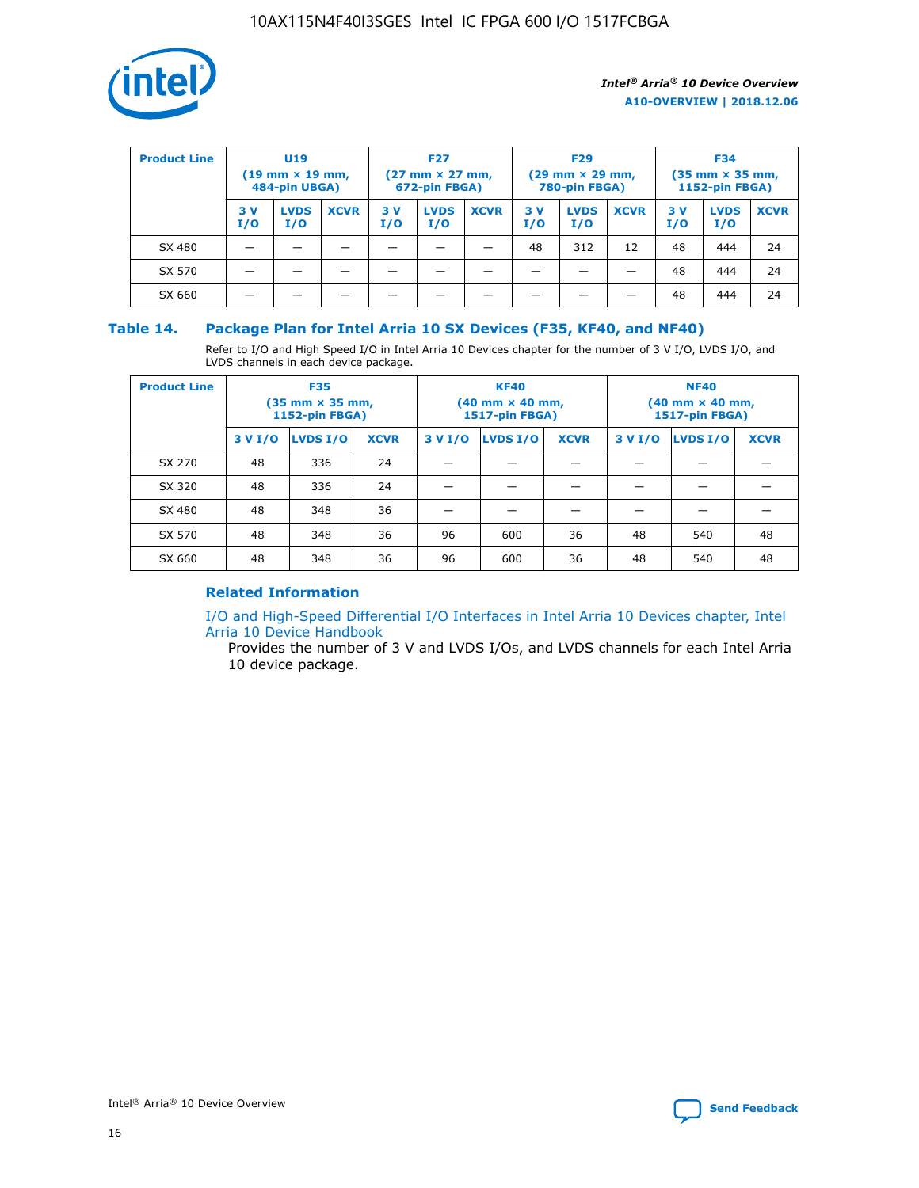| Product Line | U19 (19 mm × 19 mm, 484-pin UBGA) | | | F27 (27 mm × 27 mm, 672-pin FBGA) | | | F29 (29 mm × 29 mm, 780-pin FBGA) | | | F34 (35 mm × 35 mm, 1152-pin FBGA) | | |
|---|---|---|---|---|---|---|---|---|---|---|---|---|
| | 3 V I/O | LVDS I/O | XCVR | 3 V I/O | LVDS I/O | XCVR | 3 V I/O | LVDS I/O | XCVR | 3 V I/O | LVDS I/O | XCVR |
| SX 480 | — | — | — | — | — | — | 48 | 312 | 12 | 48 | 444 | 24 |
| SX 570 | — | — | — | — | — | — | — | — | — | 48 | 444 | 24 |
| SX 660 | — | — | — | — | — | — | — | — | — | 48 | 444 | 24 |

### Table 14. Package Plan for Intel Arria 10 SX Devices (F35, KF40, and NF40)

Refer to I/O and High Speed I/O in Intel Arria 10 Devices chapter for the number of 3 V I/O, LVDS I/O, and LVDS channels in each device package.

| Product Line | F35 (35 mm × 35 mm, 1152-pin FBGA) | | | KF40 (40 mm × 40 mm, 1517-pin FBGA) | | | NF40 (40 mm × 40 mm, 1517-pin FBGA) | | |
|---|---|---|---|---|---|---|---|---|---|
| | 3 V I/O | LVDS I/O | XCVR | 3 V I/O | LVDS I/O | XCVR | 3 V I/O | LVDS I/O | XCVR |
| SX 270 | 48 | 336 | 24 | — | — | — | — | — | — |
| SX 320 | 48 | 336 | 24 | — | — | — | — | — | — |
| SX 480 | 48 | 348 | 36 | — | — | — | — | — | — |
| SX 570 | 48 | 348 | 36 | 96 | 600 | 36 | 48 | 540 | 48 |
| SX 660 | 48 | 348 | 36 | 96 | 600 | 36 | 48 | 540 | 48 |

#### Related Information

I/O and High-Speed Differential I/O Interfaces in Intel Arria 10 Devices chapter, Intel Arria 10 Device Handbook

Provides the number of 3 V and LVDS I/Os, and LVDS channels for each Intel Arria 10 device package.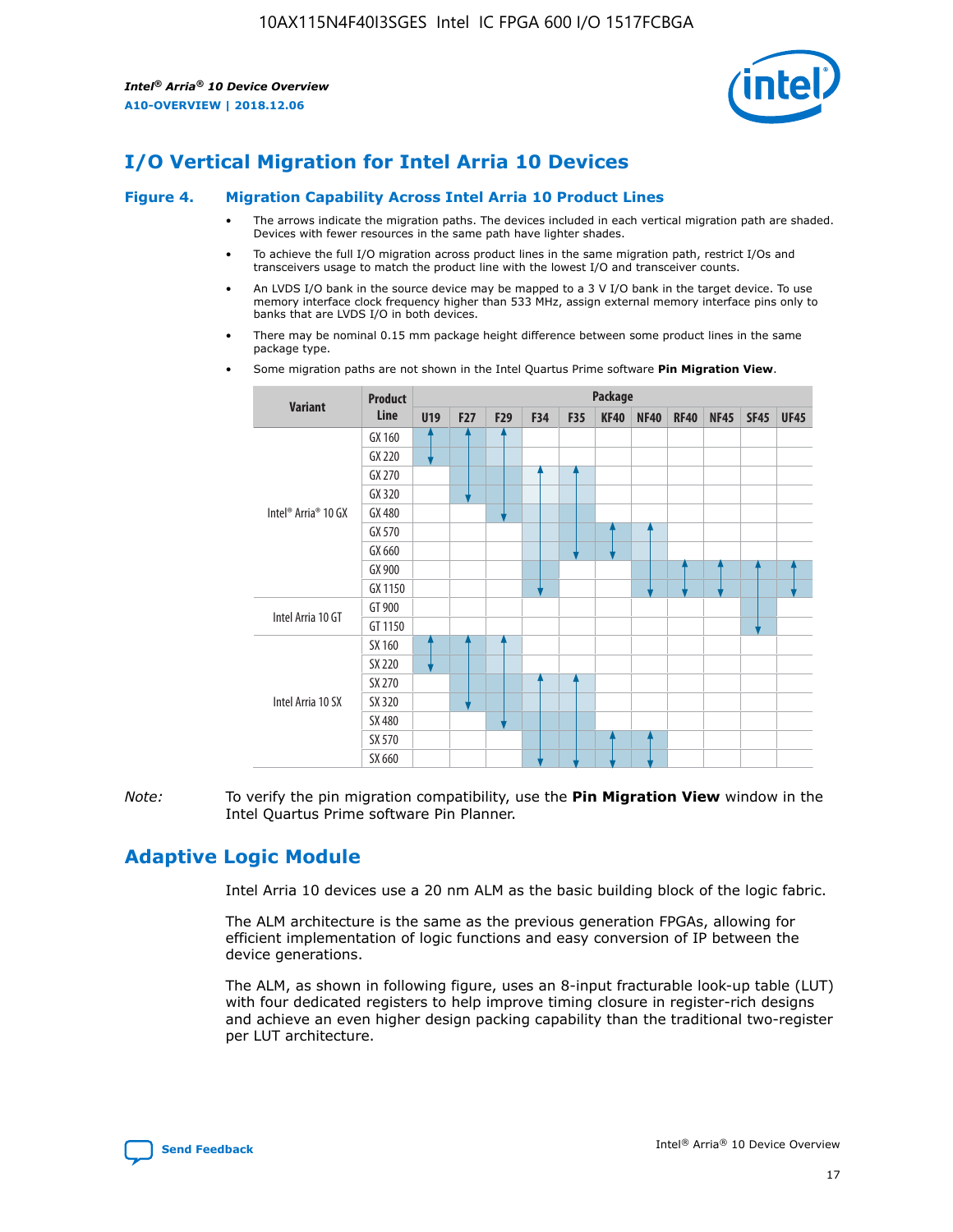## I/O Vertical Migration for Intel Arria 10 Devices

**Figure 4. Migration Capability Across Intel Arria 10 Product Lines**

- The arrows indicate the migration paths. The devices included in each vertical migration path are shaded. Devices with fewer resources in the same path have lighter shades.
- To achieve the full I/O migration across product lines in the same migration path, restrict I/Os and transceivers usage to match the product line with the lowest I/O and transceiver counts.
- An LVDS I/O bank in the source device may be mapped to a 3 V I/O bank in the target device. To use memory interface clock frequency higher than 533 MHz, assign external memory interface pins only to banks that are LVDS I/O in both devices.
- There may be nominal 0.15 mm package height difference between some product lines in the same package type.
- Some migration paths are not shown in the Intel Quartus Prime software **Pin Migration View**.

| Variant | Product Line | Package | | | | | | | | | | |
|---|---|---|---|---|---|---|---|---|---|---|---|---|
| | | U19 | F27 | F29 | F34 | F35 | KF40 | NF40 | RF40 | NF45 | SF45 | UF45 |
| Intel® Arria® 10 GX | GX 160 | | | | | | | | | | | |
| | GX 220 | | | | | | | | | | | |
| | GX 270 | | | | | | | | | | | |
| | GX 320 | | | | | | | | | | | |
| | GX 480 | | | | | | | | | | | |
| | GX 570 | | | | | | | | | | | |
| | GX 660 | | | | | | | | | | | |
| | GX 900 | | | | | | | | | | | |
| | GX 1150 | | | | | | | | | | | |
| Intel Arria 10 GT | GT 900 | | | | | | | | | | | |
| | GT 1150 | | | | | | | | | | | |
| Intel Arria 10 SX | SX 160 | | | | | | | | | | | |
| | SX 220 | | | | | | | | | | | |
| | SX 270 | | | | | | | | | | | |
| | SX 320 | | | | | | | | | | | |
| | SX 480 | | | | | | | | | | | |
| | SX 570 | | | | | | | | | | | |
| | SX 660 | | | | | | | | | | | |

*Note:* To verify the pin migration compatibility, use the **Pin Migration View** window in the Intel Quartus Prime software Pin Planner.

## Adaptive Logic Module

Intel Arria 10 devices use a 20 nm ALM as the basic building block of the logic fabric.

The ALM architecture is the same as the previous generation FPGAs, allowing for efficient implementation of logic functions and easy conversion of IP between the device generations.

The ALM, as shown in following figure, uses an 8-input fracturable look-up table (LUT) with four dedicated registers to help improve timing closure in register-rich designs and achieve an even higher design packing capability than the traditional two-register per LUT architecture.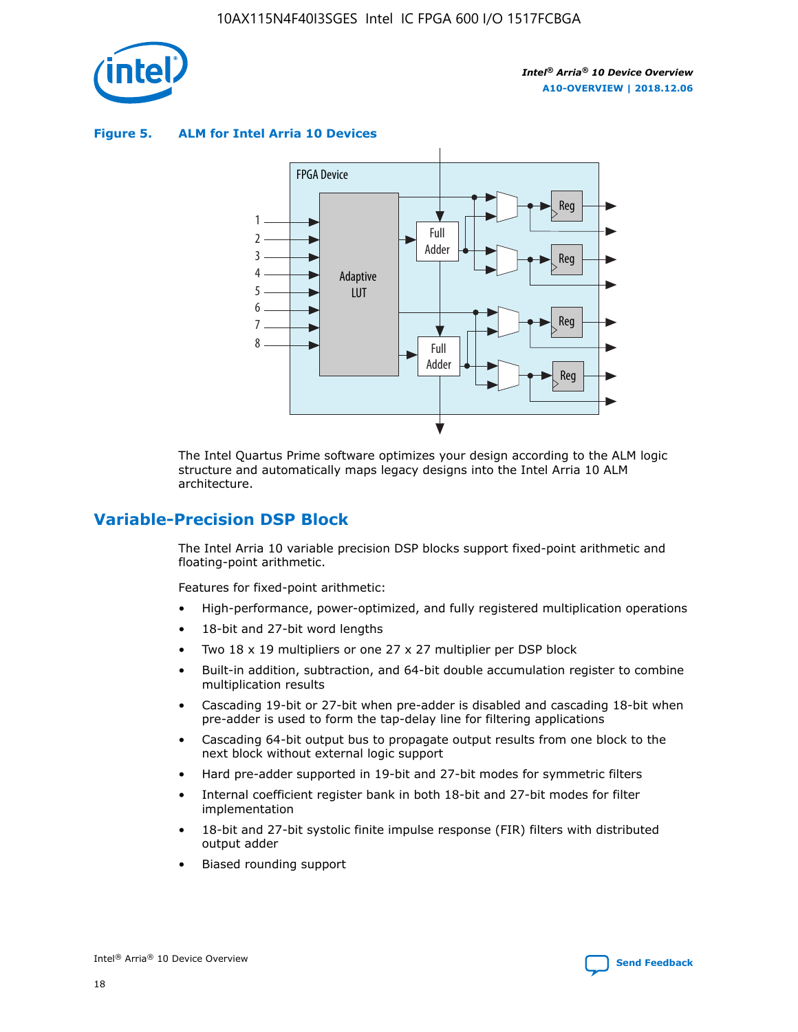**Figure 5. ALM for Intel Arria 10 Devices**

The Intel Quartus Prime software optimizes your design according to the ALM logic structure and automatically maps legacy designs into the Intel Arria 10 ALM architecture.

## Variable-Precision DSP Block

The Intel Arria 10 variable precision DSP blocks support fixed-point arithmetic and floating-point arithmetic.

Features for fixed-point arithmetic:

- High-performance, power-optimized, and fully registered multiplication operations
- 18-bit and 27-bit word lengths
- Two 18 x 19 multipliers or one 27 x 27 multiplier per DSP block
- Built-in addition, subtraction, and 64-bit double accumulation register to combine multiplication results
- Cascading 19-bit or 27-bit when pre-adder is disabled and cascading 18-bit when pre-adder is used to form the tap-delay line for filtering applications
- Cascading 64-bit output bus to propagate output results from one block to the next block without external logic support
- Hard pre-adder supported in 19-bit and 27-bit modes for symmetric filters
- Internal coefficient register bank in both 18-bit and 27-bit modes for filter implementation
- 18-bit and 27-bit systolic finite impulse response (FIR) filters with distributed output adder
- Biased rounding support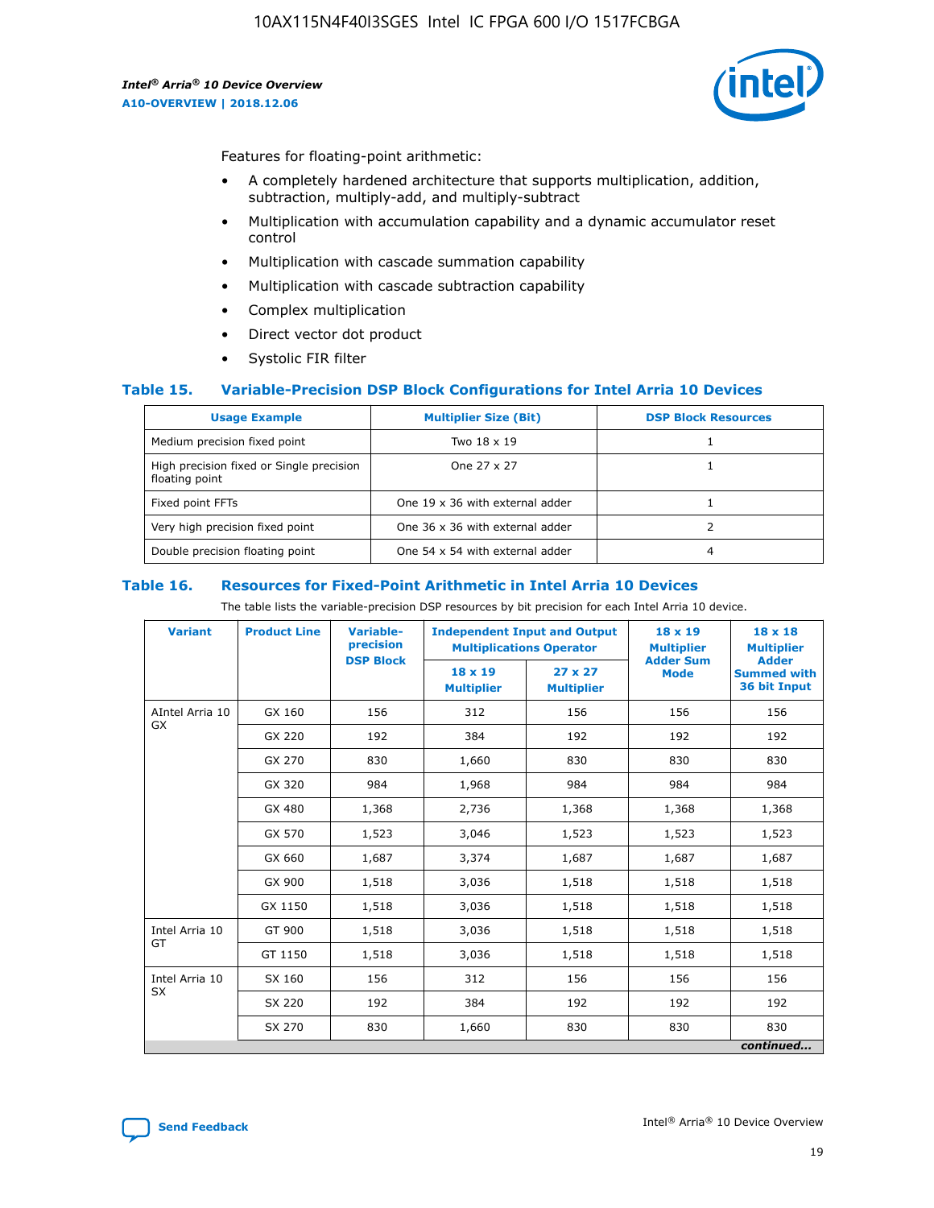Features for floating-point arithmetic:

- A completely hardened architecture that supports multiplication, addition, subtraction, multiply-add, and multiply-subtract
- Multiplication with accumulation capability and a dynamic accumulator reset control
- Multiplication with cascade summation capability
- Multiplication with cascade subtraction capability
- Complex multiplication
- Direct vector dot product
- Systolic FIR filter

### Table 15. Variable-Precision DSP Block Configurations for Intel Arria 10 Devices

| Usage Example | Multiplier Size (Bit) | DSP Block Resources |
|---|---|---|
| Medium precision fixed point | Two 18 x 19 | 1 |
| High precision fixed or Single precision floating point | One 27 x 27 | 1 |
| Fixed point FFTs | One 19 x 36 with external adder | 1 |
| Very high precision fixed point | One 36 x 36 with external adder | 2 |
| Double precision floating point | One 54 x 54 with external adder | 4 |

### Table 16. Resources for Fixed-Point Arithmetic in Intel Arria 10 Devices

The table lists the variable-precision DSP resources by bit precision for each Intel Arria 10 device.

| Variant | Product Line | Variable-precision DSP Block | Independent Input and Output Multiplications Operator | | 18 x 19 Multiplier Adder Sum Mode | 18 x 18 Multiplier Adder Summed with 36 bit Input |
|---|---|---|---|---|---|---|
| | | | 18 x 19 Multiplier | 27 x 27 Multiplier | | |
| AIntel Arria 10 GX | GX 160 | 156 | 312 | 156 | 156 | 156 |
| | GX 220 | 192 | 384 | 192 | 192 | 192 |
| | GX 270 | 830 | 1,660 | 830 | 830 | 830 |
| | GX 320 | 984 | 1,968 | 984 | 984 | 984 |
| | GX 480 | 1,368 | 2,736 | 1,368 | 1,368 | 1,368 |
| | GX 570 | 1,523 | 3,046 | 1,523 | 1,523 | 1,523 |
| | GX 660 | 1,687 | 3,374 | 1,687 | 1,687 | 1,687 |
| | GX 900 | 1,518 | 3,036 | 1,518 | 1,518 | 1,518 |
| | GX 1150 | 1,518 | 3,036 | 1,518 | 1,518 | 1,518 |
| Intel Arria 10 GT | GT 900 | 1,518 | 3,036 | 1,518 | 1,518 | 1,518 |
| | GT 1150 | 1,518 | 3,036 | 1,518 | 1,518 | 1,518 |
| Intel Arria 10 SX | SX 160 | 156 | 312 | 156 | 156 | 156 |
| | SX 220 | 192 | 384 | 192 | 192 | 192 |
| | SX 270 | 830 | 1,660 | 830 | 830 | 830 |

*continued...*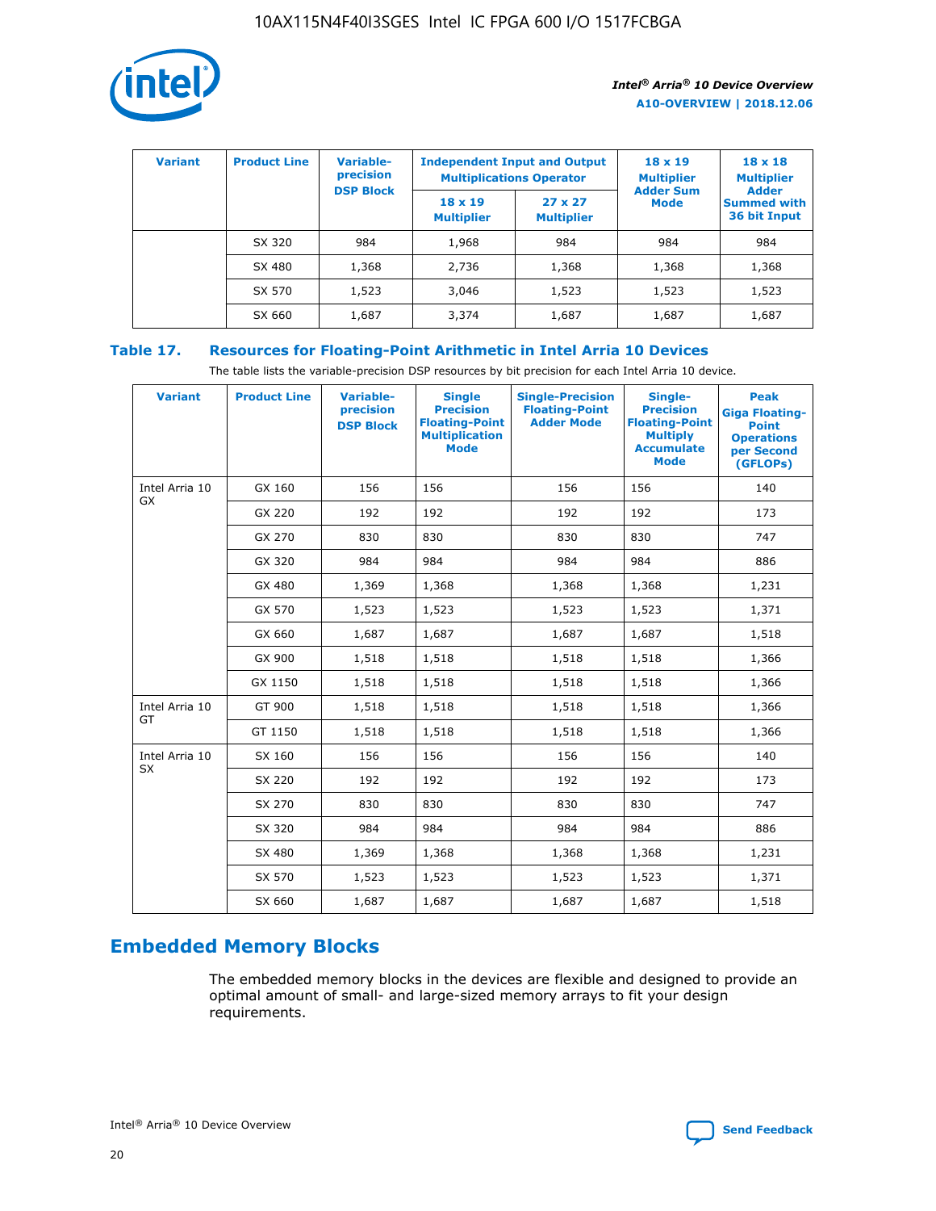| Variant | Product Line | Variable-precision DSP Block | Independent Input and Output Multiplications Operator | | 18 x 19 Multiplier Adder Sum Mode | 18 x 18 Multiplier Adder Summed with 36 bit Input |
|---|---|---|---|---|---|---|
| | | | 18 x 19 Multiplier | 27 x 27 Multiplier | | |
| | SX 320 | 984 | 1,968 | 984 | 984 | 984 |
| | SX 480 | 1,368 | 2,736 | 1,368 | 1,368 | 1,368 |
| | SX 570 | 1,523 | 3,046 | 1,523 | 1,523 | 1,523 |
| | SX 660 | 1,687 | 3,374 | 1,687 | 1,687 | 1,687 |

**Table 17. Resources for Floating-Point Arithmetic in Intel Arria 10 Devices**

The table lists the variable-precision DSP resources by bit precision for each Intel Arria 10 device.

| Variant | Product Line | Variable-precision DSP Block | Single Precision Floating-Point Multiplication Mode | Single-Precision Floating-Point Adder Mode | Single-Precision Floating-Point Multiply Accumulate Mode | Peak Giga Floating-Point Operations per Second (GFLOPs) |
|---|---|---|---|---|---|---|
| Intel Arria 10 GX | GX 160 | 156 | 156 | 156 | 156 | 140 |
| | GX 220 | 192 | 192 | 192 | 192 | 173 |
| | GX 270 | 830 | 830 | 830 | 830 | 747 |
| | GX 320 | 984 | 984 | 984 | 984 | 886 |
| | GX 480 | 1,369 | 1,368 | 1,368 | 1,368 | 1,231 |
| | GX 570 | 1,523 | 1,523 | 1,523 | 1,523 | 1,371 |
| | GX 660 | 1,687 | 1,687 | 1,687 | 1,687 | 1,518 |
| | GX 900 | 1,518 | 1,518 | 1,518 | 1,518 | 1,366 |
| | GX 1150 | 1,518 | 1,518 | 1,518 | 1,518 | 1,366 |
| Intel Arria 10 GT | GT 900 | 1,518 | 1,518 | 1,518 | 1,518 | 1,366 |
| | GT 1150 | 1,518 | 1,518 | 1,518 | 1,518 | 1,366 |
| Intel Arria 10 SX | SX 160 | 156 | 156 | 156 | 156 | 140 |
| | SX 220 | 192 | 192 | 192 | 192 | 173 |
| | SX 270 | 830 | 830 | 830 | 830 | 747 |
| | SX 320 | 984 | 984 | 984 | 984 | 886 |
| | SX 480 | 1,369 | 1,368 | 1,368 | 1,368 | 1,231 |
| | SX 570 | 1,523 | 1,523 | 1,523 | 1,523 | 1,371 |
| | SX 660 | 1,687 | 1,687 | 1,687 | 1,687 | 1,518 |

## Embedded Memory Blocks

The embedded memory blocks in the devices are flexible and designed to provide an optimal amount of small- and large-sized memory arrays to fit your design requirements.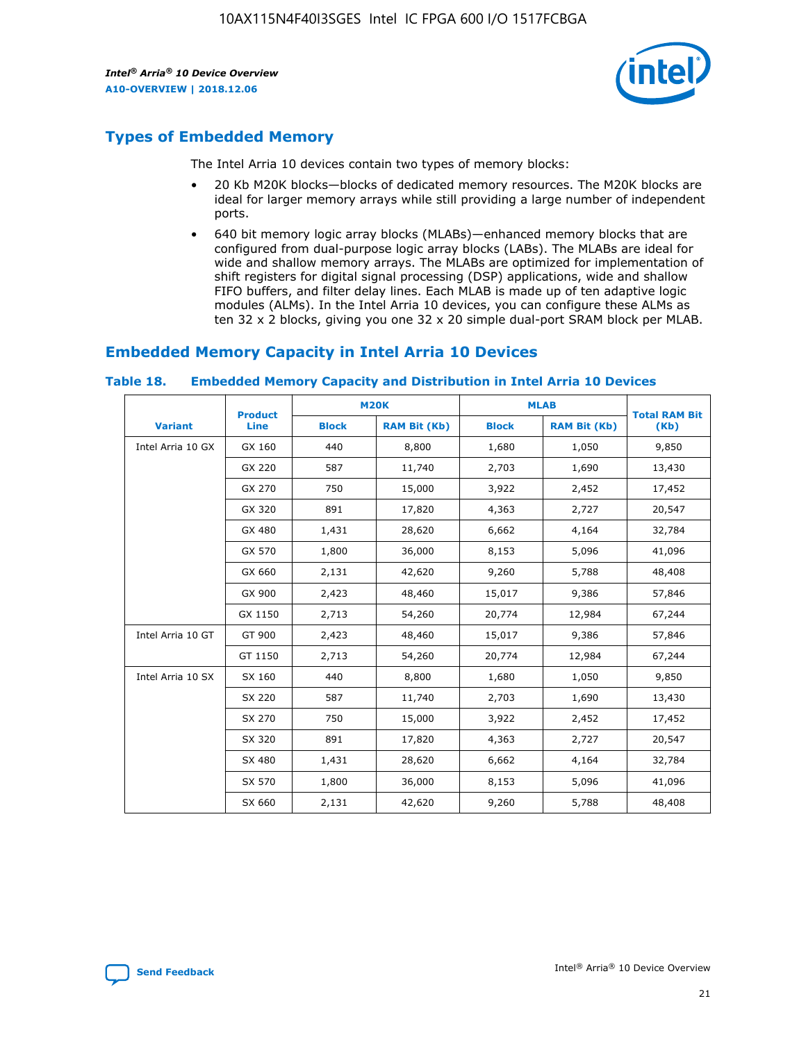## Types of Embedded Memory

The Intel Arria 10 devices contain two types of memory blocks:

- 20 Kb M20K blocks—blocks of dedicated memory resources. The M20K blocks are ideal for larger memory arrays while still providing a large number of independent ports.
- 640 bit memory logic array blocks (MLABs)—enhanced memory blocks that are configured from dual-purpose logic array blocks (LABs). The MLABs are ideal for wide and shallow memory arrays. The MLABs are optimized for implementation of shift registers for digital signal processing (DSP) applications, wide and shallow FIFO buffers, and filter delay lines. Each MLAB is made up of ten adaptive logic modules (ALMs). In the Intel Arria 10 devices, you can configure these ALMs as ten 32 x 2 blocks, giving you one 32 x 20 simple dual-port SRAM block per MLAB.

## Embedded Memory Capacity in Intel Arria 10 Devices

### Table 18. Embedded Memory Capacity and Distribution in Intel Arria 10 Devices

| Variant | Product Line | M20K | | MLAB | | Total RAM Bit (Kb) |
|---|---|---|---|---|---|---|
| | | Block | RAM Bit (Kb) | Block | RAM Bit (Kb) | |
| Intel Arria 10 GX | GX 160 | 440 | 8,800 | 1,680 | 1,050 | 9,850 |
| | GX 220 | 587 | 11,740 | 2,703 | 1,690 | 13,430 |
| | GX 270 | 750 | 15,000 | 3,922 | 2,452 | 17,452 |
| | GX 320 | 891 | 17,820 | 4,363 | 2,727 | 20,547 |
| | GX 480 | 1,431 | 28,620 | 6,662 | 4,164 | 32,784 |
| | GX 570 | 1,800 | 36,000 | 8,153 | 5,096 | 41,096 |
| | GX 660 | 2,131 | 42,620 | 9,260 | 5,788 | 48,408 |
| | GX 900 | 2,423 | 48,460 | 15,017 | 9,386 | 57,846 |
| | GX 1150 | 2,713 | 54,260 | 20,774 | 12,984 | 67,244 |
| Intel Arria 10 GT | GT 900 | 2,423 | 48,460 | 15,017 | 9,386 | 57,846 |
| | GT 1150 | 2,713 | 54,260 | 20,774 | 12,984 | 67,244 |
| Intel Arria 10 SX | SX 160 | 440 | 8,800 | 1,680 | 1,050 | 9,850 |
| | SX 220 | 587 | 11,740 | 2,703 | 1,690 | 13,430 |
| | SX 270 | 750 | 15,000 | 3,922 | 2,452 | 17,452 |
| | SX 320 | 891 | 17,820 | 4,363 | 2,727 | 20,547 |
| | SX 480 | 1,431 | 28,620 | 6,662 | 4,164 | 32,784 |
| | SX 570 | 1,800 | 36,000 | 8,153 | 5,096 | 41,096 |
| | SX 660 | 2,131 | 42,620 | 9,260 | 5,788 | 48,408 |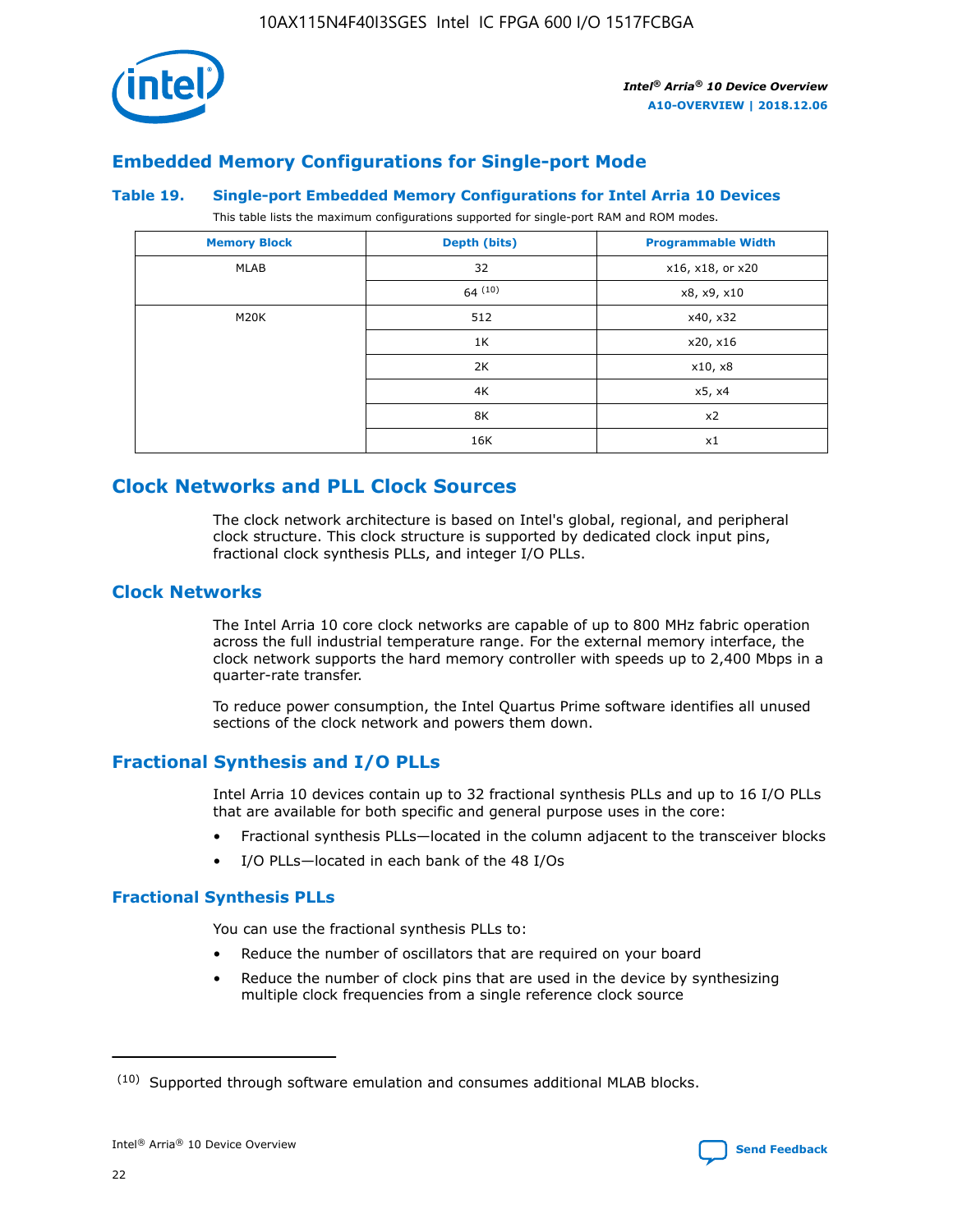## Embedded Memory Configurations for Single-port Mode

### Table 19. Single-port Embedded Memory Configurations for Intel Arria 10 Devices

This table lists the maximum configurations supported for single-port RAM and ROM modes.

| Memory Block | Depth (bits) | Programmable Width |
|---|---|---|
| MLAB | 32 | x16, x18, or x20 |
| | 64 [10] | x8, x9, x10 |
| M20K | 512 | x40, x32 |
| | 1K | x20, x16 |
| | 2K | x10, x8 |
| | 4K | x5, x4 |
| | 8K | x2 |
| | 16K | x1 |

## Clock Networks and PLL Clock Sources

The clock network architecture is based on Intel's global, regional, and peripheral clock structure. This clock structure is supported by dedicated clock input pins, fractional clock synthesis PLLs, and integer I/O PLLs.

## Clock Networks

The Intel Arria 10 core clock networks are capable of up to 800 MHz fabric operation across the full industrial temperature range. For the external memory interface, the clock network supports the hard memory controller with speeds up to 2,400 Mbps in a quarter-rate transfer.

To reduce power consumption, the Intel Quartus Prime software identifies all unused sections of the clock network and powers them down.

## Fractional Synthesis and I/O PLLs

Intel Arria 10 devices contain up to 32 fractional synthesis PLLs and up to 16 I/O PLLs that are available for both specific and general purpose uses in the core:

- Fractional synthesis PLLs—located in the column adjacent to the transceiver blocks
- I/O PLLs—located in each bank of the 48 I/Os

### Fractional Synthesis PLLs

You can use the fractional synthesis PLLs to:

- Reduce the number of oscillators that are required on your board
- Reduce the number of clock pins that are used in the device by synthesizing multiple clock frequencies from a single reference clock source

(10) Supported through software emulation and consumes additional MLAB blocks.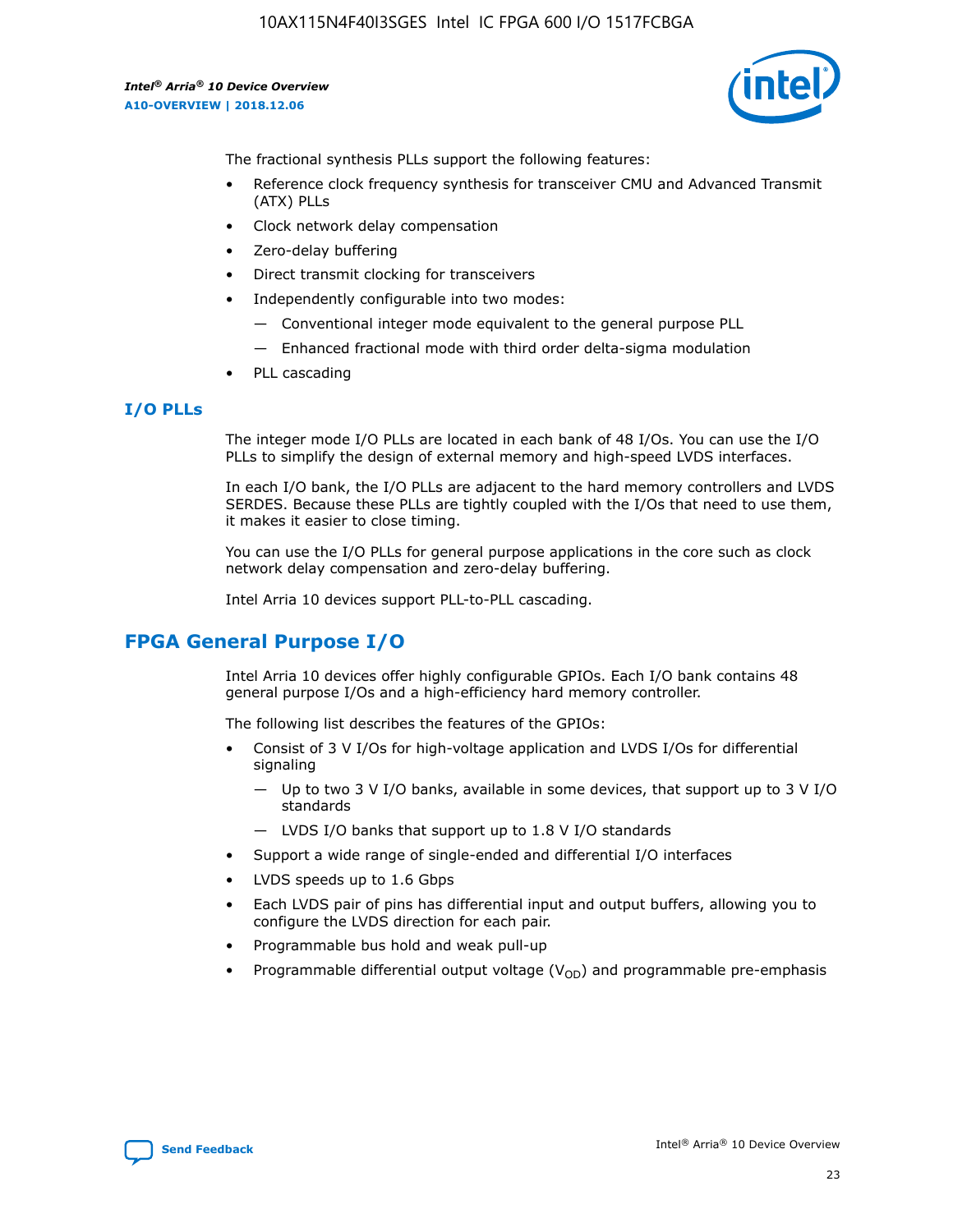The fractional synthesis PLLs support the following features:

- Reference clock frequency synthesis for transceiver CMU and Advanced Transmit (ATX) PLLs
- Clock network delay compensation
- Zero-delay buffering
- Direct transmit clocking for transceivers
- Independently configurable into two modes:
  - — Conventional integer mode equivalent to the general purpose PLL
  - — Enhanced fractional mode with third order delta-sigma modulation
- PLL cascading

### I/O PLLs

The integer mode I/O PLLs are located in each bank of 48 I/Os. You can use the I/O PLLs to simplify the design of external memory and high-speed LVDS interfaces.

In each I/O bank, the I/O PLLs are adjacent to the hard memory controllers and LVDS SERDES. Because these PLLs are tightly coupled with the I/Os that need to use them, it makes it easier to close timing.

You can use the I/O PLLs for general purpose applications in the core such as clock network delay compensation and zero-delay buffering.

Intel Arria 10 devices support PLL-to-PLL cascading.

## FPGA General Purpose I/O

Intel Arria 10 devices offer highly configurable GPIOs. Each I/O bank contains 48 general purpose I/Os and a high-efficiency hard memory controller.

The following list describes the features of the GPIOs:

- Consist of 3 V I/Os for high-voltage application and LVDS I/Os for differential signaling
  - — Up to two 3 V I/O banks, available in some devices, that support up to 3 V I/O standards
  - — LVDS I/O banks that support up to 1.8 V I/O standards
- Support a wide range of single-ended and differential I/O interfaces
- LVDS speeds up to 1.6 Gbps
- Each LVDS pair of pins has differential input and output buffers, allowing you to configure the LVDS direction for each pair.
- Programmable bus hold and weak pull-up
- Programmable differential output voltage ($V_{OD}$) and programmable pre-emphasis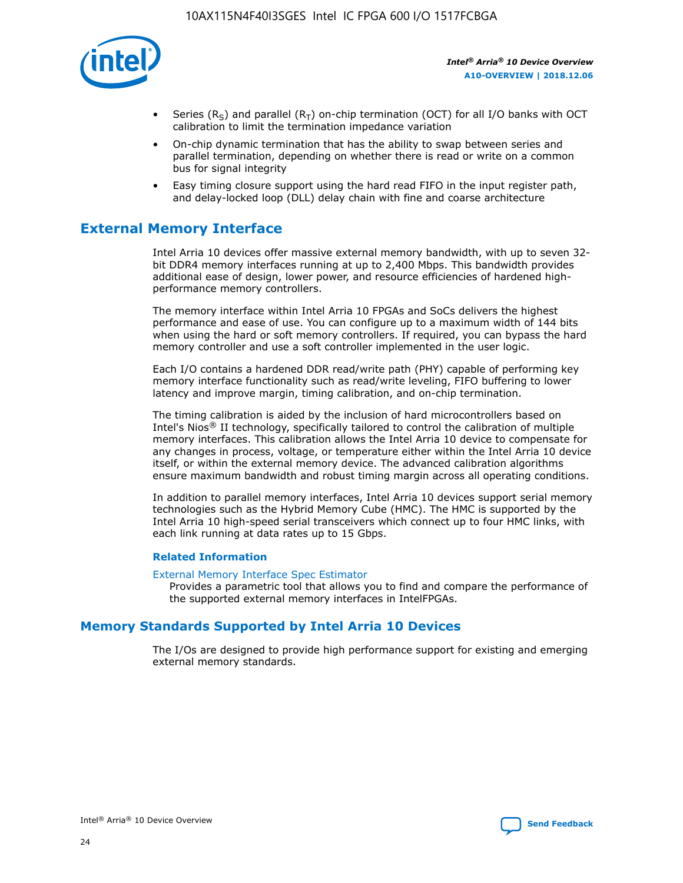- Series ($R_S$) and parallel ($R_T$) on-chip termination (OCT) for all I/O banks with OCT calibration to limit the termination impedance variation
- On-chip dynamic termination that has the ability to swap between series and parallel termination, depending on whether there is read or write on a common bus for signal integrity
- Easy timing closure support using the hard read FIFO in the input register path, and delay-locked loop (DLL) delay chain with fine and coarse architecture

## External Memory Interface

Intel Arria 10 devices offer massive external memory bandwidth, with up to seven 32-bit DDR4 memory interfaces running at up to 2,400 Mbps. This bandwidth provides additional ease of design, lower power, and resource efficiencies of hardened high-performance memory controllers.

The memory interface within Intel Arria 10 FPGAs and SoCs delivers the highest performance and ease of use. You can configure up to a maximum width of 144 bits when using the hard or soft memory controllers. If required, you can bypass the hard memory controller and use a soft controller implemented in the user logic.

Each I/O contains a hardened DDR read/write path (PHY) capable of performing key memory interface functionality such as read/write leveling, FIFO buffering to lower latency and improve margin, timing calibration, and on-chip termination.

The timing calibration is aided by the inclusion of hard microcontrollers based on Intel's Nios® II technology, specifically tailored to control the calibration of multiple memory interfaces. This calibration allows the Intel Arria 10 device to compensate for any changes in process, voltage, or temperature either within the Intel Arria 10 device itself, or within the external memory device. The advanced calibration algorithms ensure maximum bandwidth and robust timing margin across all operating conditions.

In addition to parallel memory interfaces, Intel Arria 10 devices support serial memory technologies such as the Hybrid Memory Cube (HMC). The HMC is supported by the Intel Arria 10 high-speed serial transceivers which connect up to four HMC links, with each link running at data rates up to 15 Gbps.

### Related Information

External Memory Interface Spec Estimator

Provides a parametric tool that allows you to find and compare the performance of the supported external memory interfaces in IntelFPGAs.

## Memory Standards Supported by Intel Arria 10 Devices

The I/Os are designed to provide high performance support for existing and emerging external memory standards.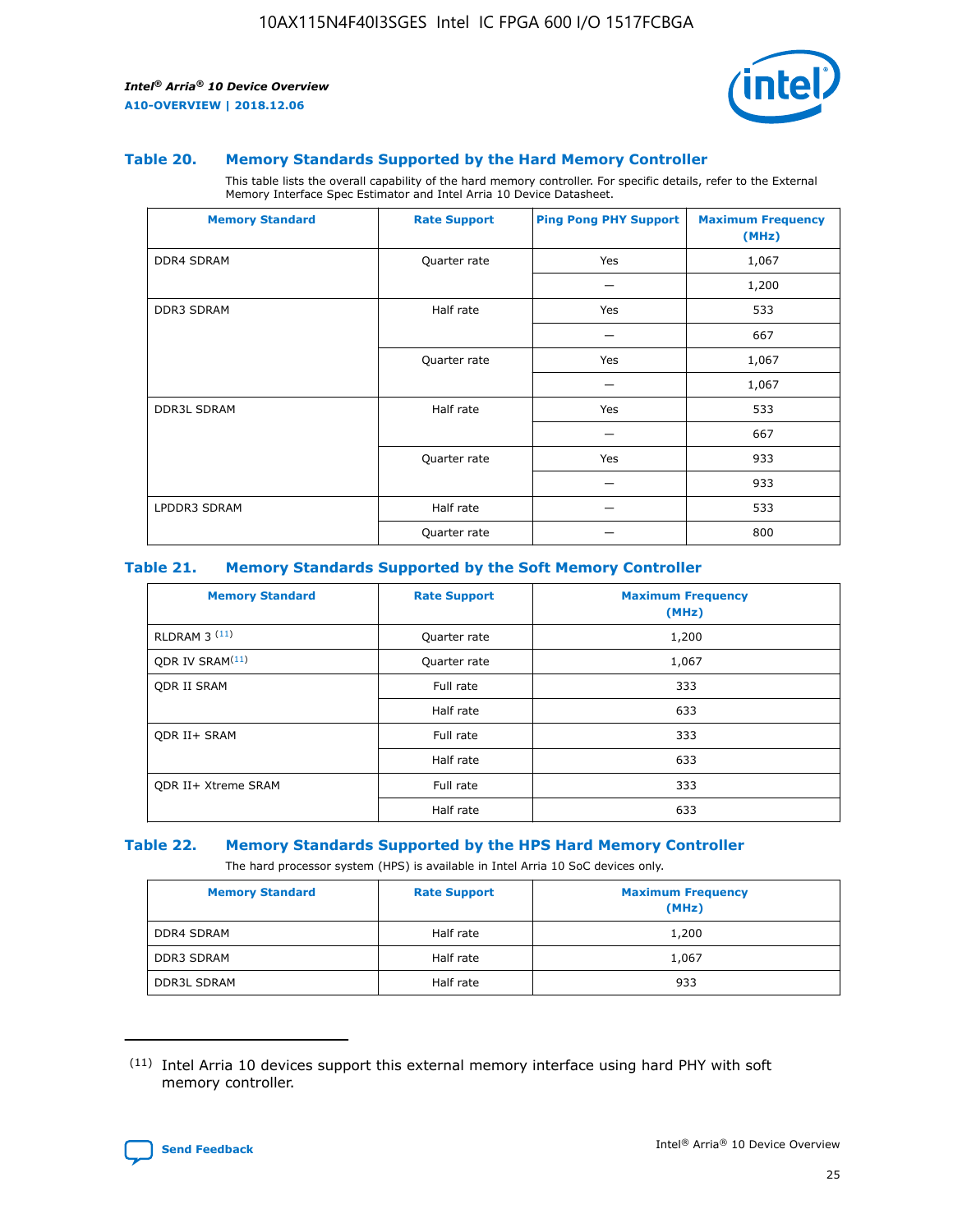### Table 20. Memory Standards Supported by the Hard Memory Controller

This table lists the overall capability of the hard memory controller. For specific details, refer to the External Memory Interface Spec Estimator and Intel Arria 10 Device Datasheet.

| Memory Standard | Rate Support | Ping Pong PHY Support | Maximum Frequency (MHz) |
|---|---|---|---|
| DDR4 SDRAM | Quarter rate | Yes | 1,067 |
| | | — | 1,200 |
| DDR3 SDRAM | Half rate | Yes | 533 |
| | | — | 667 |
| | Quarter rate | Yes | 1,067 |
| | | — | 1,067 |
| DDR3L SDRAM | Half rate | Yes | 533 |
| | | — | 667 |
| | Quarter rate | Yes | 933 |
| | | — | 933 |
| LPDDR3 SDRAM | Half rate | — | 533 |
| | Quarter rate | — | 800 |

### Table 21. Memory Standards Supported by the Soft Memory Controller

| Memory Standard | Rate Support | Maximum Frequency (MHz) |
|---|---|---|
| RLDRAM 3 [11] | Quarter rate | 1,200 |
| QDR IV SRAM[11] | Quarter rate | 1,067 |
| QDR II SRAM | Full rate | 333 |
| | Half rate | 633 |
| QDR II+ SRAM | Full rate | 333 |
| | Half rate | 633 |
| QDR II+ Xtreme SRAM | Full rate | 333 |
| | Half rate | 633 |

### Table 22. Memory Standards Supported by the HPS Hard Memory Controller

The hard processor system (HPS) is available in Intel Arria 10 SoC devices only.

| Memory Standard | Rate Support | Maximum Frequency (MHz) |
|---|---|---|
| DDR4 SDRAM | Half rate | 1,200 |
| DDR3 SDRAM | Half rate | 1,067 |
| DDR3L SDRAM | Half rate | 933 |

(11) Intel Arria 10 devices support this external memory interface using hard PHY with soft memory controller.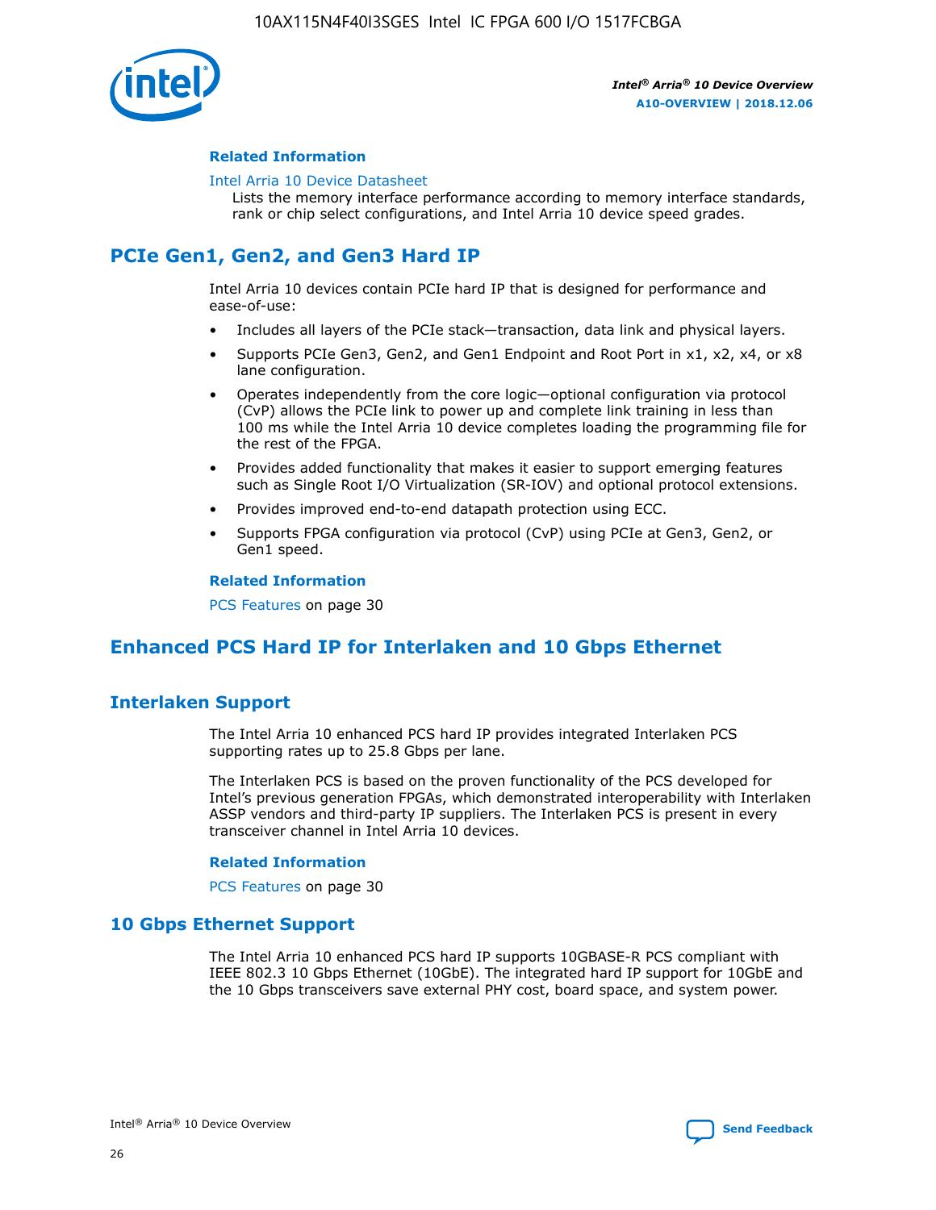#### Related Information

Intel Arria 10 Device Datasheet
Lists the memory interface performance according to memory interface standards, rank or chip select configurations, and Intel Arria 10 device speed grades.

## PCIe Gen1, Gen2, and Gen3 Hard IP

Intel Arria 10 devices contain PCIe hard IP that is designed for performance and ease-of-use:

- Includes all layers of the PCIe stack—transaction, data link and physical layers.
- Supports PCIe Gen3, Gen2, and Gen1 Endpoint and Root Port in x1, x2, x4, or x8 lane configuration.
- Operates independently from the core logic—optional configuration via protocol (CvP) allows the PCIe link to power up and complete link training in less than 100 ms while the Intel Arria 10 device completes loading the programming file for the rest of the FPGA.
- Provides added functionality that makes it easier to support emerging features such as Single Root I/O Virtualization (SR-IOV) and optional protocol extensions.
- Provides improved end-to-end datapath protection using ECC.
- Supports FPGA configuration via protocol (CvP) using PCIe at Gen3, Gen2, or Gen1 speed.

#### Related Information

PCS Features on page 30

## Enhanced PCS Hard IP for Interlaken and 10 Gbps Ethernet

### Interlaken Support

The Intel Arria 10 enhanced PCS hard IP provides integrated Interlaken PCS supporting rates up to 25.8 Gbps per lane.

The Interlaken PCS is based on the proven functionality of the PCS developed for Intel's previous generation FPGAs, which demonstrated interoperability with Interlaken ASSP vendors and third-party IP suppliers. The Interlaken PCS is present in every transceiver channel in Intel Arria 10 devices.

#### Related Information

PCS Features on page 30

### 10 Gbps Ethernet Support

The Intel Arria 10 enhanced PCS hard IP supports 10GBASE-R PCS compliant with IEEE 802.3 10 Gbps Ethernet (10GbE). The integrated hard IP support for 10GbE and the 10 Gbps transceivers save external PHY cost, board space, and system power.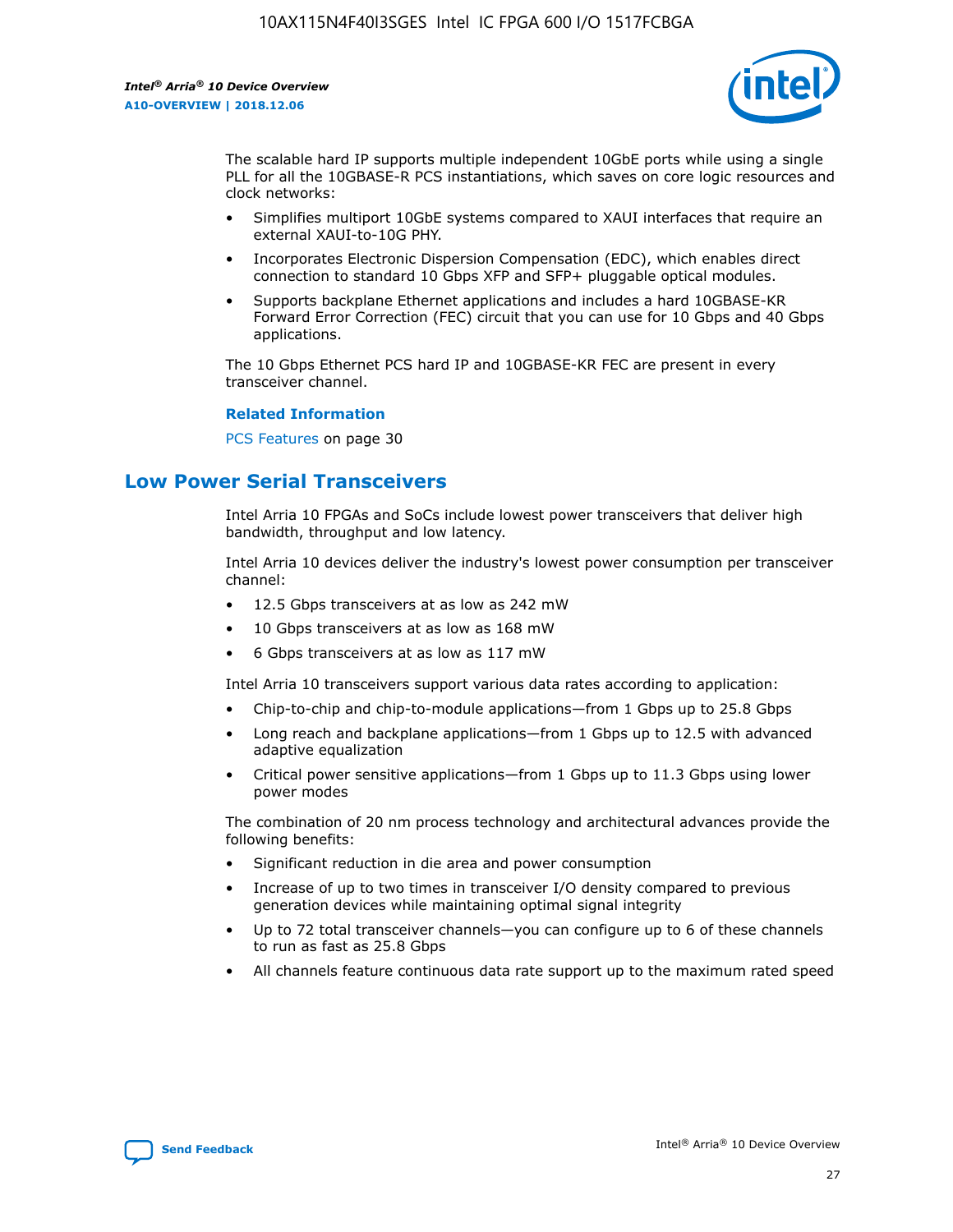The scalable hard IP supports multiple independent 10GbE ports while using a single PLL for all the 10GBASE-R PCS instantiations, which saves on core logic resources and clock networks:

- Simplifies multiport 10GbE systems compared to XAUI interfaces that require an external XAUI-to-10G PHY.
- Incorporates Electronic Dispersion Compensation (EDC), which enables direct connection to standard 10 Gbps XFP and SFP+ pluggable optical modules.
- Supports backplane Ethernet applications and includes a hard 10GBASE-KR Forward Error Correction (FEC) circuit that you can use for 10 Gbps and 40 Gbps applications.

The 10 Gbps Ethernet PCS hard IP and 10GBASE-KR FEC are present in every transceiver channel.

**Related Information**

PCS Features on page 30

## Low Power Serial Transceivers

Intel Arria 10 FPGAs and SoCs include lowest power transceivers that deliver high bandwidth, throughput and low latency.

Intel Arria 10 devices deliver the industry's lowest power consumption per transceiver channel:

- 12.5 Gbps transceivers at as low as 242 mW
- 10 Gbps transceivers at as low as 168 mW
- 6 Gbps transceivers at as low as 117 mW

Intel Arria 10 transceivers support various data rates according to application:

- Chip-to-chip and chip-to-module applications—from 1 Gbps up to 25.8 Gbps
- Long reach and backplane applications—from 1 Gbps up to 12.5 with advanced adaptive equalization
- Critical power sensitive applications—from 1 Gbps up to 11.3 Gbps using lower power modes

The combination of 20 nm process technology and architectural advances provide the following benefits:

- Significant reduction in die area and power consumption
- Increase of up to two times in transceiver I/O density compared to previous generation devices while maintaining optimal signal integrity
- Up to 72 total transceiver channels—you can configure up to 6 of these channels to run as fast as 25.8 Gbps
- All channels feature continuous data rate support up to the maximum rated speed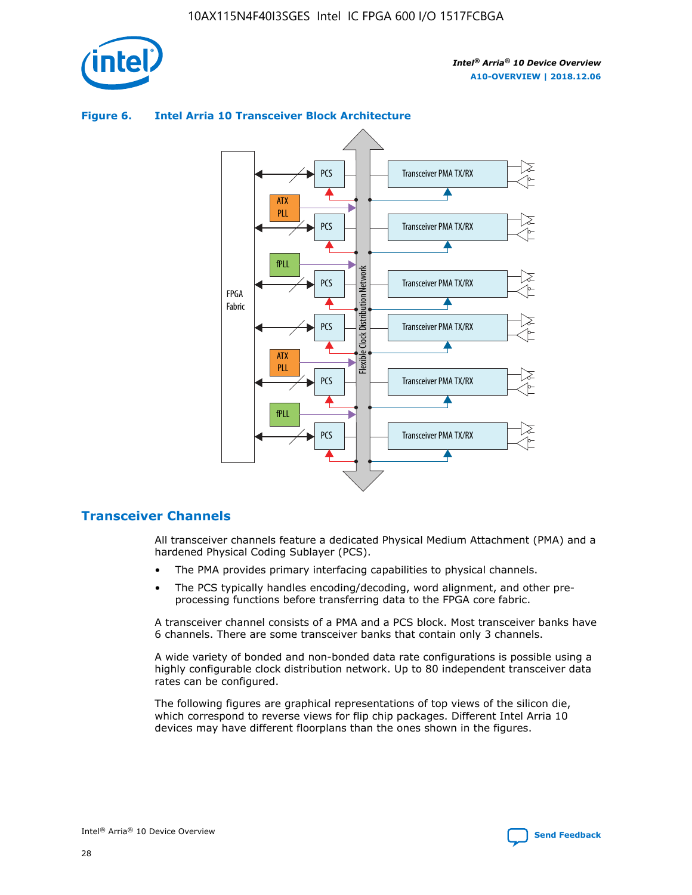**Figure 6. Intel Arria 10 Transceiver Block Architecture**

## Transceiver Channels

All transceiver channels feature a dedicated Physical Medium Attachment (PMA) and a hardened Physical Coding Sublayer (PCS).

- The PMA provides primary interfacing capabilities to physical channels.
- The PCS typically handles encoding/decoding, word alignment, and other pre-processing functions before transferring data to the FPGA core fabric.

A transceiver channel consists of a PMA and a PCS block. Most transceiver banks have 6 channels. There are some transceiver banks that contain only 3 channels.

A wide variety of bonded and non-bonded data rate configurations is possible using a highly configurable clock distribution network. Up to 80 independent transceiver data rates can be configured.

The following figures are graphical representations of top views of the silicon die, which correspond to reverse views for flip chip packages. Different Intel Arria 10 devices may have different floorplans than the ones shown in the figures.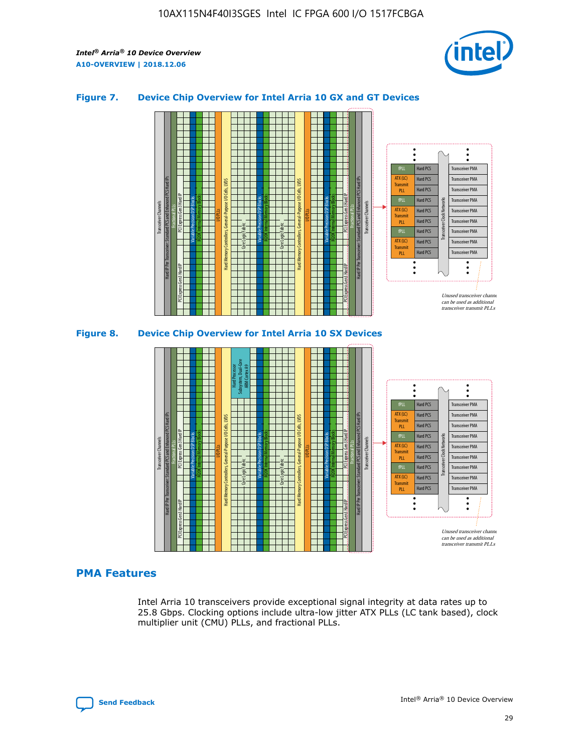### Figure 7. Device Chip Overview for Intel Arria 10 GX and GT Devices

### Figure 8. Device Chip Overview for Intel Arria 10 SX Devices

## PMA Features

Intel Arria 10 transceivers provide exceptional signal integrity at data rates up to 25.8 Gbps. Clocking options include ultra-low jitter ATX PLLs (LC tank based), clock multiplier unit (CMU) PLLs, and fractional PLLs.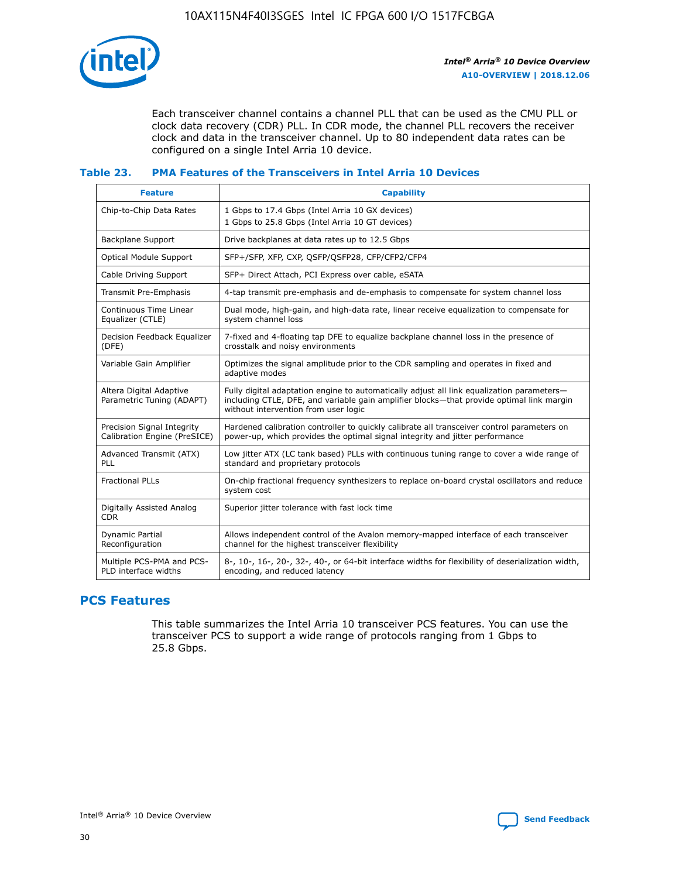Each transceiver channel contains a channel PLL that can be used as the CMU PLL or clock data recovery (CDR) PLL. In CDR mode, the channel PLL recovers the receiver clock and data in the transceiver channel. Up to 80 independent data rates can be configured on a single Intel Arria 10 device.

### Table 23. PMA Features of the Transceivers in Intel Arria 10 Devices

| Feature | Capability |
| --- | --- |
| Chip-to-Chip Data Rates | 1 Gbps to 17.4 Gbps (Intel Arria 10 GX devices)<br>1 Gbps to 25.8 Gbps (Intel Arria 10 GT devices) |
| Backplane Support | Drive backplanes at data rates up to 12.5 Gbps |
| Optical Module Support | SFP+/SFP, XFP, CXP, QSFP/QSFP28, CFP/CFP2/CFP4 |
| Cable Driving Support | SFP+ Direct Attach, PCI Express over cable, eSATA |
| Transmit Pre-Emphasis | 4-tap transmit pre-emphasis and de-emphasis to compensate for system channel loss |
| Continuous Time Linear Equalizer (CTLE) | Dual mode, high-gain, and high-data rate, linear receive equalization to compensate for system channel loss |
| Decision Feedback Equalizer (DFE) | 7-fixed and 4-floating tap DFE to equalize backplane channel loss in the presence of crosstalk and noisy environments |
| Variable Gain Amplifier | Optimizes the signal amplitude prior to the CDR sampling and operates in fixed and adaptive modes |
| Altera Digital Adaptive Parametric Tuning (ADAPT) | Fully digital adaptation engine to automatically adjust all link equalization parameters—including CTLE, DFE, and variable gain amplifier blocks—that provide optimal link margin without intervention from user logic |
| Precision Signal Integrity Calibration Engine (PreSICE) | Hardened calibration controller to quickly calibrate all transceiver control parameters on power-up, which provides the optimal signal integrity and jitter performance |
| Advanced Transmit (ATX) PLL | Low jitter ATX (LC tank based) PLLs with continuous tuning range to cover a wide range of standard and proprietary protocols |
| Fractional PLLs | On-chip fractional frequency synthesizers to replace on-board crystal oscillators and reduce system cost |
| Digitally Assisted Analog CDR | Superior jitter tolerance with fast lock time |
| Dynamic Partial Reconfiguration | Allows independent control of the Avalon memory-mapped interface of each transceiver channel for the highest transceiver flexibility |
| Multiple PCS-PMA and PCS-PLD interface widths | 8-, 10-, 16-, 20-, 32-, 40-, or 64-bit interface widths for flexibility of deserialization width, encoding, and reduced latency |

## PCS Features

This table summarizes the Intel Arria 10 transceiver PCS features. You can use the transceiver PCS to support a wide range of protocols ranging from 1 Gbps to 25.8 Gbps.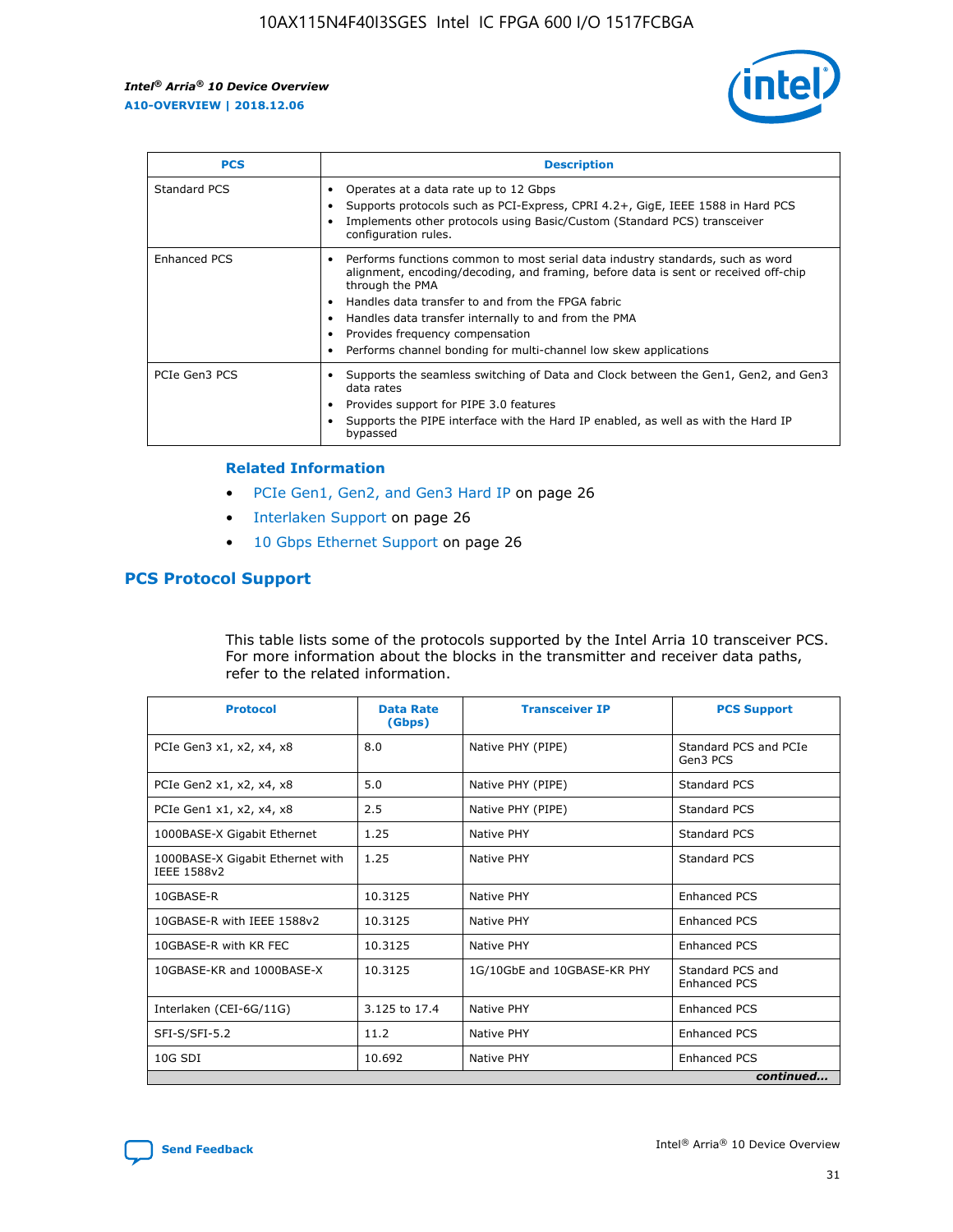| PCS | Description |
| --- | --- |
| Standard PCS | • Operates at a data rate up to 12 Gbps<br>• Supports protocols such as PCI-Express, CPRI 4.2+, GigE, IEEE 1588 in Hard PCS<br>• Implements other protocols using Basic/Custom (Standard PCS) transceiver configuration rules. |
| Enhanced PCS | • Performs functions common to most serial data industry standards, such as word alignment, encoding/decoding, and framing, before data is sent or received off-chip through the PMA<br>• Handles data transfer to and from the FPGA fabric<br>• Handles data transfer internally to and from the PMA<br>• Provides frequency compensation<br>• Performs channel bonding for multi-channel low skew applications |
| PCIe Gen3 PCS | • Supports the seamless switching of Data and Clock between the Gen1, Gen2, and Gen3 data rates<br>• Provides support for PIPE 3.0 features<br>• Supports the PIPE interface with the Hard IP enabled, as well as with the Hard IP bypassed |

**Related Information**

- PCIe Gen1, Gen2, and Gen3 Hard IP on page 26
- Interlaken Support on page 26
- 10 Gbps Ethernet Support on page 26

## PCS Protocol Support

This table lists some of the protocols supported by the Intel Arria 10 transceiver PCS. For more information about the blocks in the transmitter and receiver data paths, refer to the related information.

| Protocol | Data Rate (Gbps) | Transceiver IP | PCS Support |
| --- | --- | --- | --- |
| PCIe Gen3 x1, x2, x4, x8 | 8.0 | Native PHY (PIPE) | Standard PCS and PCIe Gen3 PCS |
| PCIe Gen2 x1, x2, x4, x8 | 5.0 | Native PHY (PIPE) | Standard PCS |
| PCIe Gen1 x1, x2, x4, x8 | 2.5 | Native PHY (PIPE) | Standard PCS |
| 1000BASE-X Gigabit Ethernet | 1.25 | Native PHY | Standard PCS |
| 1000BASE-X Gigabit Ethernet with IEEE 1588v2 | 1.25 | Native PHY | Standard PCS |
| 10GBASE-R | 10.3125 | Native PHY | Enhanced PCS |
| 10GBASE-R with IEEE 1588v2 | 10.3125 | Native PHY | Enhanced PCS |
| 10GBASE-R with KR FEC | 10.3125 | Native PHY | Enhanced PCS |
| 10GBASE-KR and 1000BASE-X | 10.3125 | 1G/10GbE and 10GBASE-KR PHY | Standard PCS and Enhanced PCS |
| Interlaken (CEI-6G/11G) | 3.125 to 17.4 | Native PHY | Enhanced PCS |
| SFI-S/SFI-5.2 | 11.2 | Native PHY | Enhanced PCS |
| 10G SDI | 10.692 | Native PHY | Enhanced PCS |

*continued...*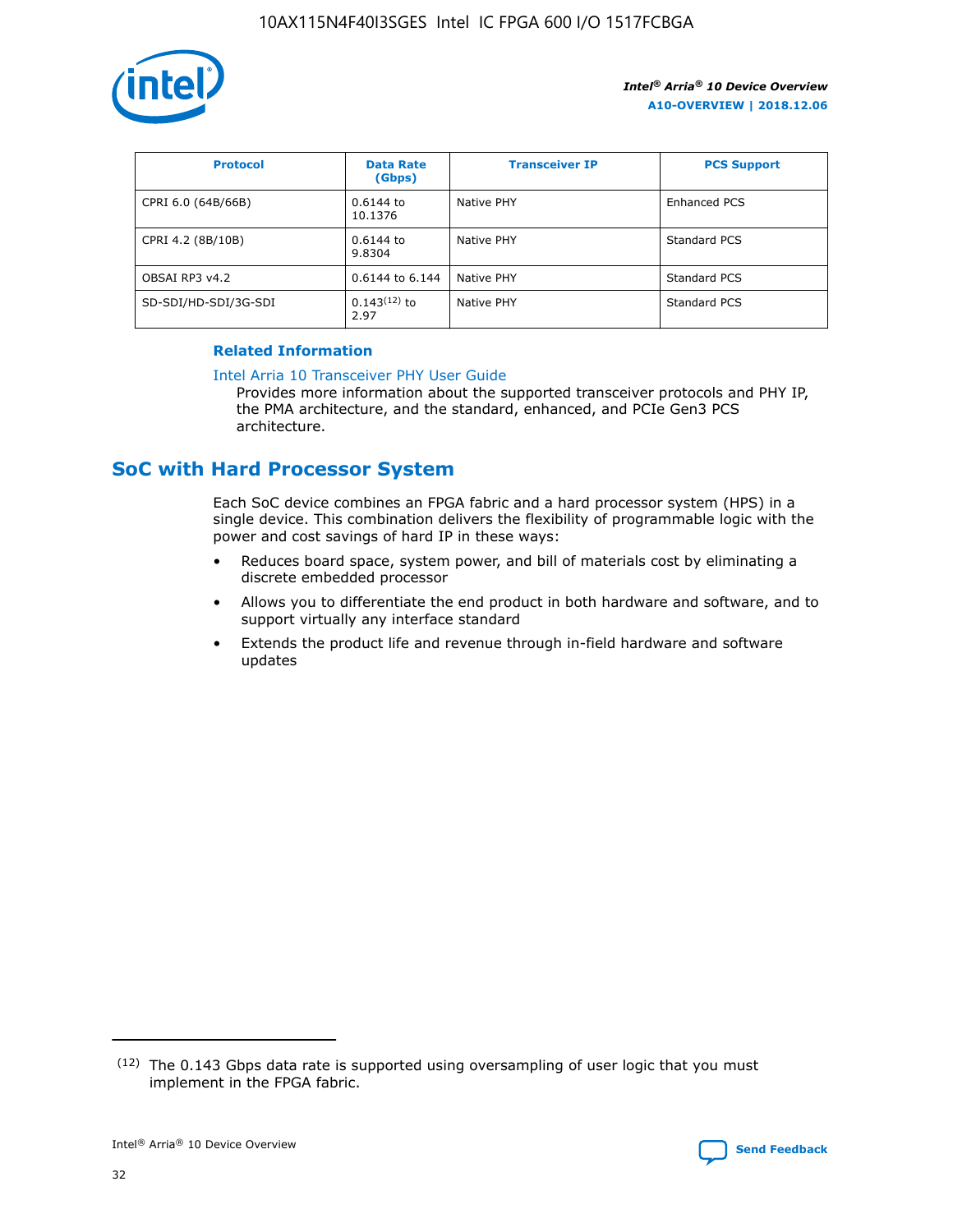| Protocol | Data Rate (Gbps) | Transceiver IP | PCS Support |
| --- | --- | --- | --- |
| CPRI 6.0 (64B/66B) | 0.6144 to 10.1376 | Native PHY | Enhanced PCS |
| CPRI 4.2 (8B/10B) | 0.6144 to 9.8304 | Native PHY | Standard PCS |
| OBSAI RP3 v4.2 | 0.6144 to 6.144 | Native PHY | Standard PCS |
| SD-SDI/HD-SDI/3G-SDI | 0.143[12] to 2.97 | Native PHY | Standard PCS |

**Related Information**

Intel Arria 10 Transceiver PHY User Guide

Provides more information about the supported transceiver protocols and PHY IP, the PMA architecture, and the standard, enhanced, and PCIe Gen3 PCS architecture.

## SoC with Hard Processor System

Each SoC device combines an FPGA fabric and a hard processor system (HPS) in a single device. This combination delivers the flexibility of programmable logic with the power and cost savings of hard IP in these ways:

- Reduces board space, system power, and bill of materials cost by eliminating a discrete embedded processor
- Allows you to differentiate the end product in both hardware and software, and to support virtually any interface standard
- Extends the product life and revenue through in-field hardware and software updates

[12] The 0.143 Gbps data rate is supported using oversampling of user logic that you must implement in the FPGA fabric.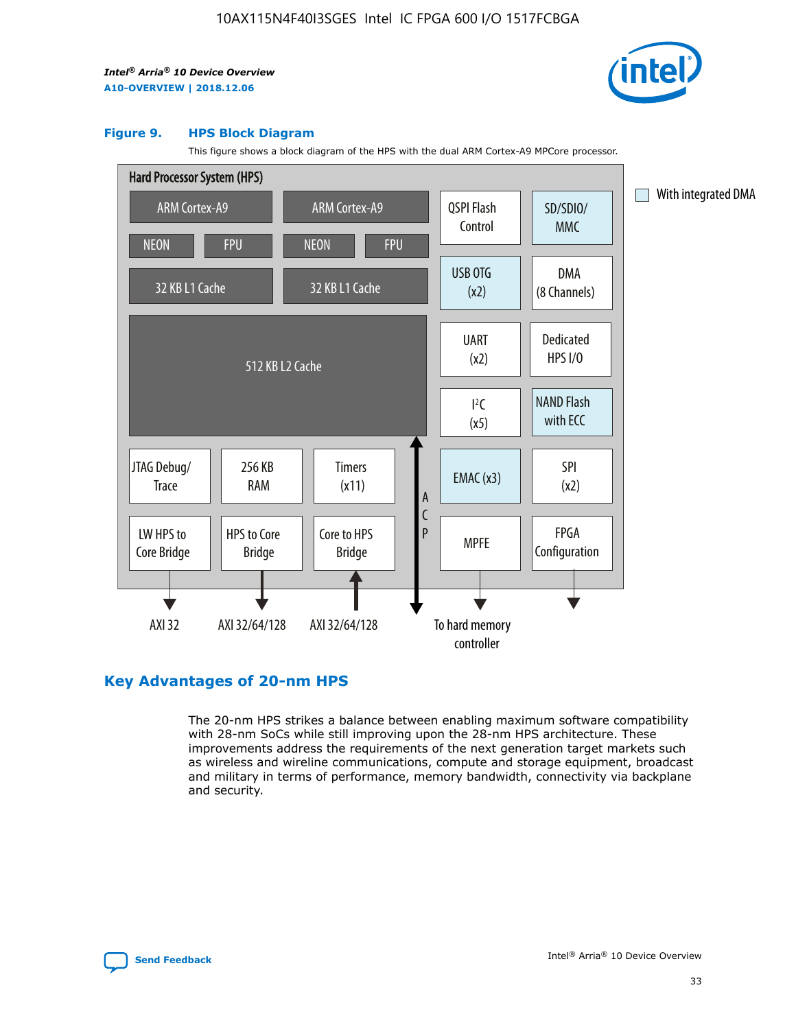**Figure 9. HPS Block Diagram**

This figure shows a block diagram of the HPS with the dual ARM Cortex-A9 MPCore processor.

Hard Processor System (HPS)

ARM Cortex-A9 | ARM Cortex-A9 | QSPI Flash Control | SD/SDIO/MMC

NEON | FPU | NEON | FPU

32 KB L1 Cache | 32 KB L1 Cache | USB OTG (x2) | DMA (8 Channels)

512 KB L2 Cache | UART (x2) | Dedicated HPS I/O | I²C (x5) | NAND Flash with ECC

JTAG Debug/Trace | 256 KB RAM | Timers (x11) | ACP | EMAC (x3) | SPI (x2)

LW HPS to Core Bridge | HPS to Core Bridge | Core to HPS Bridge | MPFE | FPGA Configuration

AXI 32 | AXI 32/64/128 | AXI 32/64/128 | To hard memory controller

With integrated DMA

## Key Advantages of 20-nm HPS

The 20-nm HPS strikes a balance between enabling maximum software compatibility with 28-nm SoCs while still improving upon the 28-nm HPS architecture. These improvements address the requirements of the next generation target markets such as wireless and wireline communications, compute and storage equipment, broadcast and military in terms of performance, memory bandwidth, connectivity via backplane and security.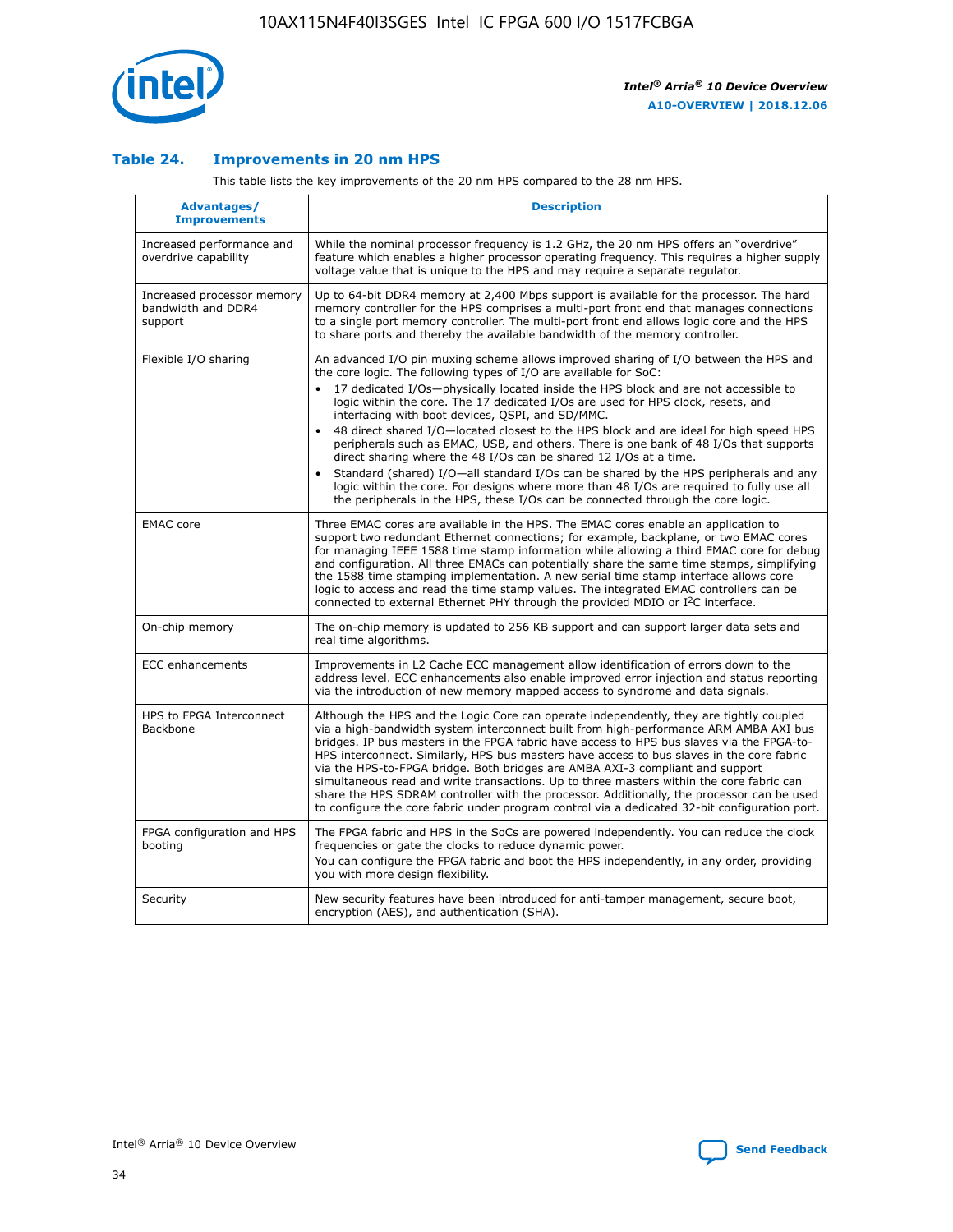### Table 24. Improvements in 20 nm HPS

This table lists the key improvements of the 20 nm HPS compared to the 28 nm HPS.

| Advantages/ Improvements | Description |
|---|---|
| Increased performance and overdrive capability | While the nominal processor frequency is 1.2 GHz, the 20 nm HPS offers an "overdrive" feature which enables a higher processor operating frequency. This requires a higher supply voltage value that is unique to the HPS and may require a separate regulator. |
| Increased processor memory bandwidth and DDR4 support | Up to 64-bit DDR4 memory at 2,400 Mbps support is available for the processor. The hard memory controller for the HPS comprises a multi-port front end that manages connections to a single port memory controller. The multi-port front end allows logic core and the HPS to share ports and thereby the available bandwidth of the memory controller. |
| Flexible I/O sharing | An advanced I/O pin muxing scheme allows improved sharing of I/O between the HPS and the core logic. The following types of I/O are available for SoC: <br>• 17 dedicated I/Os—physically located inside the HPS block and are not accessible to logic within the core. The 17 dedicated I/Os are used for HPS clock, resets, and interfacing with boot devices, QSPI, and SD/MMC. <br>• 48 direct shared I/O—located closest to the HPS block and are ideal for high speed HPS peripherals such as EMAC, USB, and others. There is one bank of 48 I/Os that supports direct sharing where the 48 I/Os can be shared 12 I/Os at a time. <br>• Standard (shared) I/O—all standard I/Os can be shared by the HPS peripherals and any logic within the core. For designs where more than 48 I/Os are required to fully use all the peripherals in the HPS, these I/Os can be connected through the core logic. |
| EMAC core | Three EMAC cores are available in the HPS. The EMAC cores enable an application to support two redundant Ethernet connections; for example, backplane, or two EMAC cores for managing IEEE 1588 time stamp information while allowing a third EMAC core for debug and configuration. All three EMACs can potentially share the same time stamps, simplifying the 1588 time stamping implementation. A new serial time stamp interface allows core logic to access and read the time stamp values. The integrated EMAC controllers can be connected to external Ethernet PHY through the provided MDIO or I²C interface. |
| On-chip memory | The on-chip memory is updated to 256 KB support and can support larger data sets and real time algorithms. |
| ECC enhancements | Improvements in L2 Cache ECC management allow identification of errors down to the address level. ECC enhancements also enable improved error injection and status reporting via the introduction of new memory mapped access to syndrome and data signals. |
| HPS to FPGA Interconnect Backbone | Although the HPS and the Logic Core can operate independently, they are tightly coupled via a high-bandwidth system interconnect built from high-performance ARM AMBA AXI bus bridges. IP bus masters in the FPGA fabric have access to HPS bus slaves via the FPGA-to-HPS interconnect. Similarly, HPS bus masters have access to bus slaves in the core fabric via the HPS-to-FPGA bridge. Both bridges are AMBA AXI-3 compliant and support simultaneous read and write transactions. Up to three masters within the core fabric can share the HPS SDRAM controller with the processor. Additionally, the processor can be used to configure the core fabric under program control via a dedicated 32-bit configuration port. |
| FPGA configuration and HPS booting | The FPGA fabric and HPS in the SoCs are powered independently. You can reduce the clock frequencies or gate the clocks to reduce dynamic power. <br>You can configure the FPGA fabric and boot the HPS independently, in any order, providing you with more design flexibility. |
| Security | New security features have been introduced for anti-tamper management, secure boot, encryption (AES), and authentication (SHA). |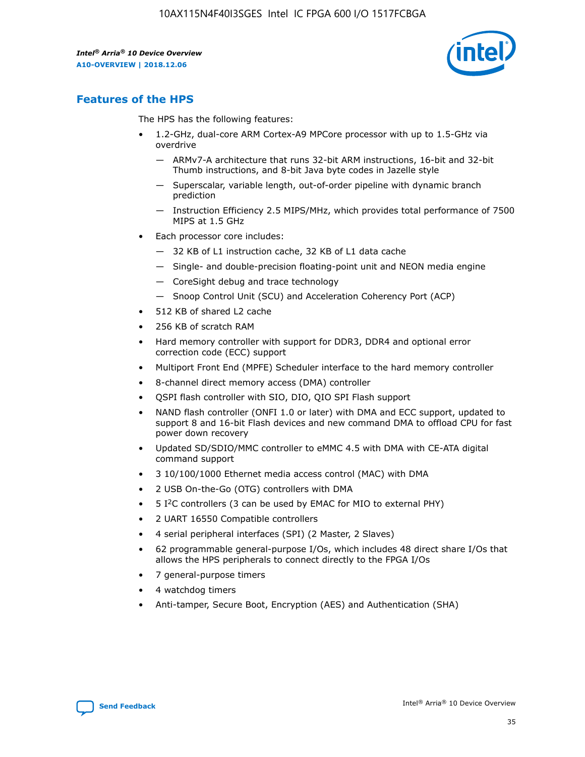## Features of the HPS

The HPS has the following features:

- 1.2-GHz, dual-core ARM Cortex-A9 MPCore processor with up to 1.5-GHz via overdrive
  - — ARMv7-A architecture that runs 32-bit ARM instructions, 16-bit and 32-bit Thumb instructions, and 8-bit Java byte codes in Jazelle style
  - — Superscalar, variable length, out-of-order pipeline with dynamic branch prediction
  - — Instruction Efficiency 2.5 MIPS/MHz, which provides total performance of 7500 MIPS at 1.5 GHz
- Each processor core includes:
  - — 32 KB of L1 instruction cache, 32 KB of L1 data cache
  - — Single- and double-precision floating-point unit and NEON media engine
  - — CoreSight debug and trace technology
  - — Snoop Control Unit (SCU) and Acceleration Coherency Port (ACP)
- 512 KB of shared L2 cache
- 256 KB of scratch RAM
- Hard memory controller with support for DDR3, DDR4 and optional error correction code (ECC) support
- Multiport Front End (MPFE) Scheduler interface to the hard memory controller
- 8-channel direct memory access (DMA) controller
- QSPI flash controller with SIO, DIO, QIO SPI Flash support
- NAND flash controller (ONFI 1.0 or later) with DMA and ECC support, updated to support 8 and 16-bit Flash devices and new command DMA to offload CPU for fast power down recovery
- Updated SD/SDIO/MMC controller to eMMC 4.5 with DMA with CE-ATA digital command support
- 3 10/100/1000 Ethernet media access control (MAC) with DMA
- 2 USB On-the-Go (OTG) controllers with DMA
- 5 I²C controllers (3 can be used by EMAC for MIO to external PHY)
- 2 UART 16550 Compatible controllers
- 4 serial peripheral interfaces (SPI) (2 Master, 2 Slaves)
- 62 programmable general-purpose I/Os, which includes 48 direct share I/Os that allows the HPS peripherals to connect directly to the FPGA I/Os
- 7 general-purpose timers
- 4 watchdog timers
- Anti-tamper, Secure Boot, Encryption (AES) and Authentication (SHA)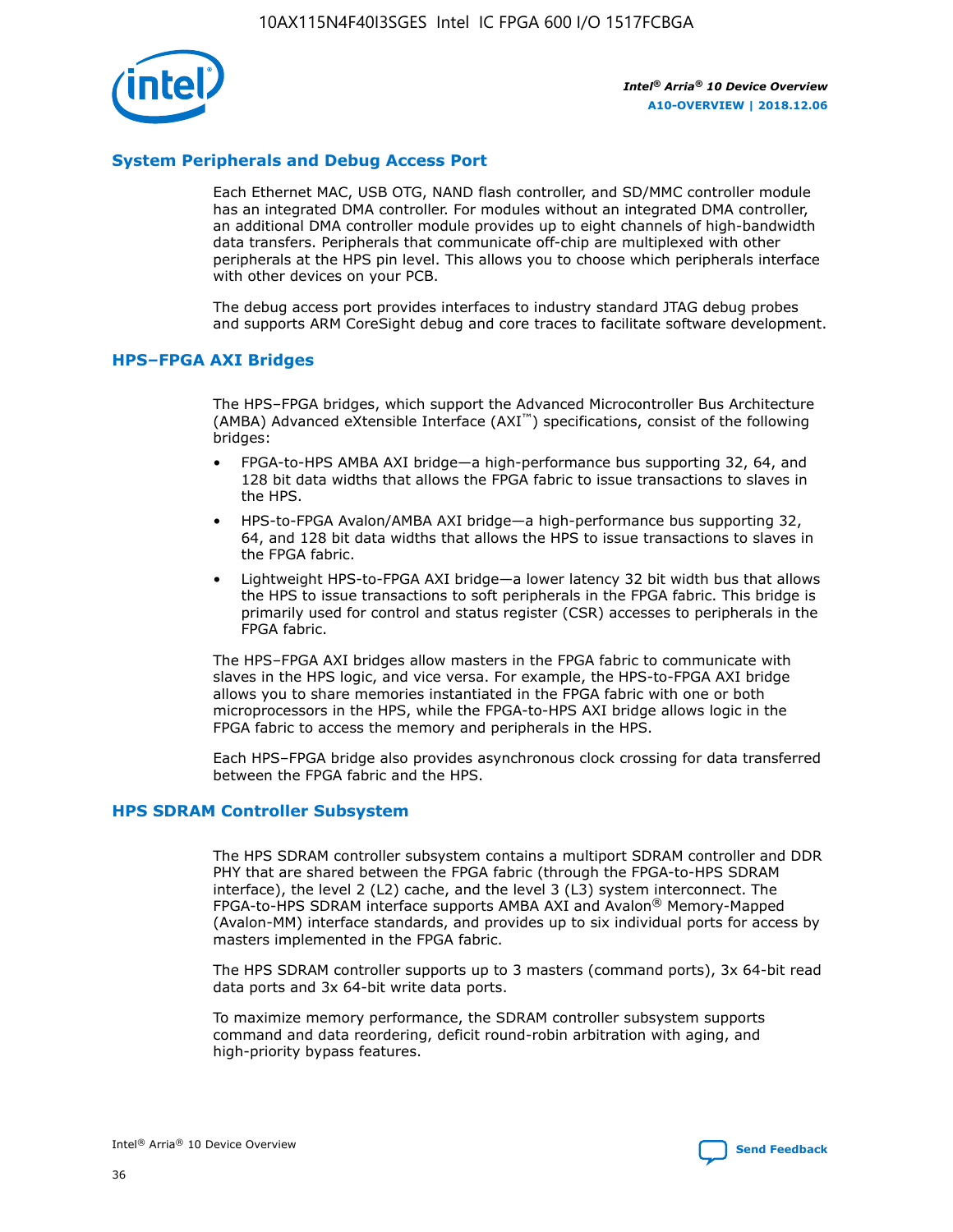## System Peripherals and Debug Access Port

Each Ethernet MAC, USB OTG, NAND flash controller, and SD/MMC controller module has an integrated DMA controller. For modules without an integrated DMA controller, an additional DMA controller module provides up to eight channels of high-bandwidth data transfers. Peripherals that communicate off-chip are multiplexed with other peripherals at the HPS pin level. This allows you to choose which peripherals interface with other devices on your PCB.

The debug access port provides interfaces to industry standard JTAG debug probes and supports ARM CoreSight debug and core traces to facilitate software development.

## HPS–FPGA AXI Bridges

The HPS–FPGA bridges, which support the Advanced Microcontroller Bus Architecture (AMBA) Advanced eXtensible Interface (AXI™) specifications, consist of the following bridges:

- FPGA-to-HPS AMBA AXI bridge—a high-performance bus supporting 32, 64, and 128 bit data widths that allows the FPGA fabric to issue transactions to slaves in the HPS.
- HPS-to-FPGA Avalon/AMBA AXI bridge—a high-performance bus supporting 32, 64, and 128 bit data widths that allows the HPS to issue transactions to slaves in the FPGA fabric.
- Lightweight HPS-to-FPGA AXI bridge—a lower latency 32 bit width bus that allows the HPS to issue transactions to soft peripherals in the FPGA fabric. This bridge is primarily used for control and status register (CSR) accesses to peripherals in the FPGA fabric.

The HPS–FPGA AXI bridges allow masters in the FPGA fabric to communicate with slaves in the HPS logic, and vice versa. For example, the HPS-to-FPGA AXI bridge allows you to share memories instantiated in the FPGA fabric with one or both microprocessors in the HPS, while the FPGA-to-HPS AXI bridge allows logic in the FPGA fabric to access the memory and peripherals in the HPS.

Each HPS–FPGA bridge also provides asynchronous clock crossing for data transferred between the FPGA fabric and the HPS.

## HPS SDRAM Controller Subsystem

The HPS SDRAM controller subsystem contains a multiport SDRAM controller and DDR PHY that are shared between the FPGA fabric (through the FPGA-to-HPS SDRAM interface), the level 2 (L2) cache, and the level 3 (L3) system interconnect. The FPGA-to-HPS SDRAM interface supports AMBA AXI and Avalon® Memory-Mapped (Avalon-MM) interface standards, and provides up to six individual ports for access by masters implemented in the FPGA fabric.

The HPS SDRAM controller supports up to 3 masters (command ports), 3x 64-bit read data ports and 3x 64-bit write data ports.

To maximize memory performance, the SDRAM controller subsystem supports command and data reordering, deficit round-robin arbitration with aging, and high-priority bypass features.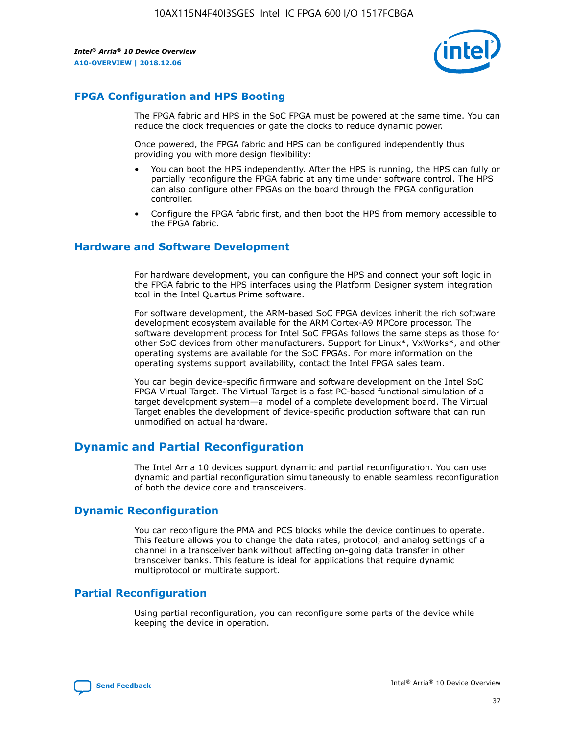## FPGA Configuration and HPS Booting

The FPGA fabric and HPS in the SoC FPGA must be powered at the same time. You can reduce the clock frequencies or gate the clocks to reduce dynamic power.

Once powered, the FPGA fabric and HPS can be configured independently thus providing you with more design flexibility:

- You can boot the HPS independently. After the HPS is running, the HPS can fully or partially reconfigure the FPGA fabric at any time under software control. The HPS can also configure other FPGAs on the board through the FPGA configuration controller.
- Configure the FPGA fabric first, and then boot the HPS from memory accessible to the FPGA fabric.

## Hardware and Software Development

For hardware development, you can configure the HPS and connect your soft logic in the FPGA fabric to the HPS interfaces using the Platform Designer system integration tool in the Intel Quartus Prime software.

For software development, the ARM-based SoC FPGA devices inherit the rich software development ecosystem available for the ARM Cortex-A9 MPCore processor. The software development process for Intel SoC FPGAs follows the same steps as those for other SoC devices from other manufacturers. Support for Linux*, VxWorks*, and other operating systems are available for the SoC FPGAs. For more information on the operating systems support availability, contact the Intel FPGA sales team.

You can begin device-specific firmware and software development on the Intel SoC FPGA Virtual Target. The Virtual Target is a fast PC-based functional simulation of a target development system—a model of a complete development board. The Virtual Target enables the development of device-specific production software that can run unmodified on actual hardware.

# Dynamic and Partial Reconfiguration

The Intel Arria 10 devices support dynamic and partial reconfiguration. You can use dynamic and partial reconfiguration simultaneously to enable seamless reconfiguration of both the device core and transceivers.

## Dynamic Reconfiguration

You can reconfigure the PMA and PCS blocks while the device continues to operate. This feature allows you to change the data rates, protocol, and analog settings of a channel in a transceiver bank without affecting on-going data transfer in other transceiver banks. This feature is ideal for applications that require dynamic multiprotocol or multirate support.

## Partial Reconfiguration

Using partial reconfiguration, you can reconfigure some parts of the device while keeping the device in operation.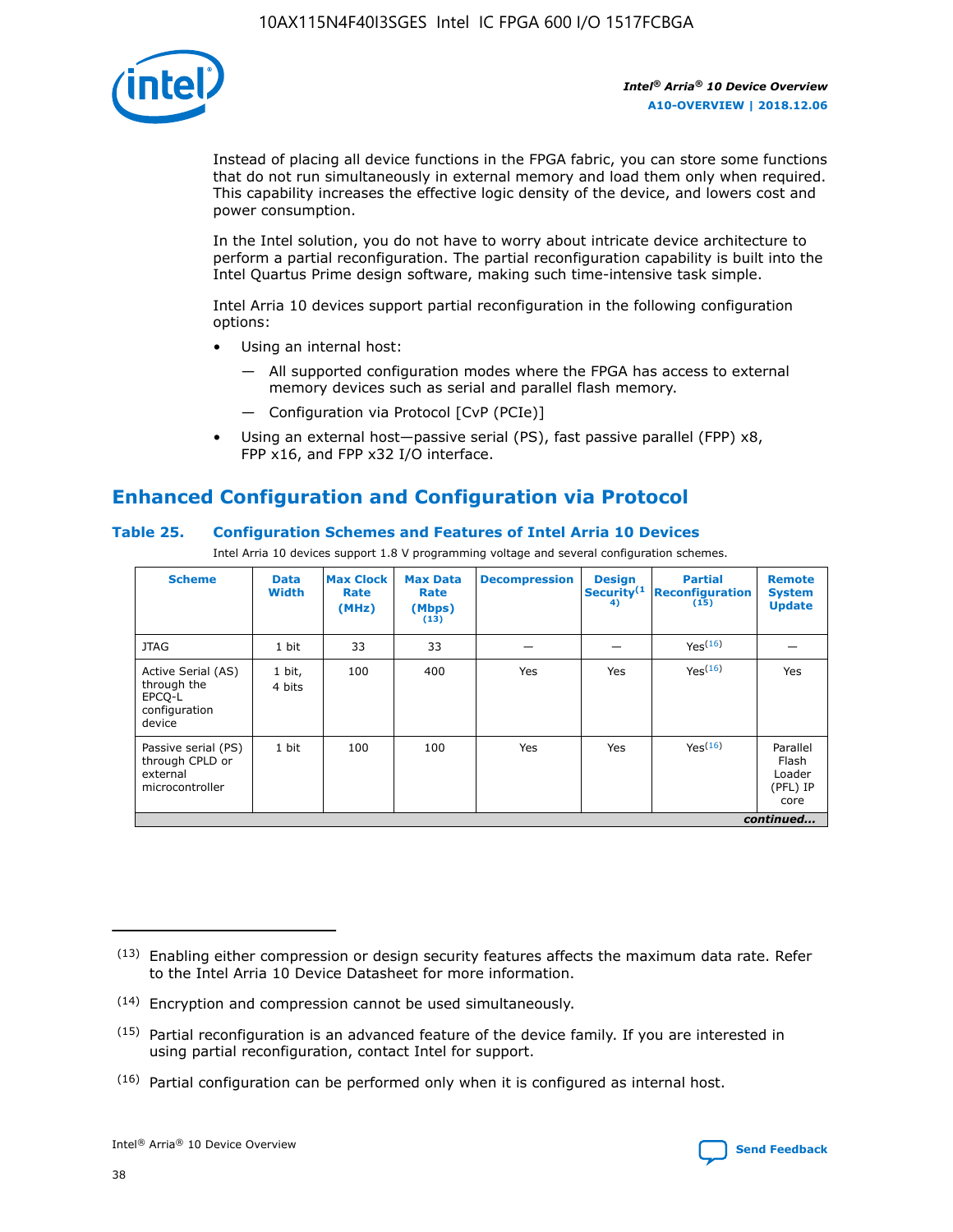Instead of placing all device functions in the FPGA fabric, you can store some functions that do not run simultaneously in external memory and load them only when required. This capability increases the effective logic density of the device, and lowers cost and power consumption.

In the Intel solution, you do not have to worry about intricate device architecture to perform a partial reconfiguration. The partial reconfiguration capability is built into the Intel Quartus Prime design software, making such time-intensive task simple.

Intel Arria 10 devices support partial reconfiguration in the following configuration options:

- Using an internal host:
  - — All supported configuration modes where the FPGA has access to external memory devices such as serial and parallel flash memory.
  - — Configuration via Protocol [CvP (PCIe)]
- Using an external host—passive serial (PS), fast passive parallel (FPP) x8, FPP x16, and FPP x32 I/O interface.

## Enhanced Configuration and Configuration via Protocol

### Table 25. Configuration Schemes and Features of Intel Arria 10 Devices

Intel Arria 10 devices support 1.8 V programming voltage and several configuration schemes.

| Scheme | Data Width | Max Clock Rate (MHz) | Max Data Rate (Mbps) (13) | Decompression | Design Security (14) | Partial Reconfiguration (15) | Remote System Update |
|---|---|---|---|---|---|---|---|
| JTAG | 1 bit | 33 | 33 | — | — | Yes (16) | — |
| Active Serial (AS) through the EPCQ-L configuration device | 1 bit, 4 bits | 100 | 400 | Yes | Yes | Yes (16) | Yes |
| Passive serial (PS) through CPLD or external microcontroller | 1 bit | 100 | 100 | Yes | Yes | Yes (16) | Parallel Flash Loader (PFL) IP core |

*continued...*

(13) Enabling either compression or design security features affects the maximum data rate. Refer to the Intel Arria 10 Device Datasheet for more information.

(14) Encryption and compression cannot be used simultaneously.

(15) Partial reconfiguration is an advanced feature of the device family. If you are interested in using partial reconfiguration, contact Intel for support.

(16) Partial configuration can be performed only when it is configured as internal host.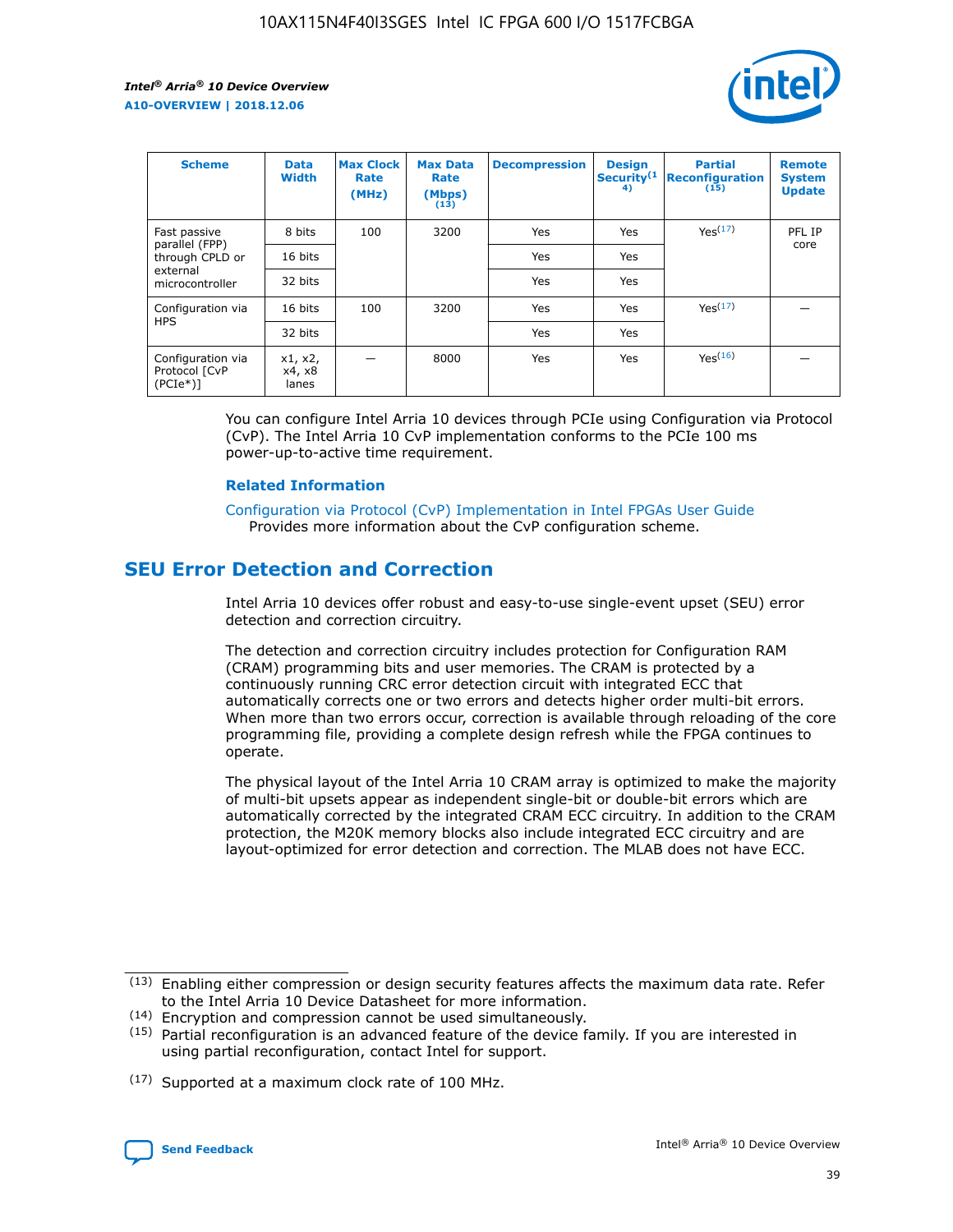| Scheme | Data Width | Max Clock Rate (MHz) | Max Data Rate (Mbps) (13) | Decompression | Design Security(14) | Partial Reconfiguration (15) | Remote System Update |
|---|---|---|---|---|---|---|---|
| Fast passive parallel (FPP) through CPLD or external microcontroller | 8 bits | 100 | 3200 | Yes | Yes | Yes(17) | PFL IP core |
| | 16 bits | | | Yes | Yes | | |
| | 32 bits | | | Yes | Yes | | |
| Configuration via HPS | 16 bits | 100 | 3200 | Yes | Yes | Yes(17) | — |
| | 32 bits | | | Yes | Yes | | |
| Configuration via Protocol [CvP (PCIe*)] | x1, x2, x4, x8 lanes | — | 8000 | Yes | Yes | Yes(16) | — |

You can configure Intel Arria 10 devices through PCIe using Configuration via Protocol (CvP). The Intel Arria 10 CvP implementation conforms to the PCIe 100 ms power-up-to-active time requirement.

### Related Information

Configuration via Protocol (CvP) Implementation in Intel FPGAs User Guide
Provides more information about the CvP configuration scheme.

## SEU Error Detection and Correction

Intel Arria 10 devices offer robust and easy-to-use single-event upset (SEU) error detection and correction circuitry.

The detection and correction circuitry includes protection for Configuration RAM (CRAM) programming bits and user memories. The CRAM is protected by a continuously running CRC error detection circuit with integrated ECC that automatically corrects one or two errors and detects higher order multi-bit errors. When more than two errors occur, correction is available through reloading of the core programming file, providing a complete design refresh while the FPGA continues to operate.

The physical layout of the Intel Arria 10 CRAM array is optimized to make the majority of multi-bit upsets appear as independent single-bit or double-bit errors which are automatically corrected by the integrated CRAM ECC circuitry. In addition to the CRAM protection, the M20K memory blocks also include integrated ECC circuitry and are layout-optimized for error detection and correction. The MLAB does not have ECC.

(13) Enabling either compression or design security features affects the maximum data rate. Refer to the Intel Arria 10 Device Datasheet for more information.

(14) Encryption and compression cannot be used simultaneously.

(15) Partial reconfiguration is an advanced feature of the device family. If you are interested in using partial reconfiguration, contact Intel for support.

(17) Supported at a maximum clock rate of 100 MHz.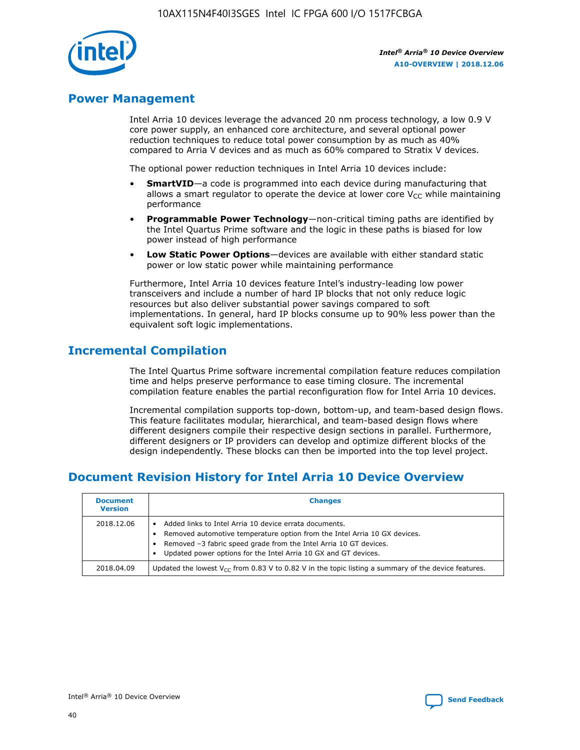## Power Management

Intel Arria 10 devices leverage the advanced 20 nm process technology, a low 0.9 V core power supply, an enhanced core architecture, and several optional power reduction techniques to reduce total power consumption by as much as 40% compared to Arria V devices and as much as 60% compared to Stratix V devices.

The optional power reduction techniques in Intel Arria 10 devices include:

- **SmartVID**—a code is programmed into each device during manufacturing that allows a smart regulator to operate the device at lower core $V_{CC}$ while maintaining performance
- **Programmable Power Technology**—non-critical timing paths are identified by the Intel Quartus Prime software and the logic in these paths is biased for low power instead of high performance
- **Low Static Power Options**—devices are available with either standard static power or low static power while maintaining performance

Furthermore, Intel Arria 10 devices feature Intel's industry-leading low power transceivers and include a number of hard IP blocks that not only reduce logic resources but also deliver substantial power savings compared to soft implementations. In general, hard IP blocks consume up to 90% less power than the equivalent soft logic implementations.

## Incremental Compilation

The Intel Quartus Prime software incremental compilation feature reduces compilation time and helps preserve performance to ease timing closure. The incremental compilation feature enables the partial reconfiguration flow for Intel Arria 10 devices.

Incremental compilation supports top-down, bottom-up, and team-based design flows. This feature facilitates modular, hierarchical, and team-based design flows where different designers compile their respective design sections in parallel. Furthermore, different designers or IP providers can develop and optimize different blocks of the design independently. These blocks can then be imported into the top level project.

## Document Revision History for Intel Arria 10 Device Overview

| Document Version | Changes |
|---|---|
| 2018.12.06 | • Added links to Intel Arria 10 device errata documents.<br>• Removed automotive temperature option from the Intel Arria 10 GX devices.<br>• Removed –3 fabric speed grade from the Intel Arria 10 GT devices.<br>• Updated power options for the Intel Arria 10 GX and GT devices. |
| 2018.04.09 | Updated the lowest $V_{CC}$ from 0.83 V to 0.82 V in the topic listing a summary of the device features. |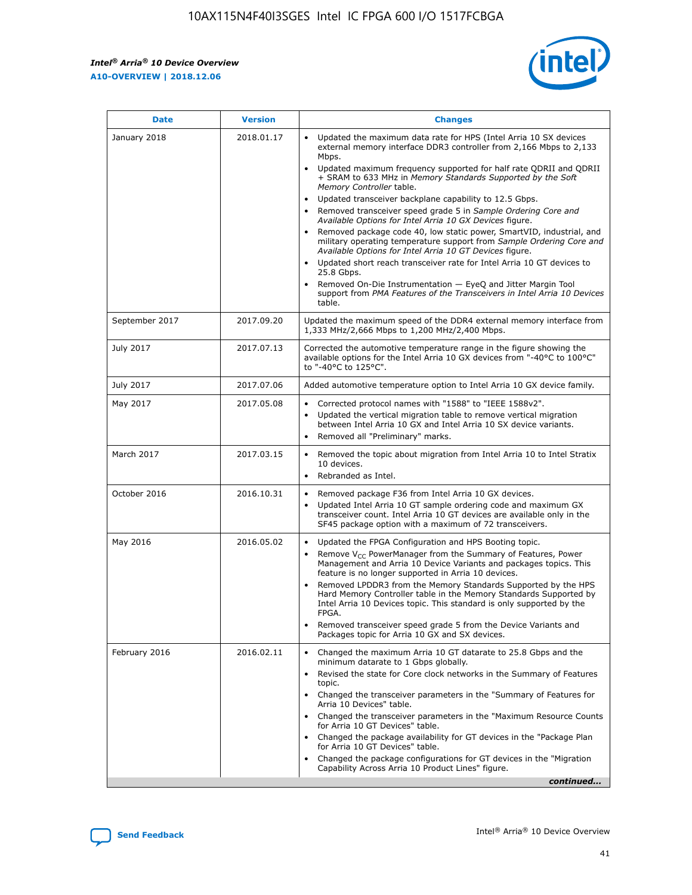| Date | Version | Changes |
| --- | --- | --- |
| January 2018 | 2018.01.17 | • Updated the maximum data rate for HPS (Intel Arria 10 SX devices external memory interface DDR3 controller from 2,166 Mbps to 2,133 Mbps.<br>• Updated maximum frequency supported for half rate QDRII and QDRII + SRAM to 633 MHz in *Memory Standards Supported by the Soft Memory Controller* table.<br>• Updated transceiver backplane capability to 12.5 Gbps.<br>• Removed transceiver speed grade 5 in *Sample Ordering Core and Available Options for Intel Arria 10 GX Devices* figure.<br>• Removed package code 40, low static power, SmartVID, industrial, and military operating temperature support from *Sample Ordering Core and Available Options for Intel Arria 10 GT Devices* figure.<br>• Updated short reach transceiver rate for Intel Arria 10 GT devices to 25.8 Gbps.<br>• Removed On-Die Instrumentation — EyeQ and Jitter Margin Tool support from *PMA Features of the Transceivers in Intel Arria 10 Devices* table. |
| September 2017 | 2017.09.20 | Updated the maximum speed of the DDR4 external memory interface from 1,333 MHz/2,666 Mbps to 1,200 MHz/2,400 Mbps. |
| July 2017 | 2017.07.13 | Corrected the automotive temperature range in the figure showing the available options for the Intel Arria 10 GX devices from "-40°C to 100°C" to "-40°C to 125°C". |
| July 2017 | 2017.07.06 | Added automotive temperature option to Intel Arria 10 GX device family. |
| May 2017 | 2017.05.08 | • Corrected protocol names with "1588" to "IEEE 1588v2".<br>• Updated the vertical migration table to remove vertical migration between Intel Arria 10 GX and Intel Arria 10 SX device variants.<br>• Removed all "Preliminary" marks. |
| March 2017 | 2017.03.15 | • Removed the topic about migration from Intel Arria 10 to Intel Stratix 10 devices.<br>• Rebranded as Intel. |
| October 2016 | 2016.10.31 | • Removed package F36 from Intel Arria 10 GX devices.<br>• Updated Intel Arria 10 GT sample ordering code and maximum GX transceiver count. Intel Arria 10 GT devices are available only in the SF45 package option with a maximum of 72 transceivers. |
| May 2016 | 2016.05.02 | • Updated the FPGA Configuration and HPS Booting topic.<br>• Remove $V_{CC}$ PowerManager from the Summary of Features, Power Management and Arria 10 Device Variants and packages topics. This feature is no longer supported in Arria 10 devices.<br>• Removed LPDDR3 from the Memory Standards Supported by the HPS Hard Memory Controller table in the Memory Standards Supported by Intel Arria 10 Devices topic. This standard is only supported by the FPGA.<br>• Removed transceiver speed grade 5 from the Device Variants and Packages topic for Arria 10 GX and SX devices. |
| February 2016 | 2016.02.11 | • Changed the maximum Arria 10 GT datarate to 25.8 Gbps and the minimum datarate to 1 Gbps globally.<br>• Revised the state for Core clock networks in the Summary of Features topic.<br>• Changed the transceiver parameters in the "Summary of Features for Arria 10 Devices" table.<br>• Changed the transceiver parameters in the "Maximum Resource Counts for Arria 10 GT Devices" table.<br>• Changed the package availability for GT devices in the "Package Plan for Arria 10 GT Devices" table.<br>• Changed the package configurations for GT devices in the "Migration Capability Across Arria 10 Product Lines" figure. |

*continued...*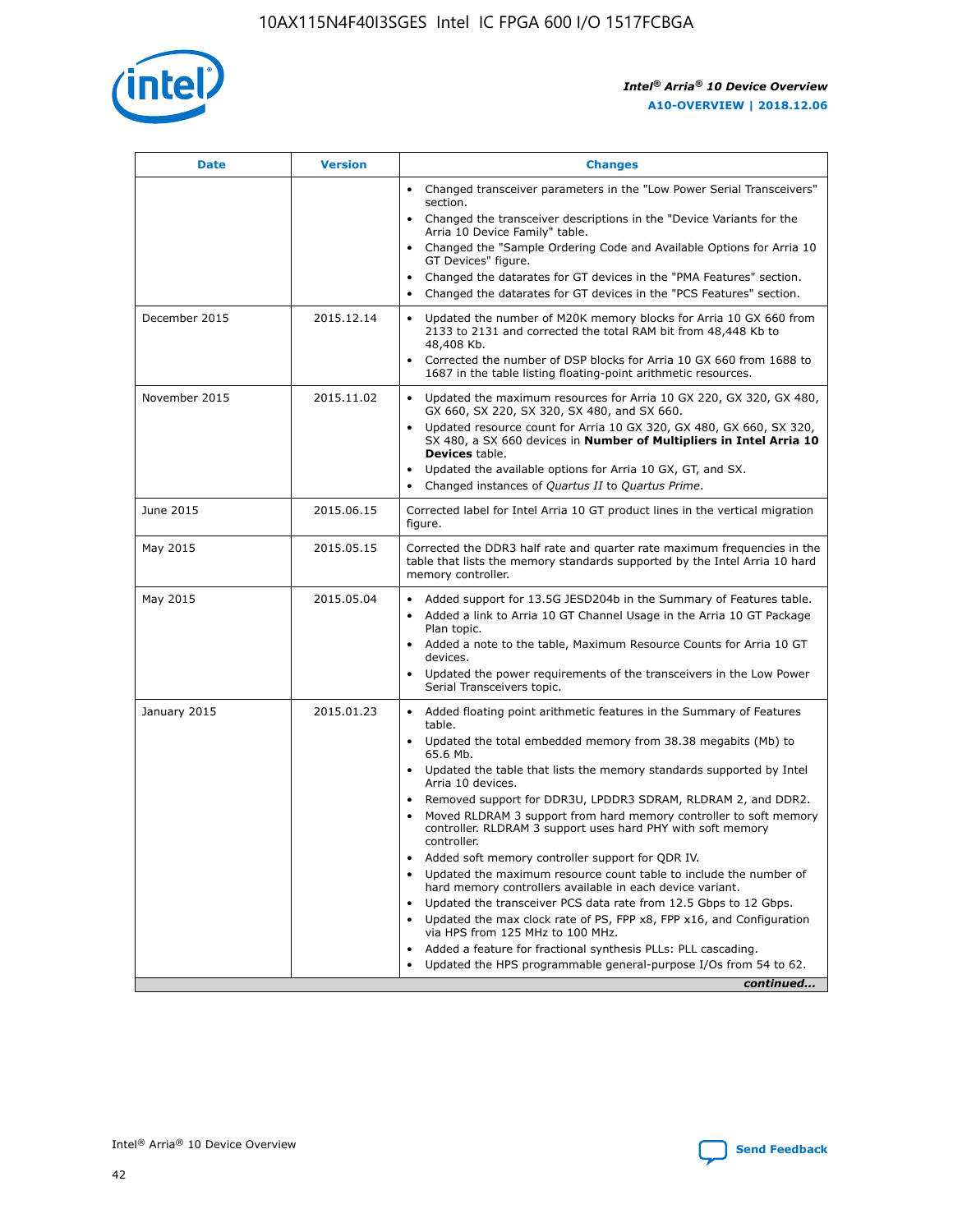| Date | Version | Changes |
| --- | --- | --- |
| | | • Changed transceiver parameters in the "Low Power Serial Transceivers" section.<br>• Changed the transceiver descriptions in the "Device Variants for the Arria 10 Device Family" table.<br>• Changed the "Sample Ordering Code and Available Options for Arria 10 GT Devices" figure.<br>• Changed the datarates for GT devices in the "PMA Features" section.<br>• Changed the datarates for GT devices in the "PCS Features" section. |
| December 2015 | 2015.12.14 | • Updated the number of M20K memory blocks for Arria 10 GX 660 from 2133 to 2131 and corrected the total RAM bit from 48,448 Kb to 48,408 Kb.<br>• Corrected the number of DSP blocks for Arria 10 GX 660 from 1688 to 1687 in the table listing floating-point arithmetic resources. |
| November 2015 | 2015.11.02 | • Updated the maximum resources for Arria 10 GX 220, GX 320, GX 480, GX 660, SX 220, SX 320, SX 480, and SX 660.<br>• Updated resource count for Arria 10 GX 320, GX 480, GX 660, SX 320, SX 480, a SX 660 devices in **Number of Multipliers in Intel Arria 10 Devices** table.<br>• Updated the available options for Arria 10 GX, GT, and SX.<br>• Changed instances of *Quartus II* to *Quartus Prime*. |
| June 2015 | 2015.06.15 | Corrected label for Intel Arria 10 GT product lines in the vertical migration figure. |
| May 2015 | 2015.05.15 | Corrected the DDR3 half rate and quarter rate maximum frequencies in the table that lists the memory standards supported by the Intel Arria 10 hard memory controller. |
| May 2015 | 2015.05.04 | • Added support for 13.5G JESD204b in the Summary of Features table.<br>• Added a link to Arria 10 GT Channel Usage in the Arria 10 GT Package Plan topic.<br>• Added a note to the table, Maximum Resource Counts for Arria 10 GT devices.<br>• Updated the power requirements of the transceivers in the Low Power Serial Transceivers topic. |
| January 2015 | 2015.01.23 | • Added floating point arithmetic features in the Summary of Features table.<br>• Updated the total embedded memory from 38.38 megabits (Mb) to 65.6 Mb.<br>• Updated the table that lists the memory standards supported by Intel Arria 10 devices.<br>• Removed support for DDR3U, LPDDR3 SDRAM, RLDRAM 2, and DDR2.<br>• Moved RLDRAM 3 support from hard memory controller to soft memory controller. RLDRAM 3 support uses hard PHY with soft memory controller.<br>• Added soft memory controller support for QDR IV.<br>• Updated the maximum resource count table to include the number of hard memory controllers available in each device variant.<br>• Updated the transceiver PCS data rate from 12.5 Gbps to 12 Gbps.<br>• Updated the max clock rate of PS, FPP x8, FPP x16, and Configuration via HPS from 125 MHz to 100 MHz.<br>• Added a feature for fractional synthesis PLLs: PLL cascading.<br>• Updated the HPS programmable general-purpose I/Os from 54 to 62. |

*continued...*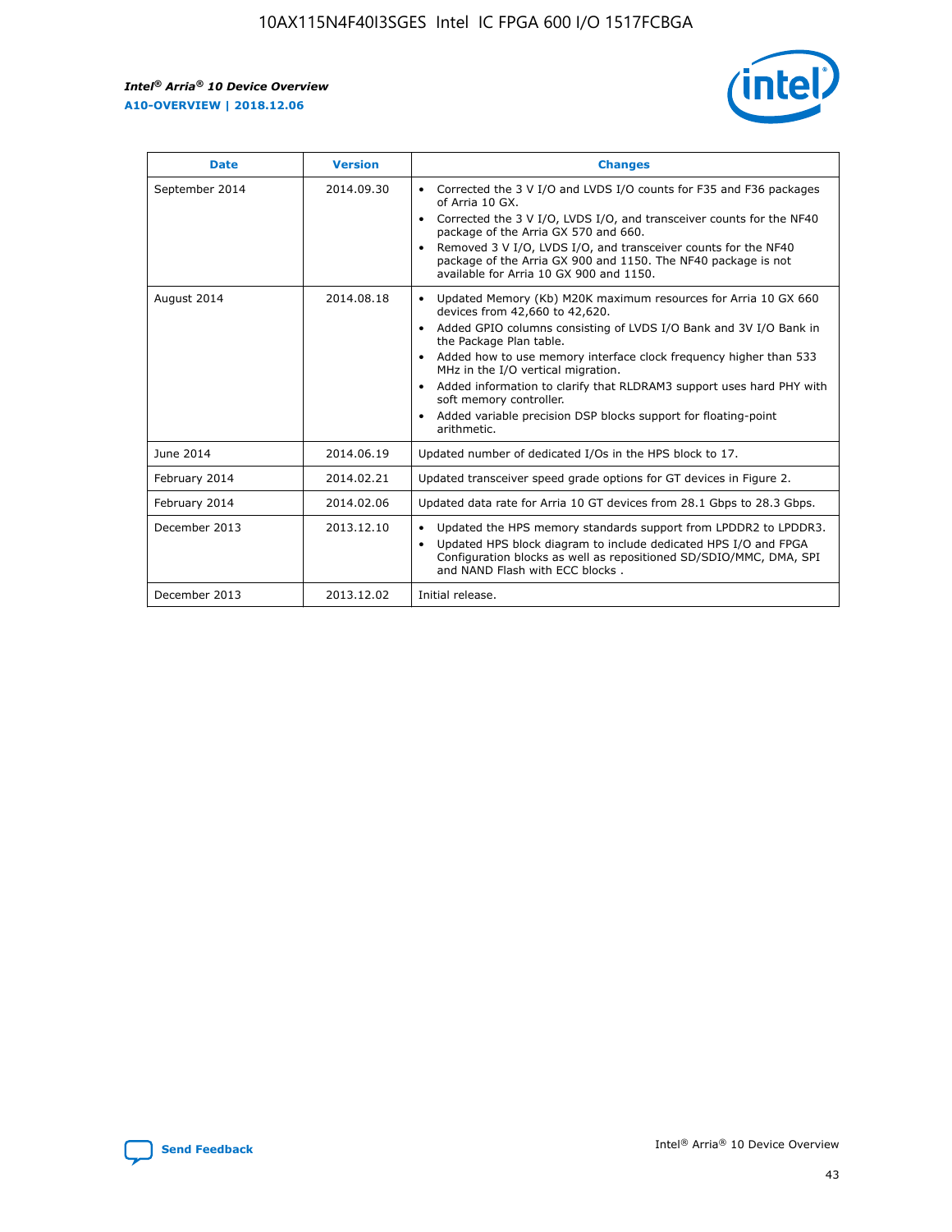| Date | Version | Changes |
| --- | --- | --- |
| September 2014 | 2014.09.30 | • Corrected the 3 V I/O and LVDS I/O counts for F35 and F36 packages of Arria 10 GX.<br>• Corrected the 3 V I/O, LVDS I/O, and transceiver counts for the NF40 package of the Arria GX 570 and 660.<br>• Removed 3 V I/O, LVDS I/O, and transceiver counts for the NF40 package of the Arria GX 900 and 1150. The NF40 package is not available for Arria 10 GX 900 and 1150. |
| August 2014 | 2014.08.18 | • Updated Memory (Kb) M20K maximum resources for Arria 10 GX 660 devices from 42,660 to 42,620.<br>• Added GPIO columns consisting of LVDS I/O Bank and 3V I/O Bank in the Package Plan table.<br>• Added how to use memory interface clock frequency higher than 533 MHz in the I/O vertical migration.<br>• Added information to clarify that RLDRAM3 support uses hard PHY with soft memory controller.<br>• Added variable precision DSP blocks support for floating-point arithmetic. |
| June 2014 | 2014.06.19 | Updated number of dedicated I/Os in the HPS block to 17. |
| February 2014 | 2014.02.21 | Updated transceiver speed grade options for GT devices in Figure 2. |
| February 2014 | 2014.02.06 | Updated data rate for Arria 10 GT devices from 28.1 Gbps to 28.3 Gbps. |
| December 2013 | 2013.12.10 | • Updated the HPS memory standards support from LPDDR2 to LPDDR3.<br>• Updated HPS block diagram to include dedicated HPS I/O and FPGA Configuration blocks as well as repositioned SD/SDIO/MMC, DMA, SPI and NAND Flash with ECC blocks . |
| December 2013 | 2013.12.02 | Initial release. |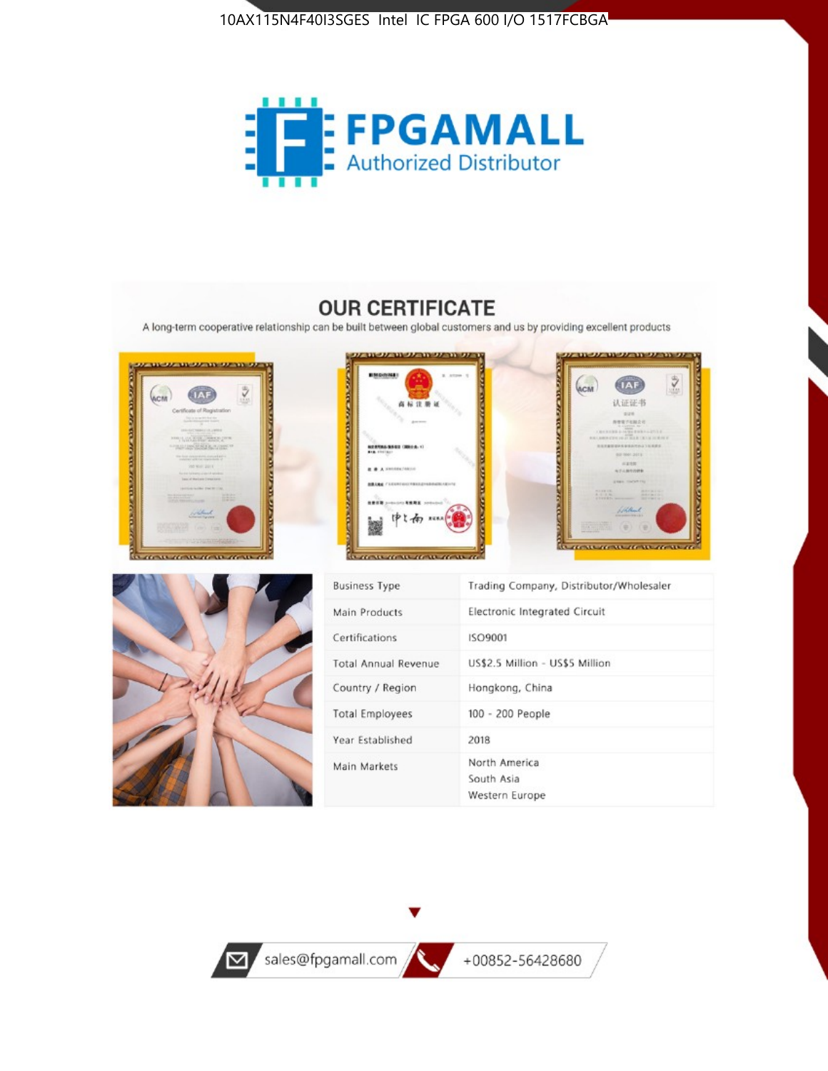FPGAMALL
Authorized Distributor

## OUR CERTIFICATE

A long-term cooperative relationship can be built between global customers and us by providing excellent products

| | |
|---|---|
| Business Type | Trading Company, Distributor/Wholesaler |
| Main Products | Electronic Integrated Circuit |
| Certifications | ISO9001 |
| Total Annual Revenue | US$2.5 Million - US$5 Million |
| Country / Region | Hongkong, China |
| Total Employees | 100 - 200 People |
| Year Established | 2018 |
| Main Markets | North America<br>South Asia<br>Western Europe |

sales@fpgamall.com

+00852-56428680